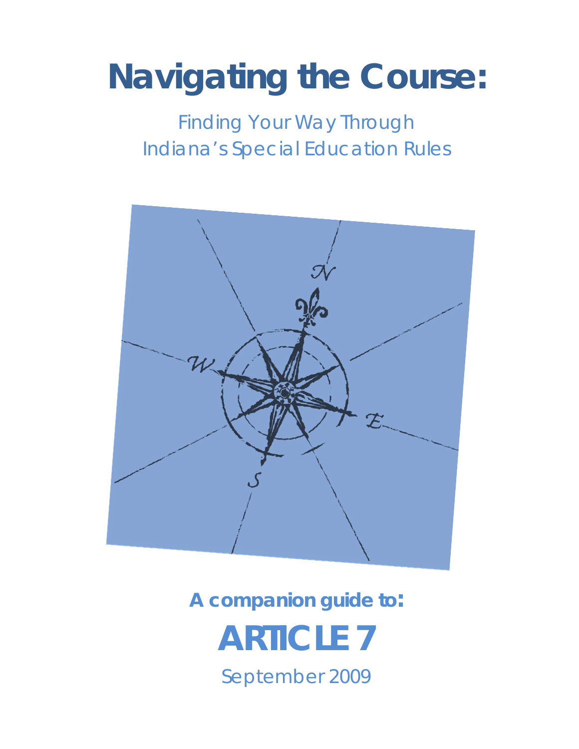# Navigating the Course:

## Finding Your Way Through Indiana's Special Education Rules

**A companion guide to:**

# ARTICLE 7

September 2009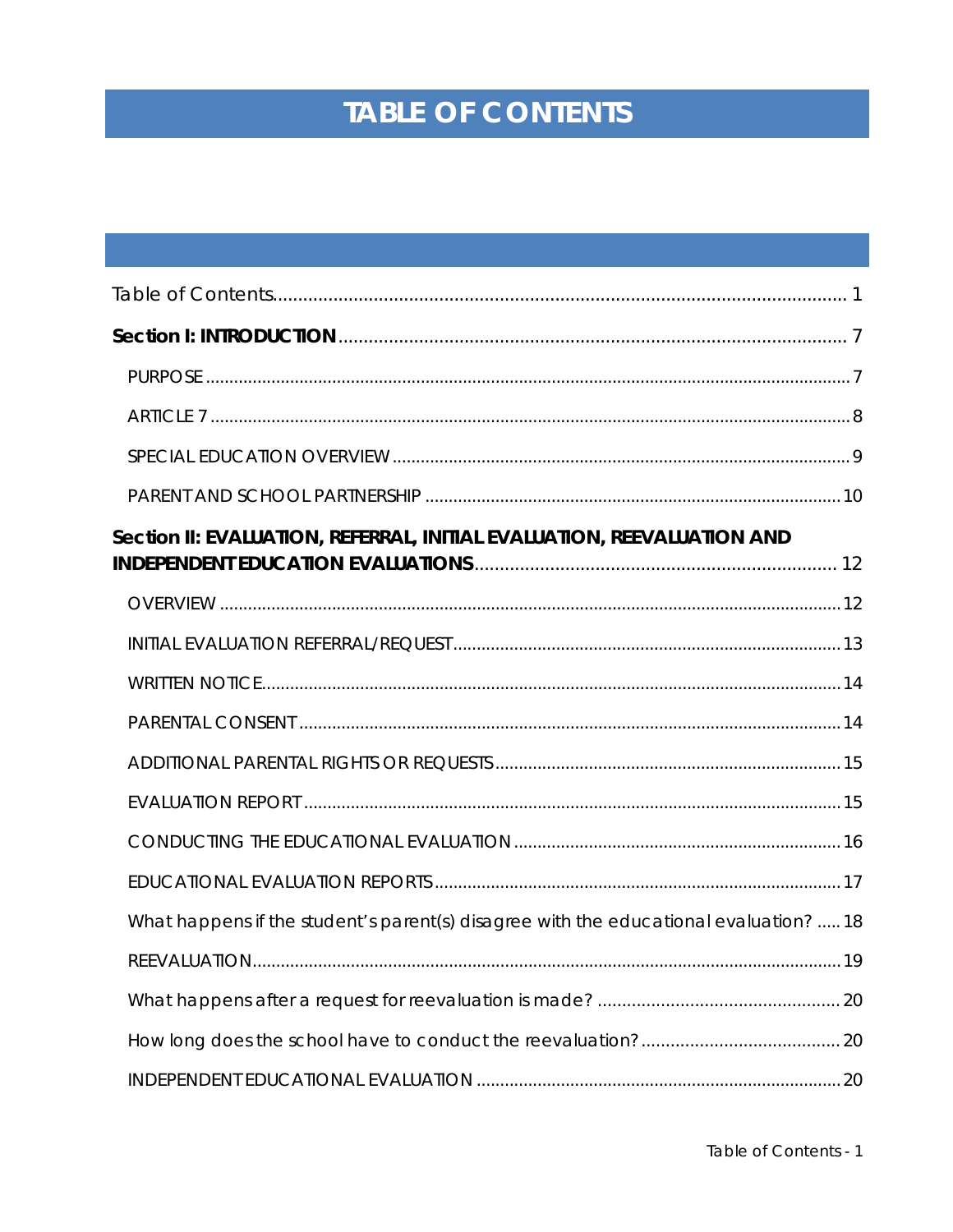# TABLE OF CONTENTS

Table of Contents .................................................................................................... 1

**Section I: INTRODUCTION** ..................................................................................... 7

- PURPOSE ........................................................................................................ 7
- ARTICLE 7 ........................................................................................................ 8
- SPECIAL EDUCATION OVERVIEW ................................................................................. 9
- PARENT AND SCHOOL PARTNERSHIP ....................................................................... 10

**Section II: EVALUATION, REFERRAL, INITIAL EVALUATION, REEVALUATION AND INDEPENDENT EDUCATION EVALUATIONS** ........................................................................ 12

- OVERVIEW ...................................................................................................... 12
- INITIAL EVALUATION REFERRAL/REQUEST .................................................................. 13
- WRITTEN NOTICE ............................................................................................. 14
- PARENTAL CONSENT ......................................................................................... 14
- ADDITIONAL PARENTAL RIGHTS OR REQUESTS ........................................................... 15
- EVALUATION REPORT ......................................................................................... 15
- CONDUCTING THE EDUCATIONAL EVALUATION ............................................................ 16
- EDUCATIONAL EVALUATION REPORTS ........................................................................ 17
- What happens if the student's parent(s) disagree with the educational evaluation? ..... 18
- REEVALUATION ................................................................................................ 19
- What happens after a request for reevaluation is made? .................................................. 20
- How long does the school have to conduct the reevaluation? ......................................... 20
- INDEPENDENT EDUCATIONAL EVALUATION .............................................................. 20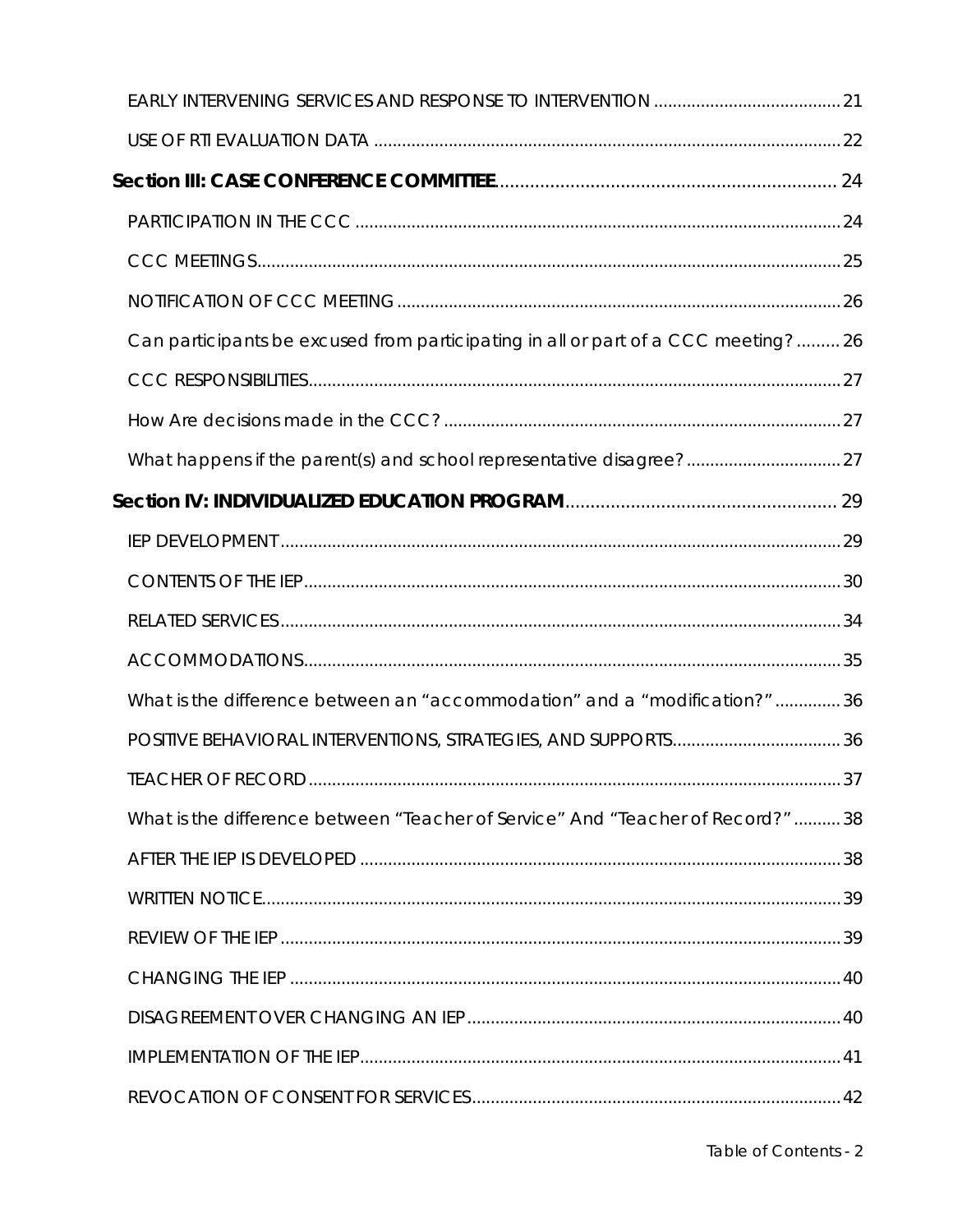EARLY INTERVENING SERVICES AND RESPONSE TO INTERVENTION ........................................ 21

USE OF RTI EVALUATION DATA .................................................................................................... 22

**Section III: CASE CONFERENCE COMMITTEE** ..................................................................... 24

PARTICIPATION IN THE CCC ........................................................................................................ 24

CCC MEETINGS............................................................................................................................. 25

NOTIFICATION OF CCC MEETING ............................................................................................... 26

Can participants be excused from participating in all or part of a CCC meeting? ......... 26

CCC RESPONSIBILITIES.................................................................................................................. 27

How Are decisions made in the CCC? ..................................................................................... 27

What happens if the parent(s) and school representative disagree? ................................. 27

**Section IV: INDIVIDUALIZED EDUCATION PROGRAM** ....................................................... 29

IEP DEVELOPMENT ........................................................................................................................ 29

CONTENTS OF THE IEP ................................................................................................................... 30

RELATED SERVICES ........................................................................................................................ 34

ACCOMMODATIONS.................................................................................................................... 35

What is the difference between an "accommodation" and a "modification?" .............. 36

POSITIVE BEHAVIORAL INTERVENTIONS, STRATEGIES, AND SUPPORTS.................................... 36

TEACHER OF RECORD .................................................................................................................. 37

What is the difference between "Teacher of Service" And "Teacher of Record?" .......... 38

AFTER THE IEP IS DEVELOPED ....................................................................................................... 38

WRITTEN NOTICE............................................................................................................................ 39

REVIEW OF THE IEP ......................................................................................................................... 39

CHANGING THE IEP ...................................................................................................................... 40

DISAGREEMENT OVER CHANGING AN IEP ................................................................................ 40

IMPLEMENTATION OF THE IEP....................................................................................................... 41

REVOCATION OF CONSENT FOR SERVICES............................................................................... 42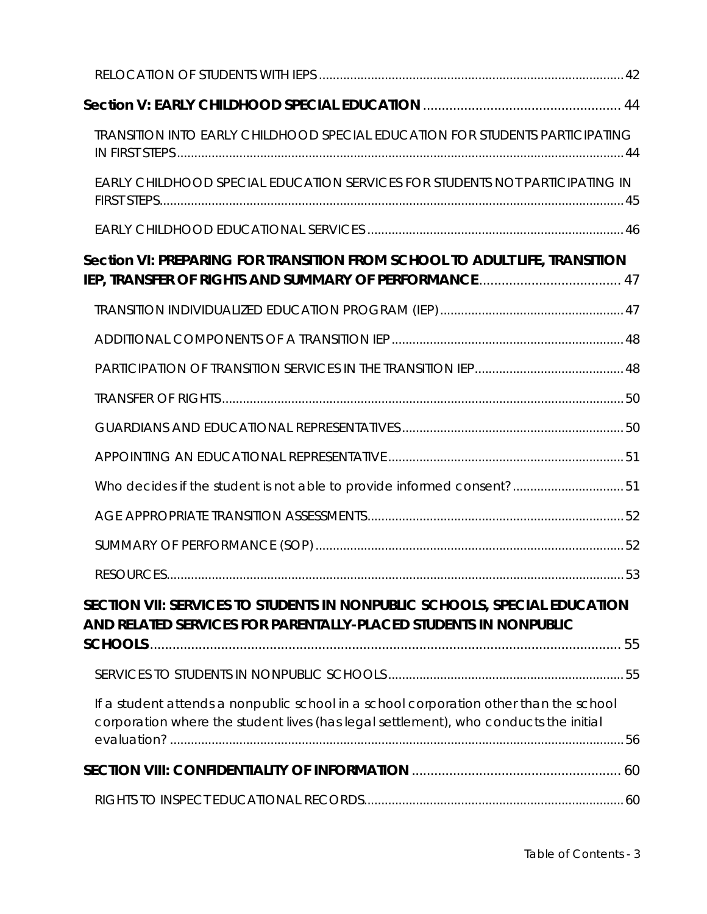RELOCATION OF STUDENTS WITH IEPS ........................................................................................ 42

**Section V: EARLY CHILDHOOD SPECIAL EDUCATION** ........................................................ 44

TRANSITION INTO EARLY CHILDHOOD SPECIAL EDUCATION FOR STUDENTS PARTICIPATING IN FIRST STEPS ........................................................................................................................ 44

EARLY CHILDHOOD SPECIAL EDUCATION SERVICES FOR STUDENTS NOT PARTICIPATING IN FIRST STEPS ........................................................................................................................ 45

EARLY CHILDHOOD EDUCATIONAL SERVICES ........................................................................ 46

**Section VI: PREPARING FOR TRANSITION FROM SCHOOL TO ADULT LIFE, TRANSITION IEP, TRANSFER OF RIGHTS AND SUMMARY OF PERFORMANCE** ........................................ 47

TRANSITION INDIVIDUALIZED EDUCATION PROGRAM (IEP) ................................................... 47

ADDITIONAL COMPONENTS OF A TRANSITION IEP ................................................................. 48

PARTICIPATION OF TRANSITION SERVICES IN THE TRANSITION IEP ........................................ 48

TRANSFER OF RIGHTS ............................................................................................................. 50

GUARDIANS AND EDUCATIONAL REPRESENTATIVES .............................................................. 50

APPOINTING AN EDUCATIONAL REPRESENTATIVE .................................................................. 51

Who decides if the student is not able to provide informed consent? ................................ 51

AGE APPROPRIATE TRANSITION ASSESSMENTS ....................................................................... 52

SUMMARY OF PERFORMANCE (SOP) ....................................................................................... 52

RESOURCES ............................................................................................................................ 53

**SECTION VII: SERVICES TO STUDENTS IN NONPUBLIC SCHOOLS, SPECIAL EDUCATION AND RELATED SERVICES FOR PARENTALLY-PLACED STUDENTS IN NONPUBLIC SCHOOLS** ........................................................................................................................ 55

SERVICES TO STUDENTS IN NONPUBLIC SCHOOLS .................................................................. 55

If a student attends a nonpublic school in a school corporation other than the school corporation where the student lives (has legal settlement), who conducts the initial evaluation? ........................................................................................................................ 56

**SECTION VIII: CONFIDENTIALITY OF INFORMATION** ......................................................... 60

RIGHTS TO INSPECT EDUCATIONAL RECORDS ......................................................................... 60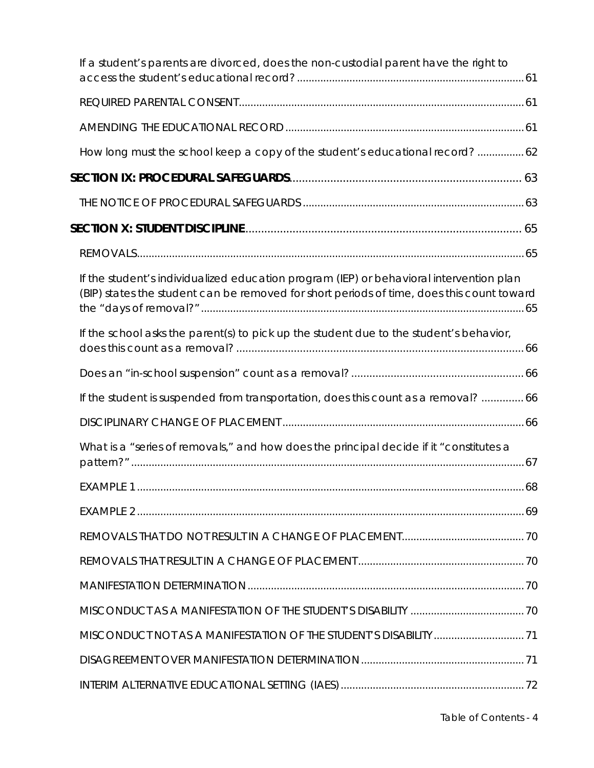If a student's parents are divorced, does the non-custodial parent have the right to access the student's educational record? ............................................................................ 61

REQUIRED PARENTAL CONSENT................................................................................................. 61

AMENDING THE EDUCATIONAL RECORD ................................................................................. 61

How long must the school keep a copy of the student's educational record? ................ 62

**SECTION IX: PROCEDURAL SAFEGUARDS**.......................................................................... 63

THE NOTICE OF PROCEDURAL SAFEGUARDS ........................................................................... 63

**SECTION X: STUDENT DISCIPLINE**........................................................................................ 65

REMOVALS...................................................................................................................................... 65

If the student's individualized education program (IEP) or behavioral intervention plan (BIP) states the student can be removed for short periods of time, does this count toward the "days of removal?" ............................................................................................................. 65

If the school asks the parent(s) to pick up the student due to the student's behavior, does this count as a removal? ................................................................................................ 66

Does an "in-school suspension" count as a removal? ......................................................... 66

If the student is suspended from transportation, does this count as a removal? .............. 66

DISCIPLINARY CHANGE OF PLACEMENT.................................................................................. 66

What is a "series of removals," and how does the principal decide if it "constitutes a pattern?" ...................................................................................................................................... 67

EXAMPLE 1 .................................................................................................................................... 68

EXAMPLE 2 .................................................................................................................................... 69

REMOVALS THAT DO NOT RESULT IN A CHANGE OF PLACEMENT.......................................... 70

REMOVALS THAT RESULT IN A CHANGE OF PLACEMENT......................................................... 70

MANIFESTATION DETERMINATION .............................................................................................. 70

MISCONDUCT AS A MANIFESTATION OF THE STUDENT'S DISABILITY ....................................... 70

MISCONDUCT NOT AS A MANIFESTATION OF THE STUDENT'S DISABILITY ............................... 71

DISAGREEMENT OVER MANIFESTATION DETERMINATION ........................................................ 71

INTERIM ALTERNATIVE EDUCATIONAL SETTING (IAES) ............................................................... 72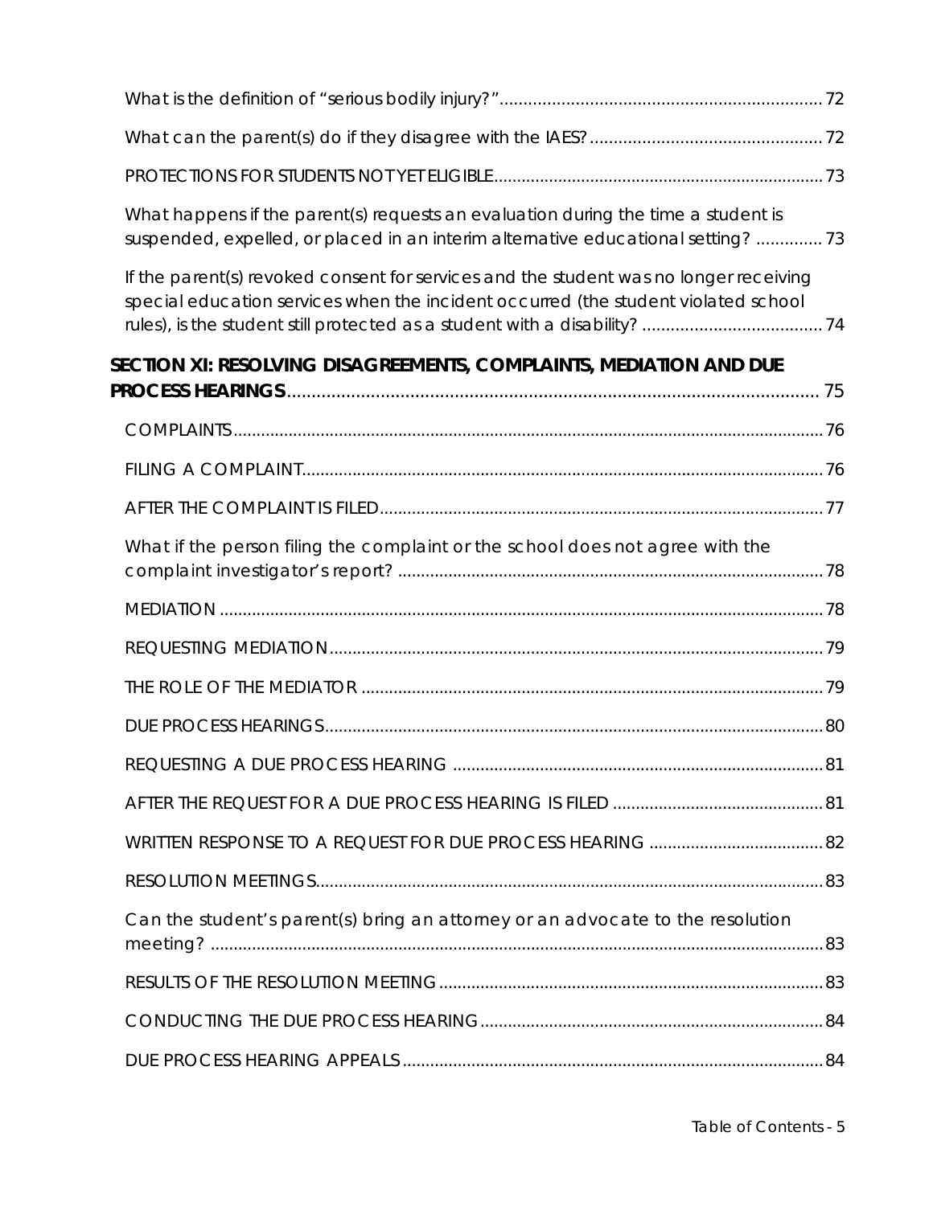What is the definition of "serious bodily injury?" .................................................................... 72

What can the parent(s) do if they disagree with the IAES? ................................................. 72

PROTECTIONS FOR STUDENTS NOT YET ELIGIBLE ....................................................................... 73

What happens if the parent(s) requests an evaluation during the time a student is suspended, expelled, or placed in an interim alternative educational setting? .............. 73

If the parent(s) revoked consent for services and the student was no longer receiving special education services when the incident occurred (the student violated school rules), is the student still protected as a student with a disability? ...................................... 74

**SECTION XI: RESOLVING DISAGREEMENTS, COMPLAINTS, MEDIATION AND DUE PROCESS HEARINGS** ............................................................................................................. 75

COMPLAINTS ................................................................................................................................. 76

FILING A COMPLAINT ................................................................................................................... 76

AFTER THE COMPLAINT IS FILED ............................................................................................... 77

What if the person filing the complaint or the school does not agree with the complaint investigator's report? ............................................................................................ 78

MEDIATION .................................................................................................................................... 78

REQUESTING MEDIATION ............................................................................................................ 79

THE ROLE OF THE MEDIATOR ..................................................................................................... 79

DUE PROCESS HEARINGS ............................................................................................................ 80

REQUESTING A DUE PROCESS HEARING ................................................................................. 81

AFTER THE REQUEST FOR A DUE PROCESS HEARING IS FILED .............................................. 81

WRITTEN RESPONSE TO A REQUEST FOR DUE PROCESS HEARING ...................................... 82

RESOLUTION MEETINGS .............................................................................................................. 83

Can the student's parent(s) bring an attorney or an advocate to the resolution meeting? ...................................................................................................................................... 83

RESULTS OF THE RESOLUTION MEETING ................................................................................... 83

CONDUCTING THE DUE PROCESS HEARING .......................................................................... 84

DUE PROCESS HEARING APPEALS ........................................................................................... 84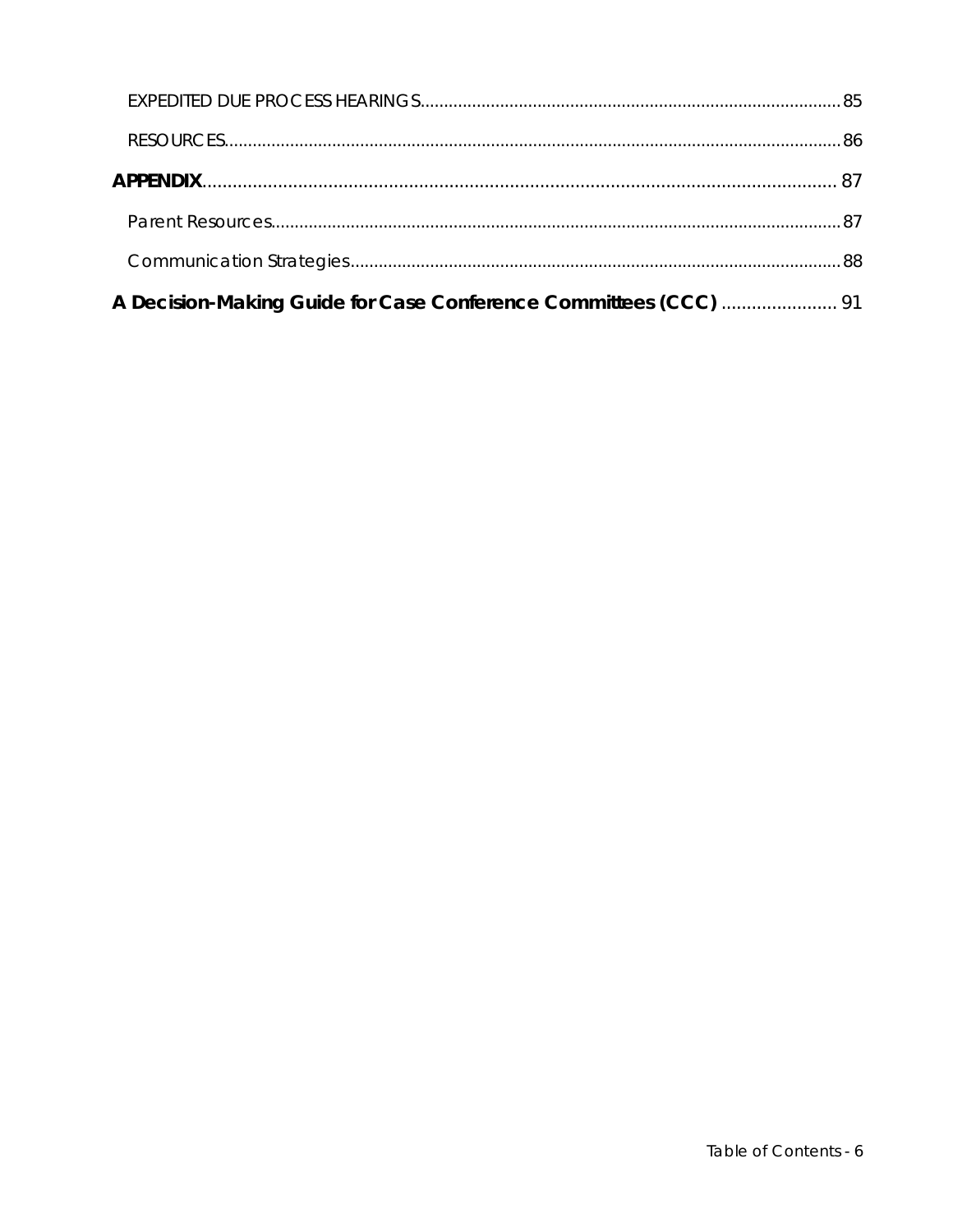EXPEDITED DUE PROCESS HEARINGS........................................................................................85

RESOURCES..................................................................................................................................86

**APPENDIX**..................................................................................................................................87

Parent Resources.........................................................................................................................87

Communication Strategies...........................................................................................................88

**A Decision-Making Guide for Case Conference Committees (CCC)** .......................91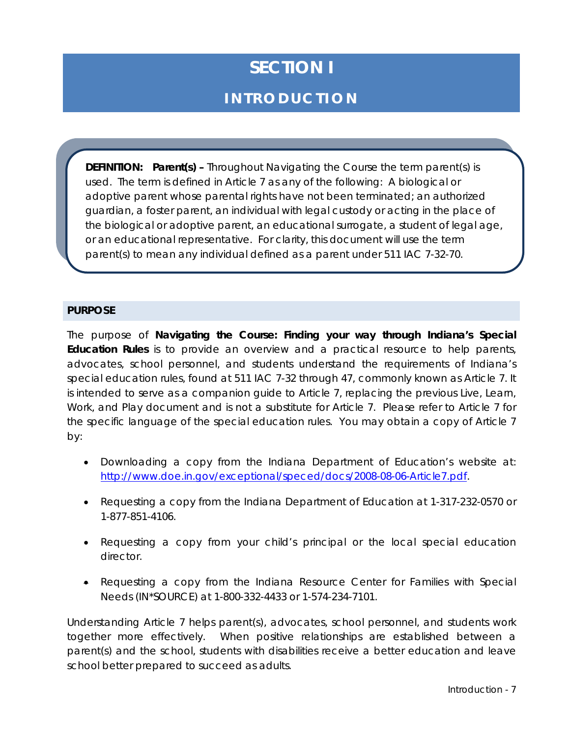# SECTION I

## INTRODUCTION

**DEFINITION: Parent(s) –** Throughout Navigating the Course the term parent(s) is used. The term is defined in Article 7 as any of the following: A biological or adoptive parent whose parental rights have not been terminated; an authorized guardian, a foster parent, an individual with legal custody or acting in the place of the biological or adoptive parent, an educational surrogate, a student of legal age, or an educational representative. For clarity, this document will use the term parent(s) to mean any individual defined as a parent under 511 IAC 7-32-70.

### PURPOSE

The purpose of **Navigating the Course: Finding your way through Indiana's Special Education Rules** is to provide an overview and a practical resource to help parents, advocates, school personnel, and students understand the requirements of Indiana's special education rules, found at 511 IAC 7-32 through 47, commonly known as Article 7. It is intended to serve as a companion guide to Article 7, replacing the previous Live, Learn, Work, and Play document and is not a substitute for Article 7. Please refer to Article 7 for the specific language of the special education rules. You may obtain a copy of Article 7 by:

- Downloading a copy from the Indiana Department of Education's website at: http://www.doe.in.gov/exceptional/speced/docs/2008-08-06-Article7.pdf.
- Requesting a copy from the Indiana Department of Education at 1-317-232-0570 or 1-877-851-4106.
- Requesting a copy from your child's principal or the local special education director.
- Requesting a copy from the Indiana Resource Center for Families with Special Needs (IN*SOURCE) at 1-800-332-4433 or 1-574-234-7101.

Understanding Article 7 helps parent(s), advocates, school personnel, and students work together more effectively. When positive relationships are established between a parent(s) and the school, students with disabilities receive a better education and leave school better prepared to succeed as adults.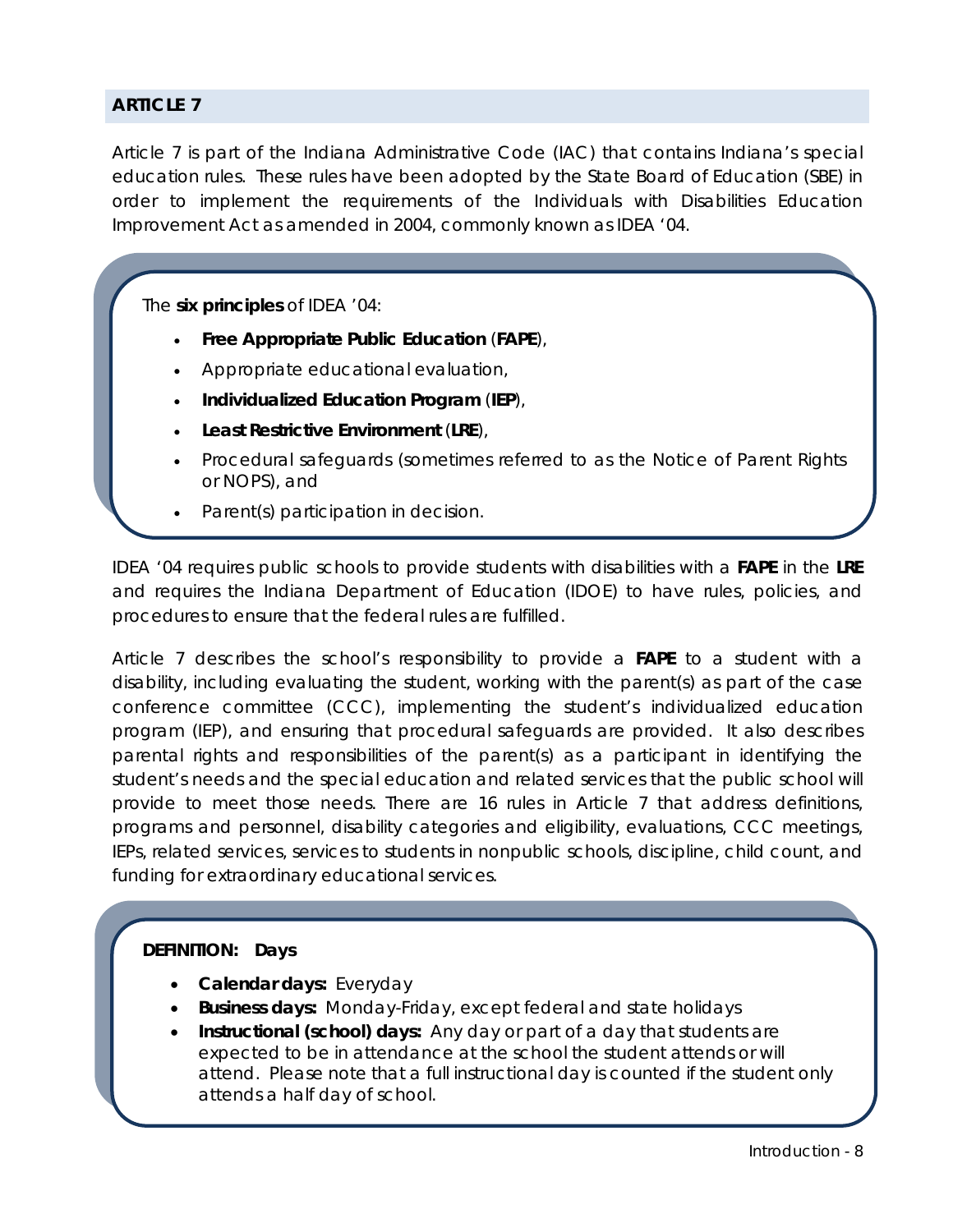## ARTICLE 7

Article 7 is part of the Indiana Administrative Code (IAC) that contains Indiana's special education rules. These rules have been adopted by the State Board of Education (SBE) in order to implement the requirements of the Individuals with Disabilities Education Improvement Act as amended in 2004, commonly known as IDEA '04.

The **six principles** of IDEA '04:

- **Free Appropriate Public Education** (**FAPE**),
- Appropriate educational evaluation,
- **Individualized Education Program** (**IEP**),
- **Least Restrictive Environment** (**LRE**),
- Procedural safeguards (sometimes referred to as the Notice of Parent Rights or NOPS), and
- Parent(s) participation in decision.

IDEA '04 requires public schools to provide students with disabilities with a **FAPE** in the **LRE** and requires the Indiana Department of Education (IDOE) to have rules, policies, and procedures to ensure that the federal rules are fulfilled.

Article 7 describes the school's responsibility to provide a **FAPE** to a student with a disability, including evaluating the student, working with the parent(s) as part of the case conference committee (CCC), implementing the student's individualized education program (IEP), and ensuring that procedural safeguards are provided. It also describes parental rights and responsibilities of the parent(s) as a participant in identifying the student's needs and the special education and related services that the public school will provide to meet those needs. There are 16 rules in Article 7 that address definitions, programs and personnel, disability categories and eligibility, evaluations, CCC meetings, IEPs, related services, services to students in nonpublic schools, discipline, child count, and funding for extraordinary educational services.

**DEFINITION: Days**

- **Calendar days:** Everyday
- **Business days:** Monday-Friday, except federal and state holidays
- **Instructional (school) days:** Any day or part of a day that students are expected to be in attendance at the school the student attends or will attend. Please note that a full instructional day is counted if the student only attends a half day of school.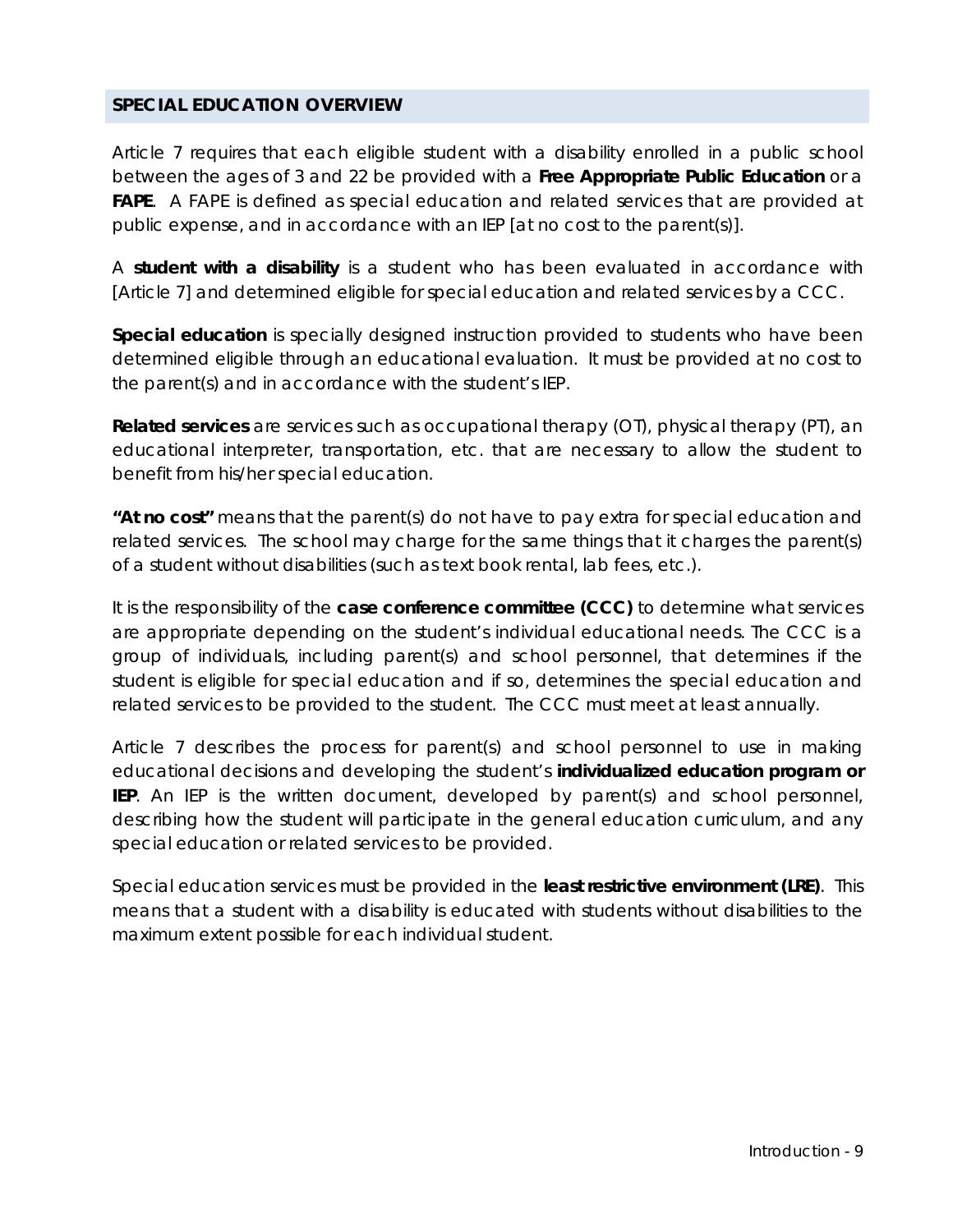## SPECIAL EDUCATION OVERVIEW

Article 7 requires that each eligible student with a disability enrolled in a public school between the ages of 3 and 22 be provided with a **Free Appropriate Public Education** or a **FAPE**. A FAPE is defined as special education and related services that are provided at public expense, and in accordance with an IEP [at no cost to the parent(s)].

A **student with a disability** is a student who has been evaluated in accordance with [Article 7] and determined eligible for special education and related services by a CCC.

**Special education** is specially designed instruction provided to students who have been determined eligible through an educational evaluation. It must be provided at no cost to the parent(s) and in accordance with the student's IEP.

**Related services** are services such as occupational therapy (OT), physical therapy (PT), an educational interpreter, transportation, etc. that are necessary to allow the student to benefit from his/her special education.

**"At no cost"** means that the parent(s) do not have to pay extra for special education and related services. The school may charge for the same things that it charges the parent(s) of a student without disabilities (such as text book rental, lab fees, etc.).

It is the responsibility of the **case conference committee (CCC)** to determine what services are appropriate depending on the student's individual educational needs. The CCC is a group of individuals, including parent(s) and school personnel, that determines if the student is eligible for special education and if so, determines the special education and related services to be provided to the student. The CCC must meet at least annually.

Article 7 describes the process for parent(s) and school personnel to use in making educational decisions and developing the student's **individualized education program or IEP**. An IEP is the written document, developed by parent(s) and school personnel, describing how the student will participate in the general education curriculum, and any special education or related services to be provided.

Special education services must be provided in the **least restrictive environment (LRE)**. This means that a student with a disability is educated with students without disabilities to the maximum extent possible for each individual student.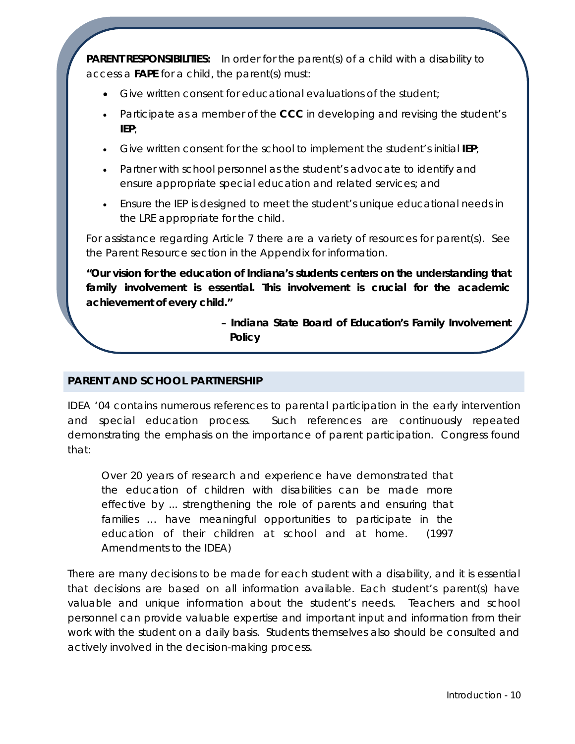**PARENT RESPONSIBILITIES:** In order for the parent(s) of a child with a disability to access a **FAPE** for a child, the parent(s) must:

- Give written consent for educational evaluations of the student;
- Participate as a member of the **CCC** in developing and revising the student's **IEP**;
- Give written consent for the school to implement the student's initial **IEP**;
- Partner with school personnel as the student's advocate to identify and ensure appropriate special education and related services; and
- Ensure the IEP is designed to meet the student's unique educational needs in the LRE appropriate for the child.

For assistance regarding Article 7 there are a variety of resources for parent(s). See the Parent Resource section in the Appendix for information.

**"Our vision for the education of Indiana's students centers on the understanding that family involvement is essential. This involvement is crucial for the academic achievement of every child."**

**– Indiana State Board of Education's Family Involvement Policy**

## PARENT AND SCHOOL PARTNERSHIP

IDEA '04 contains numerous references to parental participation in the early intervention and special education process. Such references are continuously repeated demonstrating the emphasis on the importance of parent participation. Congress found that:

> Over 20 years of research and experience have demonstrated that the education of children with disabilities can be made more effective by ... strengthening the role of parents and ensuring that families … have meaningful opportunities to participate in the education of their children at school and at home. (1997 Amendments to the IDEA)

There are many decisions to be made for each student with a disability, and it is essential that decisions are based on all information available. Each student's parent(s) have valuable and unique information about the student's needs. Teachers and school personnel can provide valuable expertise and important input and information from their work with the student on a daily basis. Students themselves also should be consulted and actively involved in the decision-making process.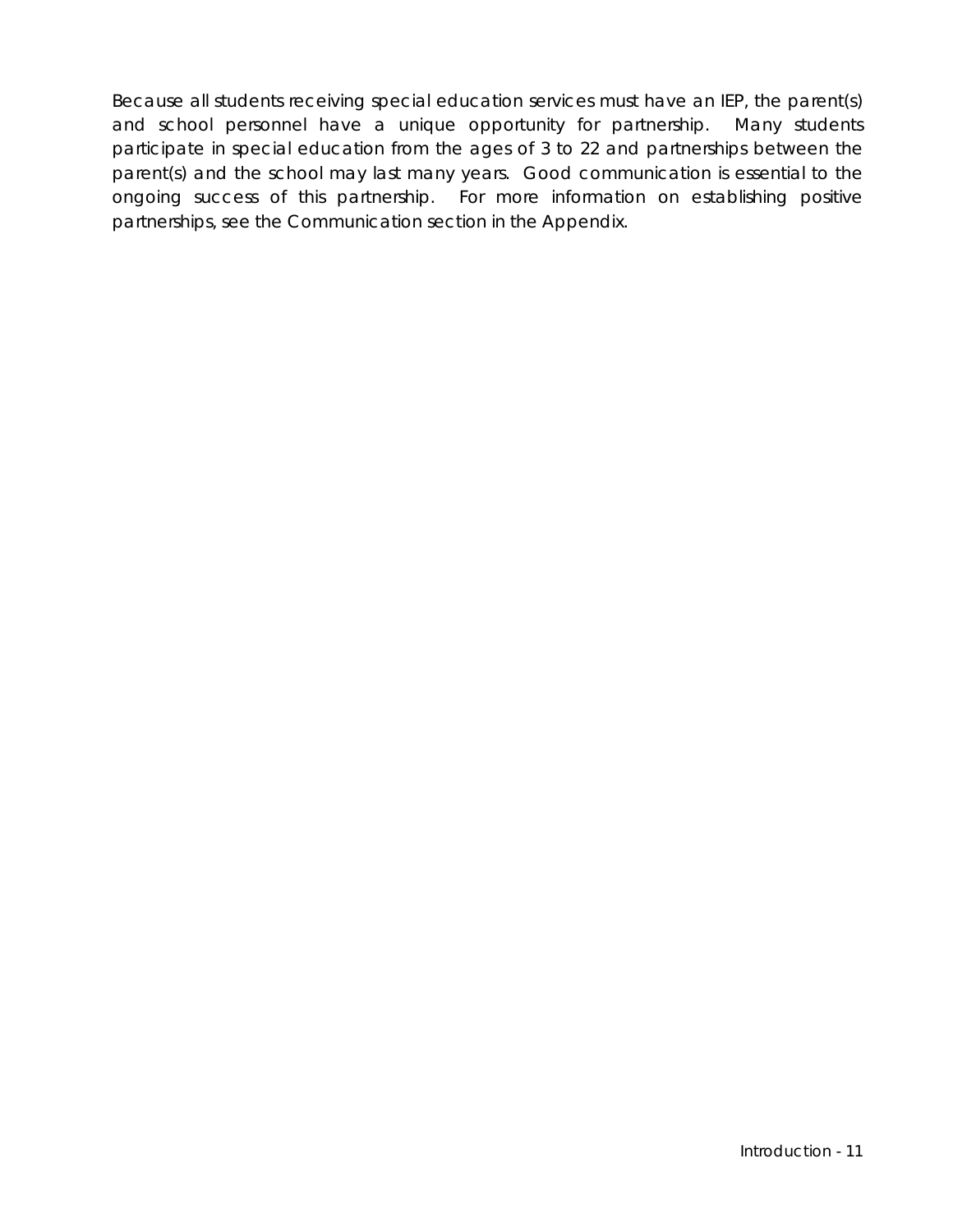Because all students receiving special education services must have an IEP, the parent(s) and school personnel have a unique opportunity for partnership. Many students participate in special education from the ages of 3 to 22 and partnerships between the parent(s) and the school may last many years. Good communication is essential to the ongoing success of this partnership. For more information on establishing positive partnerships, see the Communication section in the Appendix.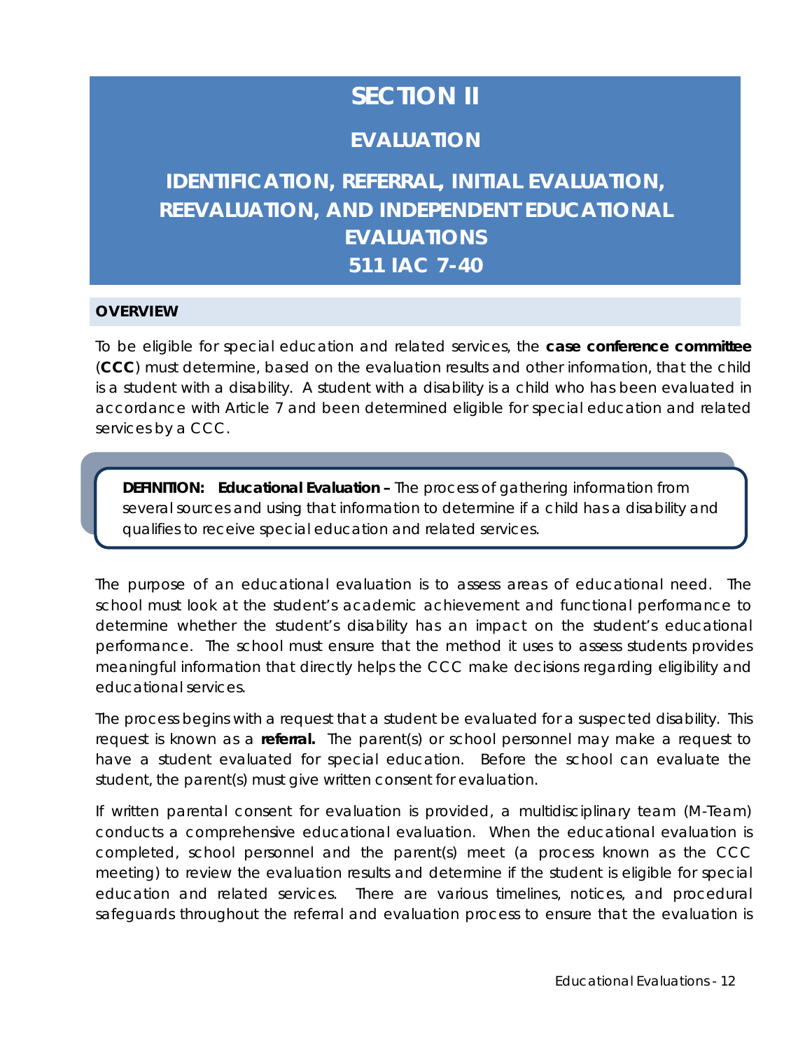# SECTION II

## EVALUATION

## IDENTIFICATION, REFERRAL, INITIAL EVALUATION, REEVALUATION, AND INDEPENDENT EDUCATIONAL EVALUATIONS
## 511 IAC 7-40

### OVERVIEW

To be eligible for special education and related services, the **case conference committee** (**CCC**) must determine, based on the evaluation results and other information, that the child is a student with a disability. A student with a disability is a child who has been evaluated in accordance with Article 7 and been determined eligible for special education and related services by a CCC.

> **DEFINITION: Educational Evaluation –** The process of gathering information from several sources and using that information to determine if a child has a disability and qualifies to receive special education and related services.

The purpose of an educational evaluation is to assess areas of educational need. The school must look at the student's academic achievement and functional performance to determine whether the student's disability has an impact on the student's educational performance. The school must ensure that the method it uses to assess students provides meaningful information that directly helps the CCC make decisions regarding eligibility and educational services.

The process begins with a request that a student be evaluated for a suspected disability. This request is known as a **referral.** The parent(s) or school personnel may make a request to have a student evaluated for special education. Before the school can evaluate the student, the parent(s) must give written consent for evaluation.

If written parental consent for evaluation is provided, a multidisciplinary team (M-Team) conducts a comprehensive educational evaluation. When the educational evaluation is completed, school personnel and the parent(s) meet (a process known as the CCC meeting) to review the evaluation results and determine if the student is eligible for special education and related services. There are various timelines, notices, and procedural safeguards throughout the referral and evaluation process to ensure that the evaluation is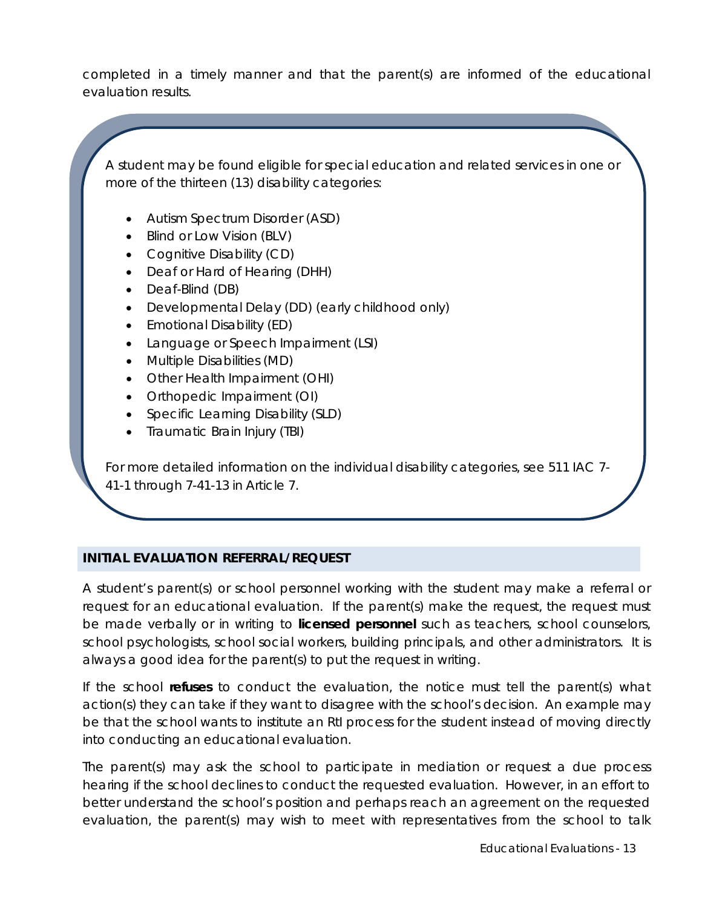completed in a timely manner and that the parent(s) are informed of the educational evaluation results.

A student may be found eligible for special education and related services in one or more of the thirteen (13) disability categories:

- Autism Spectrum Disorder (ASD)
- Blind or Low Vision (BLV)
- Cognitive Disability (CD)
- Deaf or Hard of Hearing (DHH)
- Deaf-Blind (DB)
- Developmental Delay (DD) (early childhood only)
- Emotional Disability (ED)
- Language or Speech Impairment (LSI)
- Multiple Disabilities (MD)
- Other Health Impairment (OHI)
- Orthopedic Impairment (OI)
- Specific Learning Disability (SLD)
- Traumatic Brain Injury (TBI)

For more detailed information on the individual disability categories, see 511 IAC 7-41-1 through 7-41-13 in Article 7.

## INITIAL EVALUATION REFERRAL/REQUEST

A student's parent(s) or school personnel working with the student may make a referral or request for an educational evaluation. If the parent(s) make the request, the request must be made verbally or in writing to **licensed personnel** such as teachers, school counselors, school psychologists, school social workers, building principals, and other administrators. It is always a good idea for the parent(s) to put the request in writing.

If the school **refuses** to conduct the evaluation, the notice must tell the parent(s) what action(s) they can take if they want to disagree with the school's decision. An example may be that the school wants to institute an RtI process for the student instead of moving directly into conducting an educational evaluation.

The parent(s) may ask the school to participate in mediation or request a due process hearing if the school declines to conduct the requested evaluation. However, in an effort to better understand the school's position and perhaps reach an agreement on the requested evaluation, the parent(s) may wish to meet with representatives from the school to talk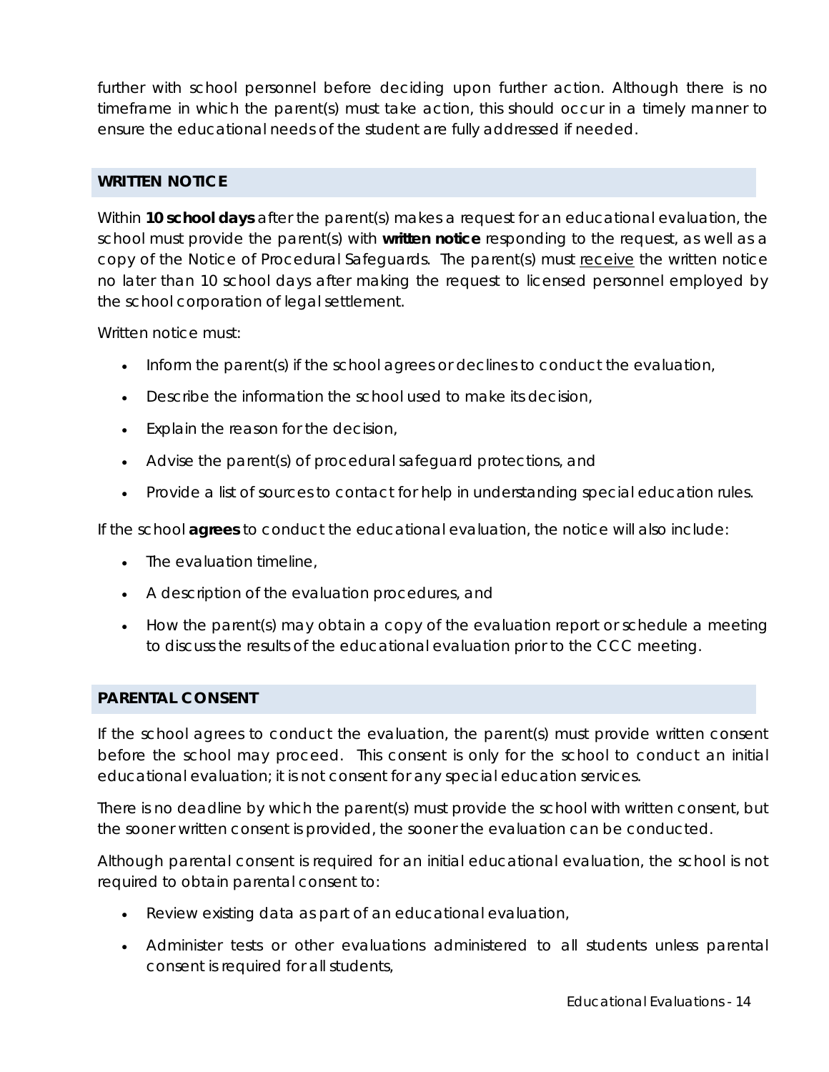further with school personnel before deciding upon further action. Although there is no timeframe in which the parent(s) must take action, this should occur in a timely manner to ensure the educational needs of the student are fully addressed if needed.

## WRITTEN NOTICE

Within **10 school days** after the parent(s) makes a request for an educational evaluation, the school must provide the parent(s) with **written notice** responding to the request, as well as a copy of the Notice of Procedural Safeguards. The parent(s) must <u>receive</u> the written notice no later than 10 school days after making the request to licensed personnel employed by the school corporation of legal settlement.

Written notice must:

- Inform the parent(s) if the school agrees or declines to conduct the evaluation,
- Describe the information the school used to make its decision,
- Explain the reason for the decision,
- Advise the parent(s) of procedural safeguard protections, and
- Provide a list of sources to contact for help in understanding special education rules.

If the school **agrees** to conduct the educational evaluation, the notice will also include:

- The evaluation timeline,
- A description of the evaluation procedures, and
- How the parent(s) may obtain a copy of the evaluation report or schedule a meeting to discuss the results of the educational evaluation prior to the CCC meeting.

## PARENTAL CONSENT

If the school agrees to conduct the evaluation, the parent(s) must provide written consent before the school may proceed. This consent is only for the school to conduct an initial educational evaluation; it is not consent for any special education services.

There is no deadline by which the parent(s) must provide the school with written consent, but the sooner written consent is provided, the sooner the evaluation can be conducted.

Although parental consent is required for an initial educational evaluation, the school is not required to obtain parental consent to:

- Review existing data as part of an educational evaluation,
- Administer tests or other evaluations administered to all students unless parental consent is required for all students,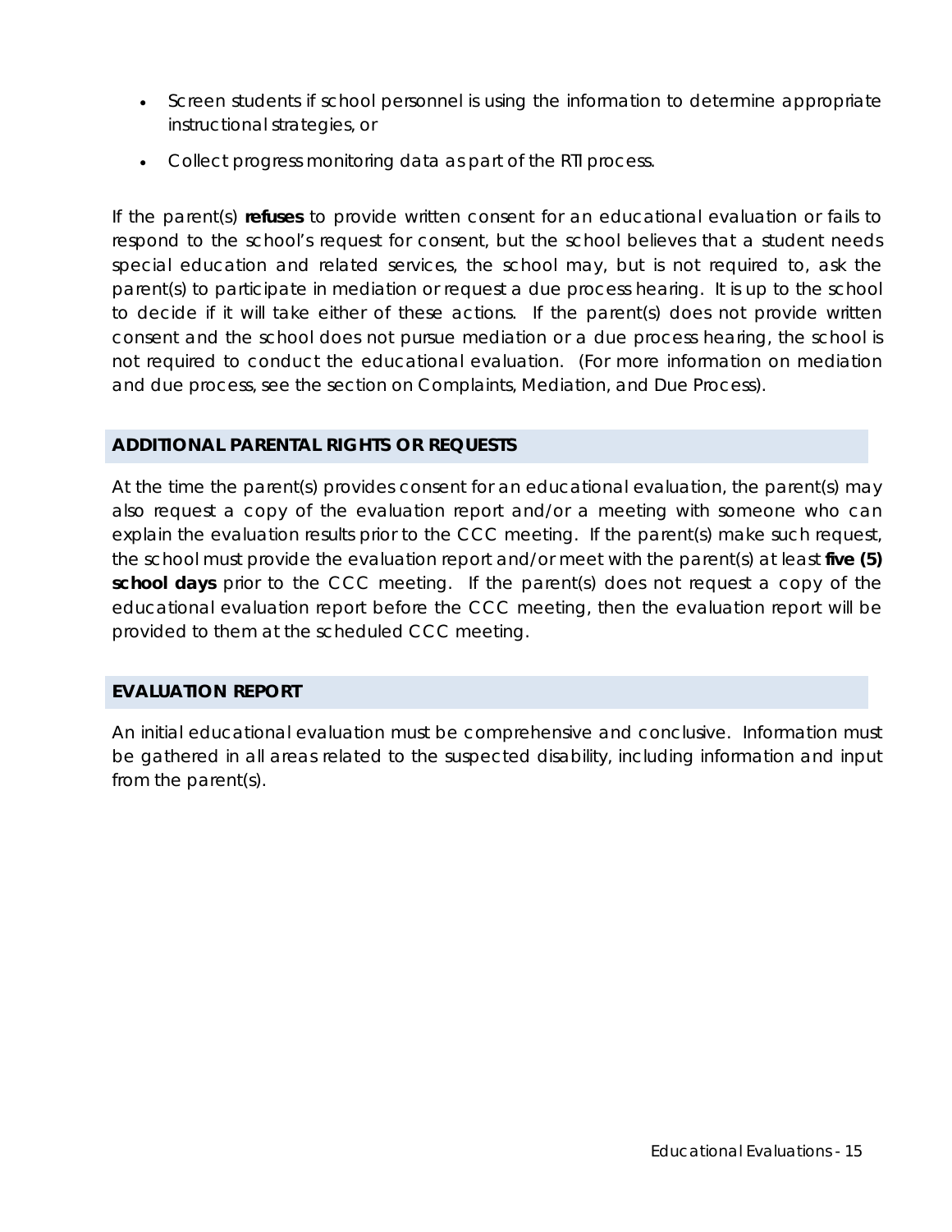- Screen students if school personnel is using the information to determine appropriate instructional strategies, or
- Collect progress monitoring data as part of the RTI process.

If the parent(s) **refuses** to provide written consent for an educational evaluation or fails to respond to the school's request for consent, but the school believes that a student needs special education and related services, the school may, but is not required to, ask the parent(s) to participate in mediation or request a due process hearing. It is up to the school to decide if it will take either of these actions. If the parent(s) does not provide written consent and the school does not pursue mediation or a due process hearing, the school is not required to conduct the educational evaluation. (For more information on mediation and due process, see the section on Complaints, Mediation, and Due Process).

## ADDITIONAL PARENTAL RIGHTS OR REQUESTS

At the time the parent(s) provides consent for an educational evaluation, the parent(s) may also request a copy of the evaluation report and/or a meeting with someone who can explain the evaluation results prior to the CCC meeting. If the parent(s) make such request, the school must provide the evaluation report and/or meet with the parent(s) at least **five (5) school days** prior to the CCC meeting. If the parent(s) does not request a copy of the educational evaluation report before the CCC meeting, then the evaluation report will be provided to them at the scheduled CCC meeting.

## EVALUATION REPORT

An initial educational evaluation must be comprehensive and conclusive. Information must be gathered in all areas related to the suspected disability, including information and input from the parent(s).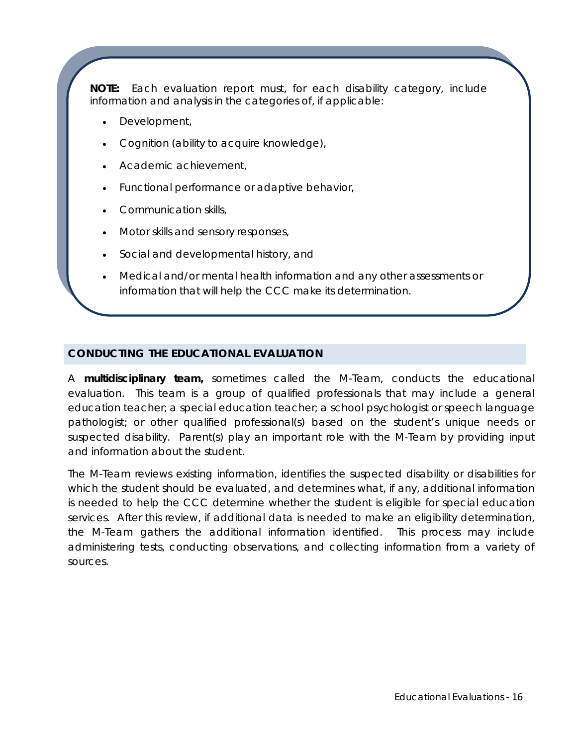**NOTE:** Each evaluation report must, for each disability category, include information and analysis in the categories of, if applicable:

- Development,
- Cognition (ability to acquire knowledge),
- Academic achievement,
- Functional performance or adaptive behavior,
- Communication skills,
- Motor skills and sensory responses,
- Social and developmental history, and
- Medical and/or mental health information and any other assessments or information that will help the CCC make its determination.

## CONDUCTING THE EDUCATIONAL EVALUATION

A **multidisciplinary team,** sometimes called the M-Team, conducts the educational evaluation. This team is a group of qualified professionals that may include a general education teacher; a special education teacher; a school psychologist or speech language pathologist; or other qualified professional(s) based on the student's unique needs or suspected disability. Parent(s) play an important role with the M-Team by providing input and information about the student.

The M-Team reviews existing information, identifies the suspected disability or disabilities for which the student should be evaluated, and determines what, if any, additional information is needed to help the CCC determine whether the student is eligible for special education services. After this review, if additional data is needed to make an eligibility determination, the M-Team gathers the additional information identified. This process may include administering tests, conducting observations, and collecting information from a variety of sources.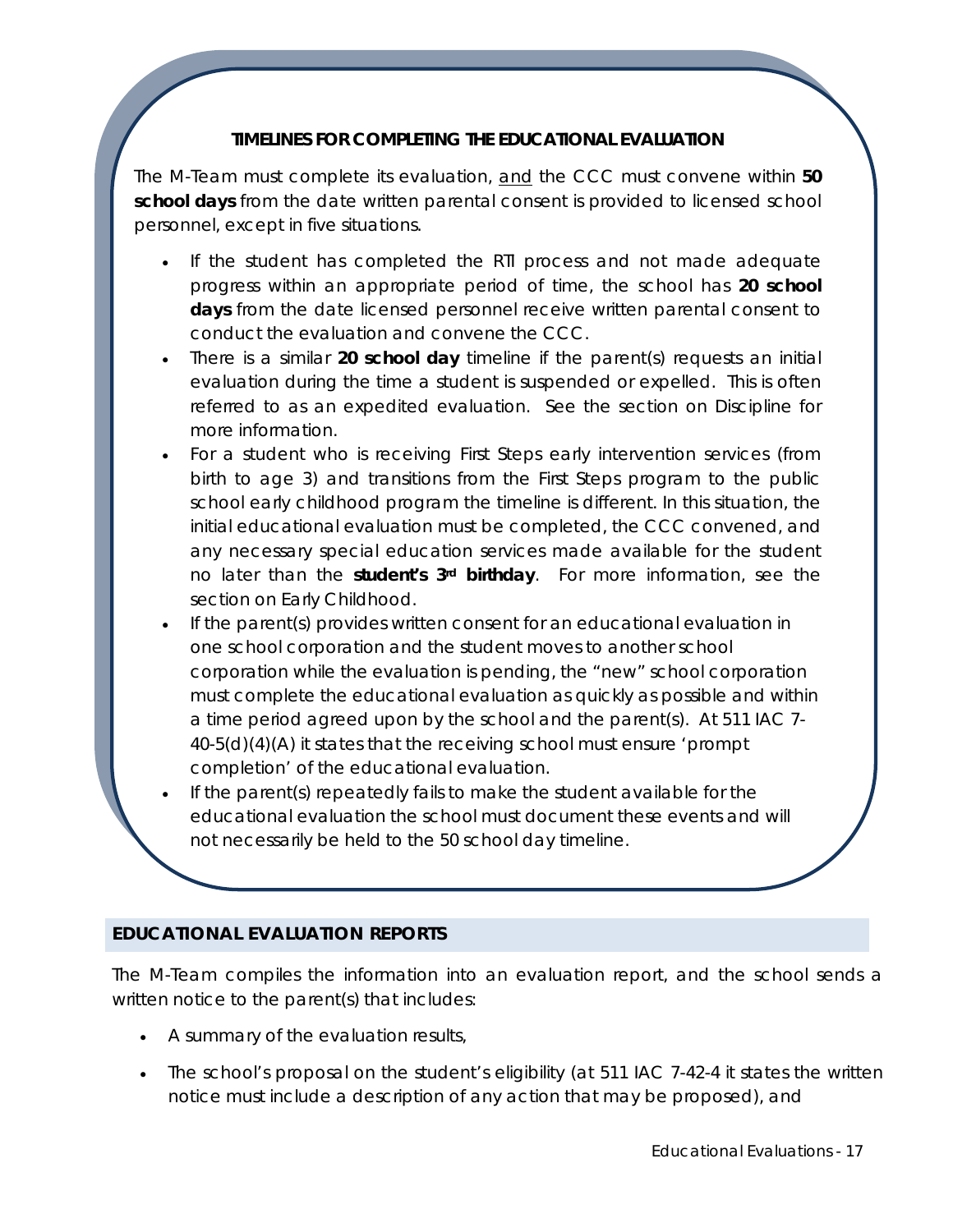### TIMELINES FOR COMPLETING THE EDUCATIONAL EVALUATION

The M-Team must complete its evaluation, and the CCC must convene within **50 school days** from the date written parental consent is provided to licensed school personnel, except in five situations.

- If the student has completed the RTI process and not made adequate progress within an appropriate period of time, the school has **20 school days** from the date licensed personnel receive written parental consent to conduct the evaluation and convene the CCC.
- There is a similar **20 school day** timeline if the parent(s) requests an initial evaluation during the time a student is suspended or expelled. This is often referred to as an expedited evaluation. See the section on Discipline for more information.
- For a student who is receiving First Steps early intervention services (from birth to age 3) and transitions from the First Steps program to the public school early childhood program the timeline is different. In this situation, the initial educational evaluation must be completed, the CCC convened, and any necessary special education services made available for the student no later than the **student's 3rd birthday**. For more information, see the section on Early Childhood.
- If the parent(s) provides written consent for an educational evaluation in one school corporation and the student moves to another school corporation while the evaluation is pending, the "new" school corporation must complete the educational evaluation as quickly as possible and within a time period agreed upon by the school and the parent(s). At 511 IAC 7-40-5(d)(4)(A) it states that the receiving school must ensure 'prompt completion' of the educational evaluation.
- If the parent(s) repeatedly fails to make the student available for the educational evaluation the school must document these events and will not necessarily be held to the 50 school day timeline.

## EDUCATIONAL EVALUATION REPORTS

The M-Team compiles the information into an evaluation report, and the school sends a written notice to the parent(s) that includes:

- A summary of the evaluation results,
- The school's proposal on the student's eligibility (at 511 IAC 7-42-4 it states the written notice must include a description of any action that may be proposed), and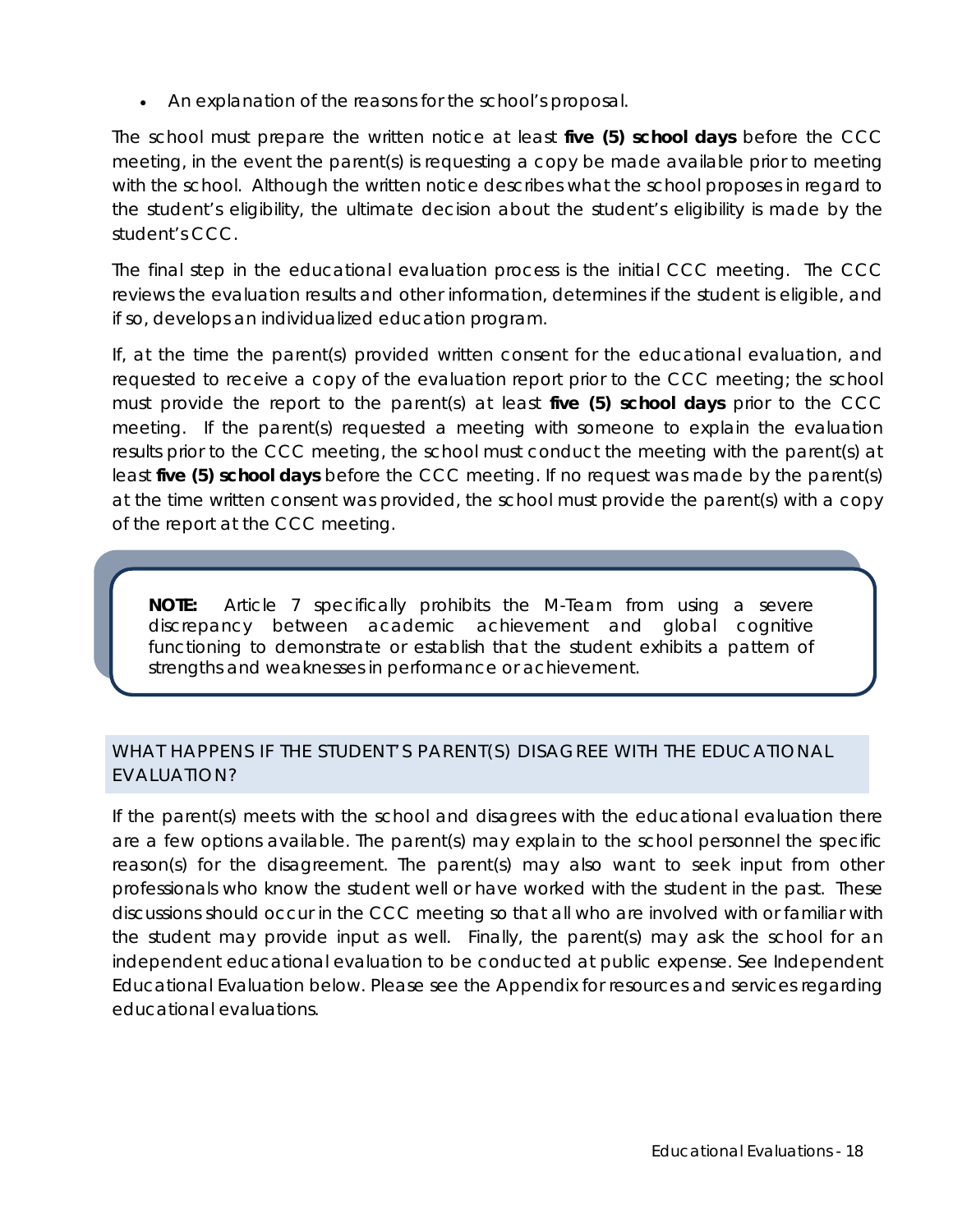- An explanation of the reasons for the school's proposal.

The school must prepare the written notice at least **five (5) school days** before the CCC meeting, in the event the parent(s) is requesting a copy be made available prior to meeting with the school. Although the written notice describes what the school proposes in regard to the student's eligibility, the ultimate decision about the student's eligibility is made by the student's CCC.

The final step in the educational evaluation process is the initial CCC meeting. The CCC reviews the evaluation results and other information, determines if the student is eligible, and if so, develops an individualized education program.

If, at the time the parent(s) provided written consent for the educational evaluation, and requested to receive a copy of the evaluation report prior to the CCC meeting; the school must provide the report to the parent(s) at least **five (5) school days** prior to the CCC meeting. If the parent(s) requested a meeting with someone to explain the evaluation results prior to the CCC meeting, the school must conduct the meeting with the parent(s) at least **five (5) school days** before the CCC meeting. If no request was made by the parent(s) at the time written consent was provided, the school must provide the parent(s) with a copy of the report at the CCC meeting.

> **NOTE:** Article 7 specifically prohibits the M-Team from using a severe discrepancy between academic achievement and global cognitive functioning to demonstrate or establish that the student exhibits a pattern of strengths and weaknesses in performance or achievement.

## WHAT HAPPENS IF THE STUDENT'S PARENT(S) DISAGREE WITH THE EDUCATIONAL EVALUATION?

If the parent(s) meets with the school and disagrees with the educational evaluation there are a few options available. The parent(s) may explain to the school personnel the specific reason(s) for the disagreement. The parent(s) may also want to seek input from other professionals who know the student well or have worked with the student in the past. These discussions should occur in the CCC meeting so that all who are involved with or familiar with the student may provide input as well. Finally, the parent(s) may ask the school for an independent educational evaluation to be conducted at public expense. See Independent Educational Evaluation below. Please see the Appendix for resources and services regarding educational evaluations.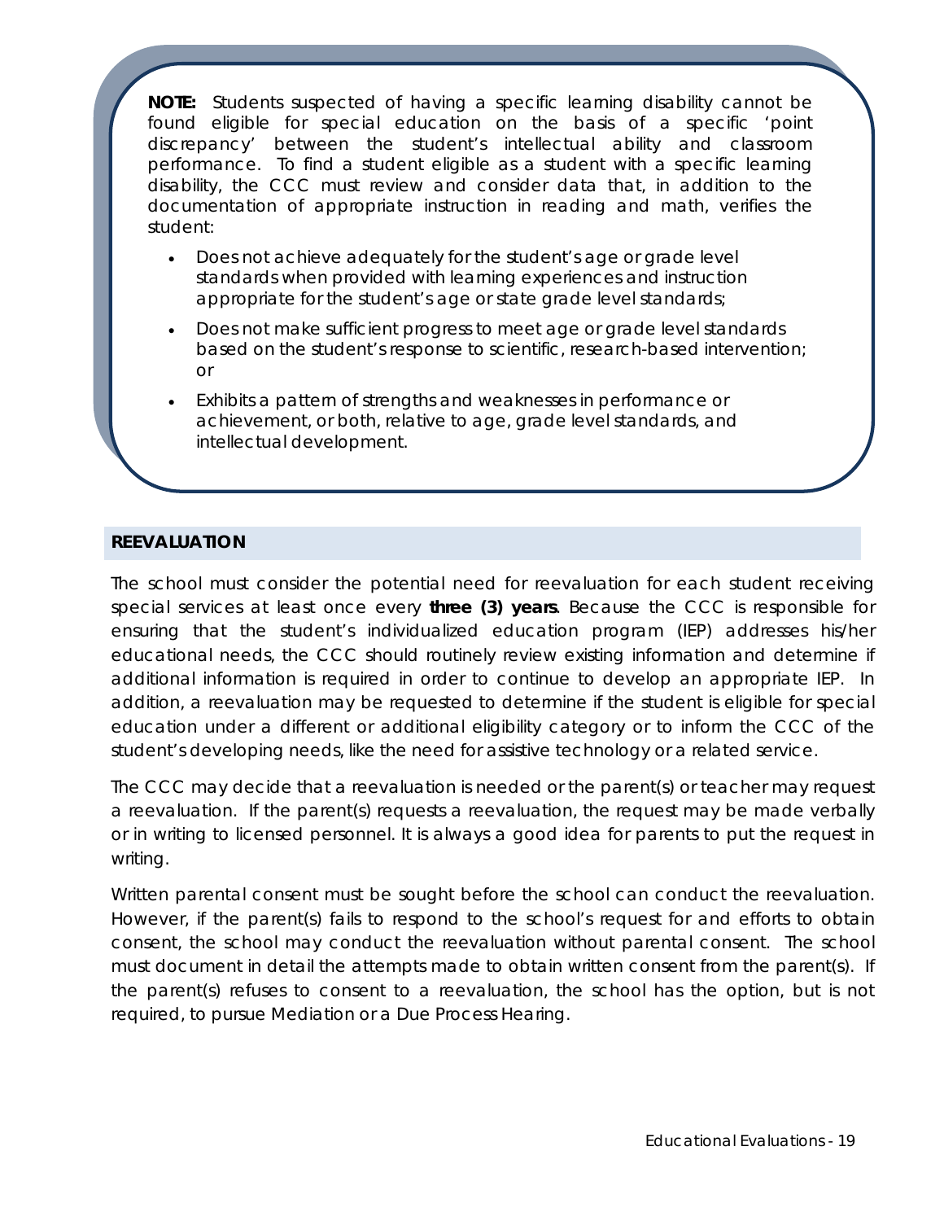**NOTE:** Students suspected of having a specific learning disability cannot be found eligible for special education on the basis of a specific 'point discrepancy' between the student's intellectual ability and classroom performance. To find a student eligible as a student with a specific learning disability, the CCC must review and consider data that, in addition to the documentation of appropriate instruction in reading and math, verifies the student:

- Does not achieve adequately for the student's age or grade level standards when provided with learning experiences and instruction appropriate for the student's age or state grade level standards;
- Does not make sufficient progress to meet age or grade level standards based on the student's response to scientific, research-based intervention; or
- Exhibits a pattern of strengths and weaknesses in performance or achievement, or both, relative to age, grade level standards, and intellectual development.

## REEVALUATION

The school must consider the potential need for reevaluation for each student receiving special services at least once every **three (3) years**. Because the CCC is responsible for ensuring that the student's individualized education program (IEP) addresses his/her educational needs, the CCC should routinely review existing information and determine if additional information is required in order to continue to develop an appropriate IEP. In addition, a reevaluation may be requested to determine if the student is eligible for special education under a different or additional eligibility category or to inform the CCC of the student's developing needs, like the need for assistive technology or a related service.

The CCC may decide that a reevaluation is needed or the parent(s) or teacher may request a reevaluation. If the parent(s) requests a reevaluation, the request may be made verbally or in writing to licensed personnel. It is always a good idea for parents to put the request in writing.

Written parental consent must be sought before the school can conduct the reevaluation. However, if the parent(s) fails to respond to the school's request for and efforts to obtain consent, the school may conduct the reevaluation without parental consent. The school must document in detail the attempts made to obtain written consent from the parent(s). If the parent(s) refuses to consent to a reevaluation, the school has the option, but is not required, to pursue Mediation or a Due Process Hearing.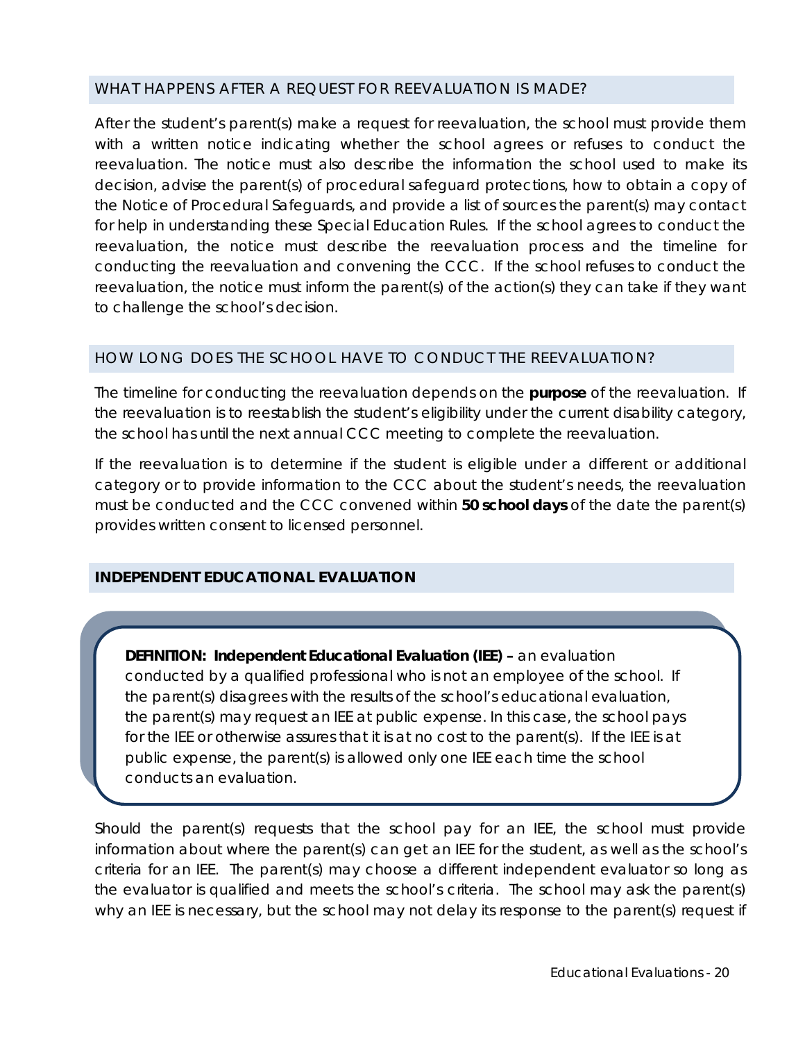## WHAT HAPPENS AFTER A REQUEST FOR REEVALUATION IS MADE?

After the student's parent(s) make a request for reevaluation, the school must provide them with a written notice indicating whether the school agrees or refuses to conduct the reevaluation. The notice must also describe the information the school used to make its decision, advise the parent(s) of procedural safeguard protections, how to obtain a copy of the Notice of Procedural Safeguards, and provide a list of sources the parent(s) may contact for help in understanding these Special Education Rules. If the school agrees to conduct the reevaluation, the notice must describe the reevaluation process and the timeline for conducting the reevaluation and convening the CCC. If the school refuses to conduct the reevaluation, the notice must inform the parent(s) of the action(s) they can take if they want to challenge the school's decision.

## HOW LONG DOES THE SCHOOL HAVE TO CONDUCT THE REEVALUATION?

The timeline for conducting the reevaluation depends on the **purpose** of the reevaluation. If the reevaluation is to reestablish the student's eligibility under the current disability category, the school has until the next annual CCC meeting to complete the reevaluation.

If the reevaluation is to determine if the student is eligible under a different or additional category or to provide information to the CCC about the student's needs, the reevaluation must be conducted and the CCC convened within **50 school days** of the date the parent(s) provides written consent to licensed personnel.

## INDEPENDENT EDUCATIONAL EVALUATION

> **DEFINITION: Independent Educational Evaluation (IEE) –** an evaluation conducted by a qualified professional who is not an employee of the school. If the parent(s) disagrees with the results of the school's educational evaluation, the parent(s) may request an IEE at public expense. In this case, the school pays for the IEE or otherwise assures that it is at no cost to the parent(s). If the IEE is at public expense, the parent(s) is allowed only one IEE each time the school conducts an evaluation.

Should the parent(s) requests that the school pay for an IEE, the school must provide information about where the parent(s) can get an IEE for the student, as well as the school's criteria for an IEE. The parent(s) may choose a different independent evaluator so long as the evaluator is qualified and meets the school's criteria. The school may ask the parent(s) why an IEE is necessary, but the school may not delay its response to the parent(s) request if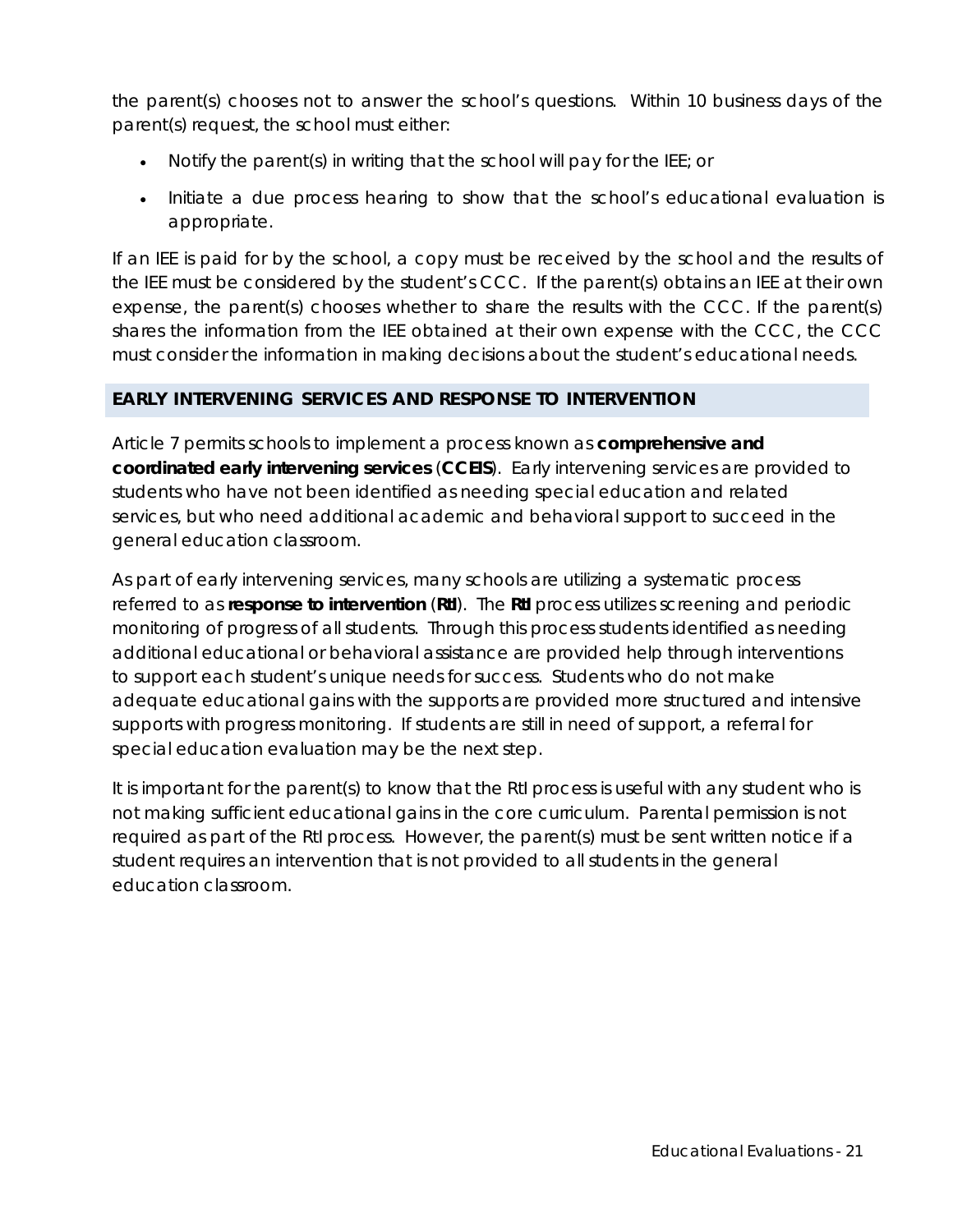the parent(s) chooses not to answer the school's questions. Within 10 business days of the parent(s) request, the school must either:

- Notify the parent(s) in writing that the school will pay for the IEE; or
- Initiate a due process hearing to show that the school's educational evaluation is appropriate.

If an IEE is paid for by the school, a copy must be received by the school and the results of the IEE must be considered by the student's CCC. If the parent(s) obtains an IEE at their own expense, the parent(s) chooses whether to share the results with the CCC. If the parent(s) shares the information from the IEE obtained at their own expense with the CCC, the CCC must consider the information in making decisions about the student's educational needs.

## EARLY INTERVENING SERVICES AND RESPONSE TO INTERVENTION

Article 7 permits schools to implement a process known as **comprehensive and coordinated early intervening services** (**CCEIS**). Early intervening services are provided to students who have not been identified as needing special education and related services, but who need additional academic and behavioral support to succeed in the general education classroom.

As part of early intervening services, many schools are utilizing a systematic process referred to as **response to intervention** (**RtI**). The **RtI** process utilizes screening and periodic monitoring of progress of all students. Through this process students identified as needing additional educational or behavioral assistance are provided help through interventions to support each student's unique needs for success. Students who do not make adequate educational gains with the supports are provided more structured and intensive supports with progress monitoring. If students are still in need of support, a referral for special education evaluation may be the next step.

It is important for the parent(s) to know that the RtI process is useful with any student who is not making sufficient educational gains in the core curriculum. Parental permission is not required as part of the RtI process. However, the parent(s) must be sent written notice if a student requires an intervention that is not provided to all students in the general education classroom.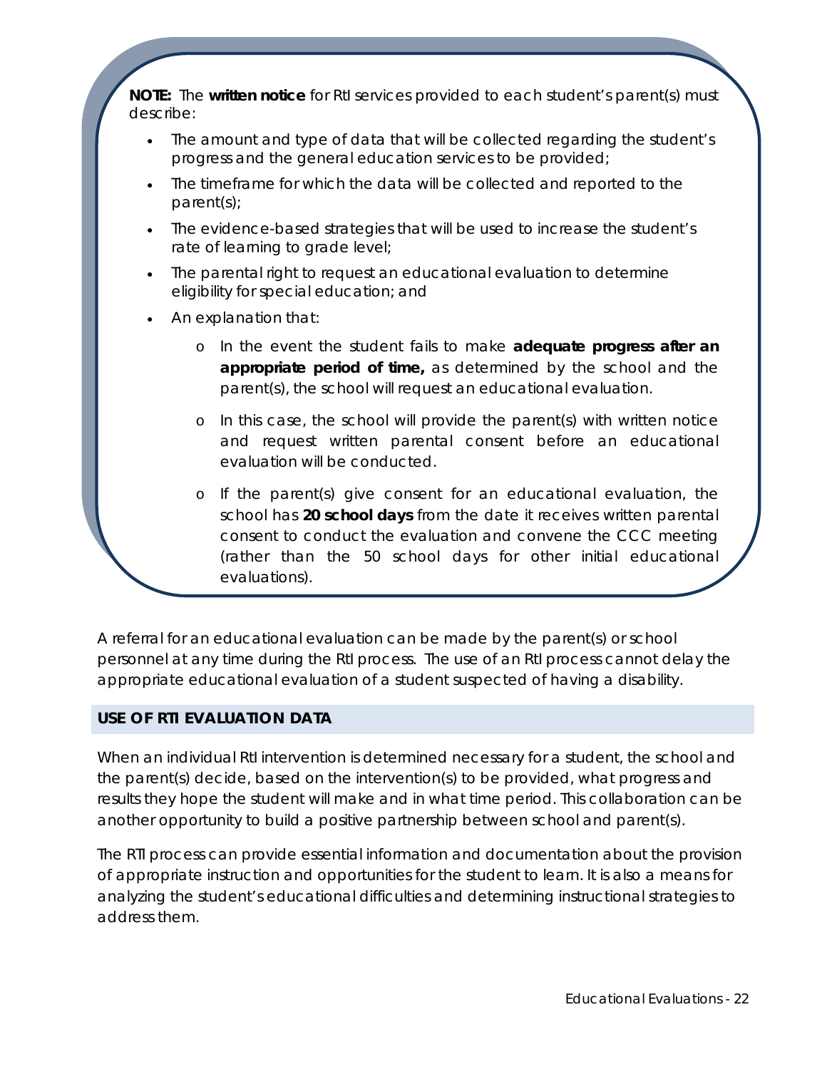**NOTE:** The **written notice** for RtI services provided to each student's parent(s) must describe:

- The amount and type of data that will be collected regarding the student's progress and the general education services to be provided;
- The timeframe for which the data will be collected and reported to the parent(s);
- The evidence-based strategies that will be used to increase the student's rate of learning to grade level;
- The parental right to request an educational evaluation to determine eligibility for special education; and
- An explanation that:
  - In the event the student fails to make **adequate progress after an appropriate period of time,** as determined by the school and the parent(s), the school will request an educational evaluation.
  - In this case, the school will provide the parent(s) with written notice and request written parental consent before an educational evaluation will be conducted.
  - If the parent(s) give consent for an educational evaluation, the school has **20 school days** from the date it receives written parental consent to conduct the evaluation and convene the CCC meeting (rather than the 50 school days for other initial educational evaluations).

A referral for an educational evaluation can be made by the parent(s) or school personnel at any time during the RtI process. The use of an RtI process cannot delay the appropriate educational evaluation of a student suspected of having a disability.

## USE OF RTI EVALUATION DATA

When an individual RtI intervention is determined necessary for a student, the school and the parent(s) decide, based on the intervention(s) to be provided, what progress and results they hope the student will make and in what time period. This collaboration can be another opportunity to build a positive partnership between school and parent(s).

The RTI process can provide essential information and documentation about the provision of appropriate instruction and opportunities for the student to learn. It is also a means for analyzing the student's educational difficulties and determining instructional strategies to address them.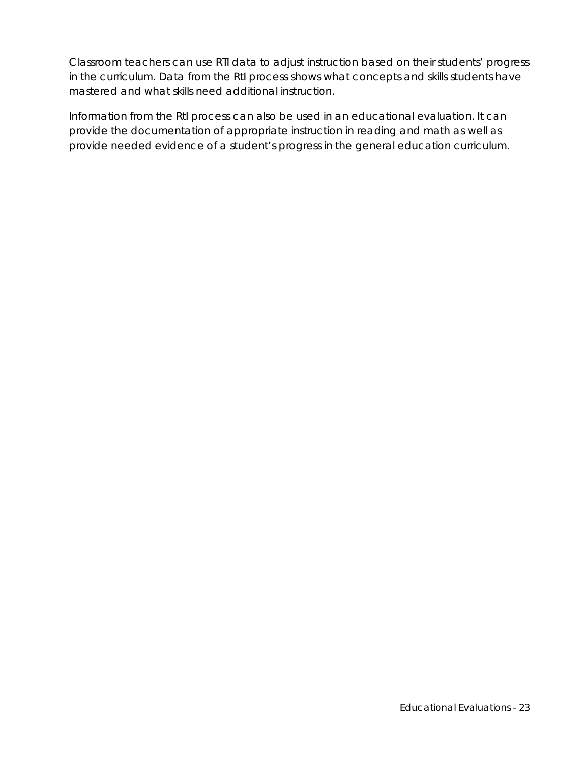Classroom teachers can use RTI data to adjust instruction based on their students' progress in the curriculum. Data from the RtI process shows what concepts and skills students have mastered and what skills need additional instruction.

Information from the RtI process can also be used in an educational evaluation. It can provide the documentation of appropriate instruction in reading and math as well as provide needed evidence of a student's progress in the general education curriculum.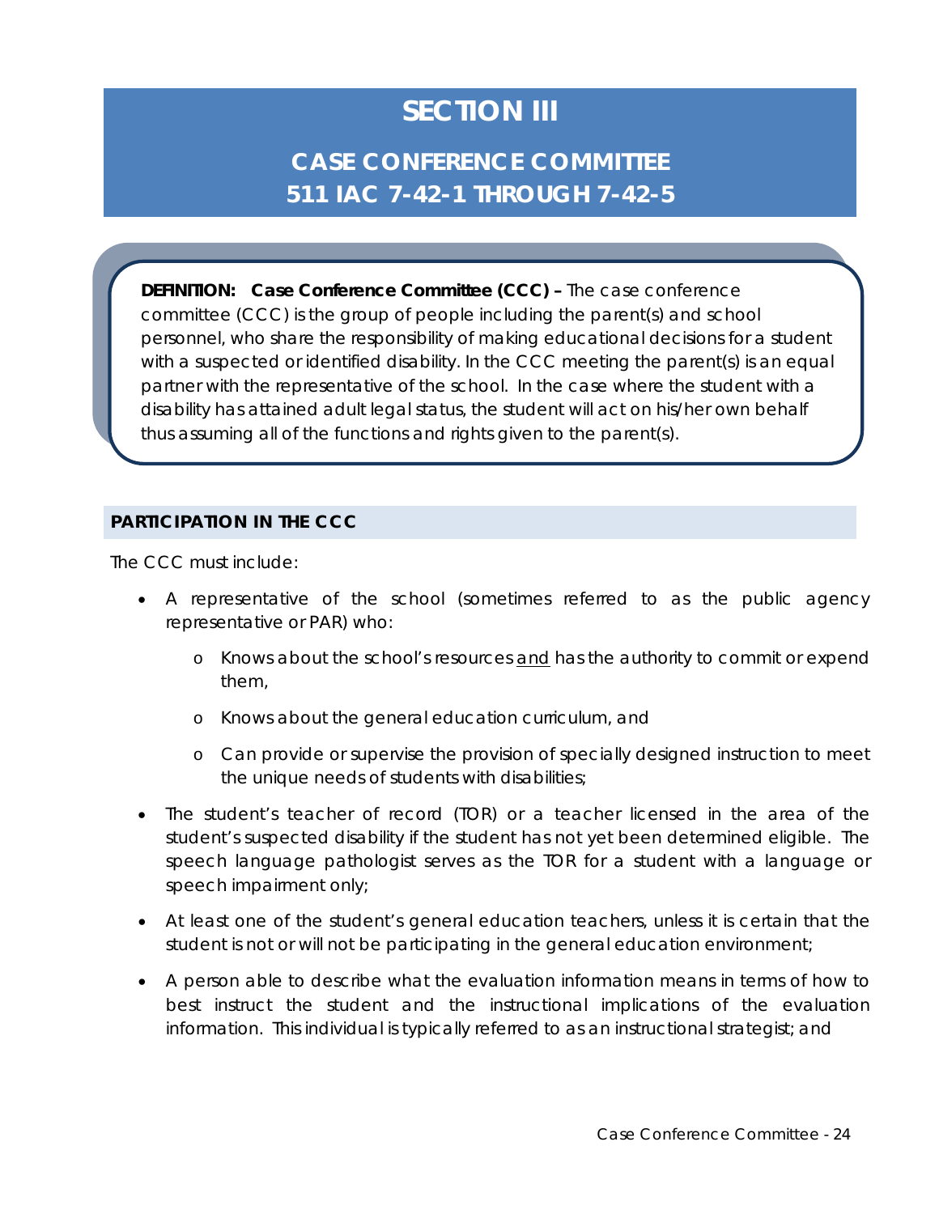# SECTION III

## CASE CONFERENCE COMMITTEE
## 511 IAC 7-42-1 THROUGH 7-42-5

**DEFINITION: Case Conference Committee (CCC) –** The case conference committee (CCC) is the group of people including the parent(s) and school personnel, who share the responsibility of making educational decisions for a student with a suspected or identified disability. In the CCC meeting the parent(s) is an equal partner with the representative of the school. In the case where the student with a disability has attained adult legal status, the student will act on his/her own behalf thus assuming all of the functions and rights given to the parent(s).

### PARTICIPATION IN THE CCC

The CCC must include:

- A representative of the school (sometimes referred to as the public agency representative or PAR) who:
  - Knows about the school's resources <u>and</u> has the authority to commit or expend them,
  - Knows about the general education curriculum, and
  - Can provide or supervise the provision of specially designed instruction to meet the unique needs of students with disabilities;
- The student's teacher of record (TOR) or a teacher licensed in the area of the student's suspected disability if the student has not yet been determined eligible. The speech language pathologist serves as the TOR for a student with a language or speech impairment only;
- At least one of the student's general education teachers, unless it is certain that the student is not or will not be participating in the general education environment;
- A person able to describe what the evaluation information means in terms of how to best instruct the student and the instructional implications of the evaluation information. This individual is typically referred to as an instructional strategist; and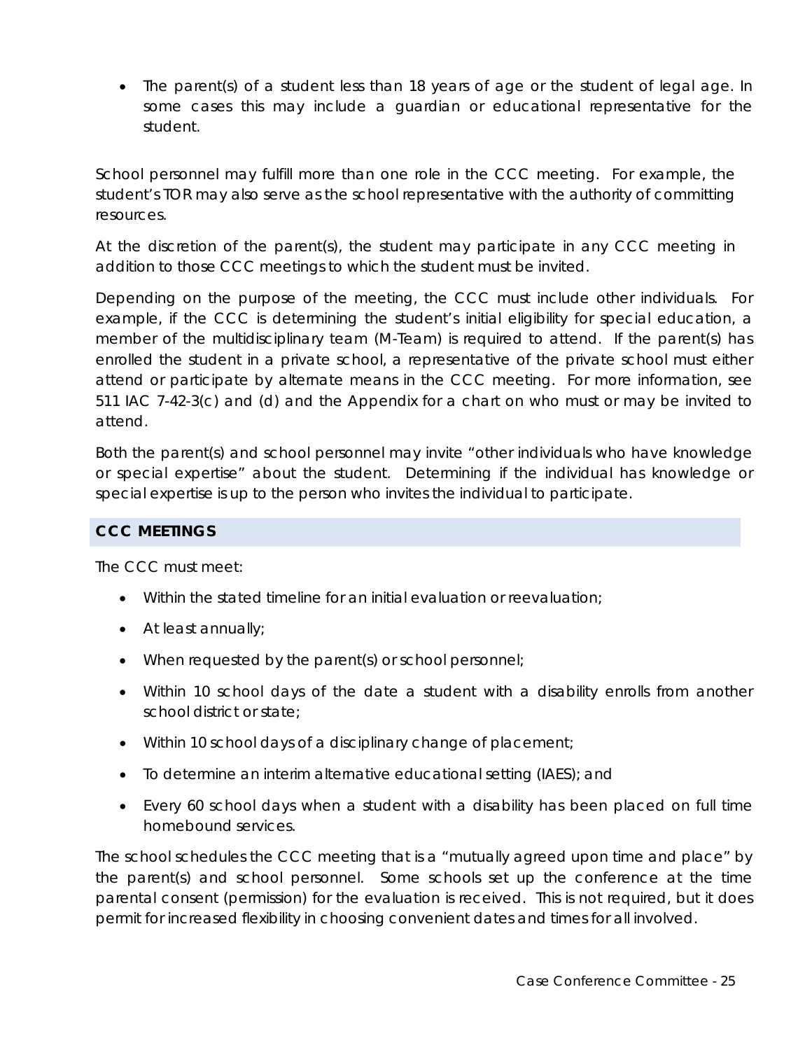- The parent(s) of a student less than 18 years of age or the student of legal age. In some cases this may include a guardian or educational representative for the student.

School personnel may fulfill more than one role in the CCC meeting. For example, the student's TOR may also serve as the school representative with the authority of committing resources.

At the discretion of the parent(s), the student may participate in any CCC meeting in addition to those CCC meetings to which the student must be invited.

Depending on the purpose of the meeting, the CCC must include other individuals. For example, if the CCC is determining the student's initial eligibility for special education, a member of the multidisciplinary team (M-Team) is required to attend. If the parent(s) has enrolled the student in a private school, a representative of the private school must either attend or participate by alternate means in the CCC meeting. For more information, see 511 IAC 7-42-3(c) and (d) and the Appendix for a chart on who must or may be invited to attend.

Both the parent(s) and school personnel may invite "other individuals who have knowledge or special expertise" about the student. Determining if the individual has knowledge or special expertise is up to the person who invites the individual to participate.

## CCC MEETINGS

The CCC must meet:

- Within the stated timeline for an initial evaluation or reevaluation;
- At least annually;
- When requested by the parent(s) or school personnel;
- Within 10 school days of the date a student with a disability enrolls from another school district or state;
- Within 10 school days of a disciplinary change of placement;
- To determine an interim alternative educational setting (IAES); and
- Every 60 school days when a student with a disability has been placed on full time homebound services.

The school schedules the CCC meeting that is a "mutually agreed upon time and place" by the parent(s) and school personnel. Some schools set up the conference at the time parental consent (permission) for the evaluation is received. This is not required, but it does permit for increased flexibility in choosing convenient dates and times for all involved.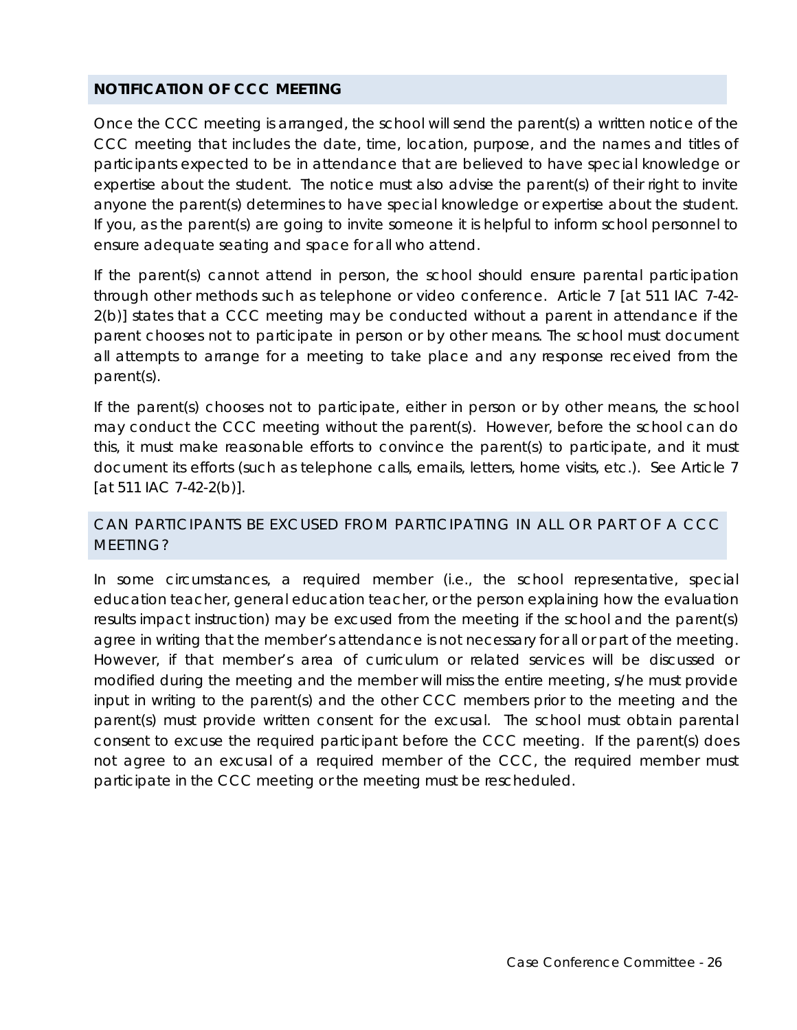## NOTIFICATION OF CCC MEETING

Once the CCC meeting is arranged, the school will send the parent(s) a written notice of the CCC meeting that includes the date, time, location, purpose, and the names and titles of participants expected to be in attendance that are believed to have special knowledge or expertise about the student. The notice must also advise the parent(s) of their right to invite anyone the parent(s) determines to have special knowledge or expertise about the student. If you, as the parent(s) are going to invite someone it is helpful to inform school personnel to ensure adequate seating and space for all who attend.

If the parent(s) cannot attend in person, the school should ensure parental participation through other methods such as telephone or video conference. Article 7 [at 511 IAC 7-42-2(b)] states that a CCC meeting may be conducted without a parent in attendance if the parent chooses not to participate in person or by other means. The school must document all attempts to arrange for a meeting to take place and any response received from the parent(s).

If the parent(s) chooses not to participate, either in person or by other means, the school may conduct the CCC meeting without the parent(s). However, before the school can do this, it must make reasonable efforts to convince the parent(s) to participate, and it must document its efforts (such as telephone calls, emails, letters, home visits, etc.). See Article 7 [at 511 IAC 7-42-2(b)].

## CAN PARTICIPANTS BE EXCUSED FROM PARTICIPATING IN ALL OR PART OF A CCC MEETING?

In some circumstances, a required member (i.e., the school representative, special education teacher, general education teacher, or the person explaining how the evaluation results impact instruction) may be excused from the meeting if the school and the parent(s) agree in writing that the member's attendance is not necessary for all or part of the meeting. However, if that member's area of curriculum or related services will be discussed or modified during the meeting and the member will miss the entire meeting, s/he must provide input in writing to the parent(s) and the other CCC members prior to the meeting and the parent(s) must provide written consent for the excusal. The school must obtain parental consent to excuse the required participant before the CCC meeting. If the parent(s) does not agree to an excusal of a required member of the CCC, the required member must participate in the CCC meeting or the meeting must be rescheduled.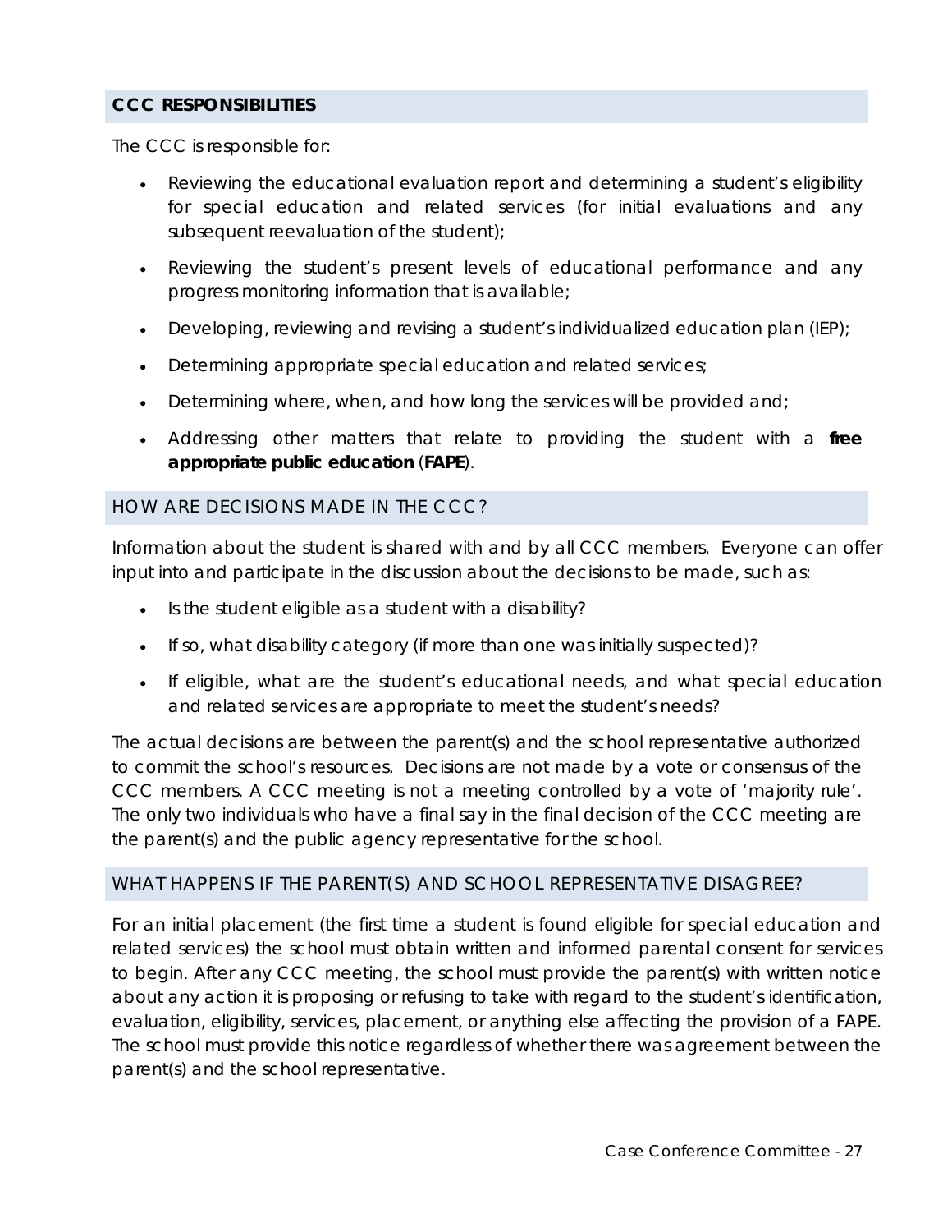## CCC RESPONSIBILITIES

The CCC is responsible for:

- Reviewing the educational evaluation report and determining a student's eligibility for special education and related services (for initial evaluations and any subsequent reevaluation of the student);
- Reviewing the student's present levels of educational performance and any progress monitoring information that is available;
- Developing, reviewing and revising a student's individualized education plan (IEP);
- Determining appropriate special education and related services;
- Determining where, when, and how long the services will be provided and;
- Addressing other matters that relate to providing the student with a **free appropriate public education** (**FAPE**).

### HOW ARE DECISIONS MADE IN THE CCC?

Information about the student is shared with and by all CCC members. Everyone can offer input into and participate in the discussion about the decisions to be made, such as:

- Is the student eligible as a student with a disability?
- If so, what disability category (if more than one was initially suspected)?
- If eligible, what are the student's educational needs, and what special education and related services are appropriate to meet the student's needs?

The actual decisions are between the parent(s) and the school representative authorized to commit the school's resources. Decisions are not made by a vote or consensus of the CCC members. A CCC meeting is not a meeting controlled by a vote of 'majority rule'. The only two individuals who have a final say in the final decision of the CCC meeting are the parent(s) and the public agency representative for the school.

### WHAT HAPPENS IF THE PARENT(S) AND SCHOOL REPRESENTATIVE DISAGREE?

For an initial placement (the first time a student is found eligible for special education and related services) the school must obtain written and informed parental consent for services to begin. After any CCC meeting, the school must provide the parent(s) with written notice about any action it is proposing or refusing to take with regard to the student's identification, evaluation, eligibility, services, placement, or anything else affecting the provision of a FAPE. The school must provide this notice regardless of whether there was agreement between the parent(s) and the school representative.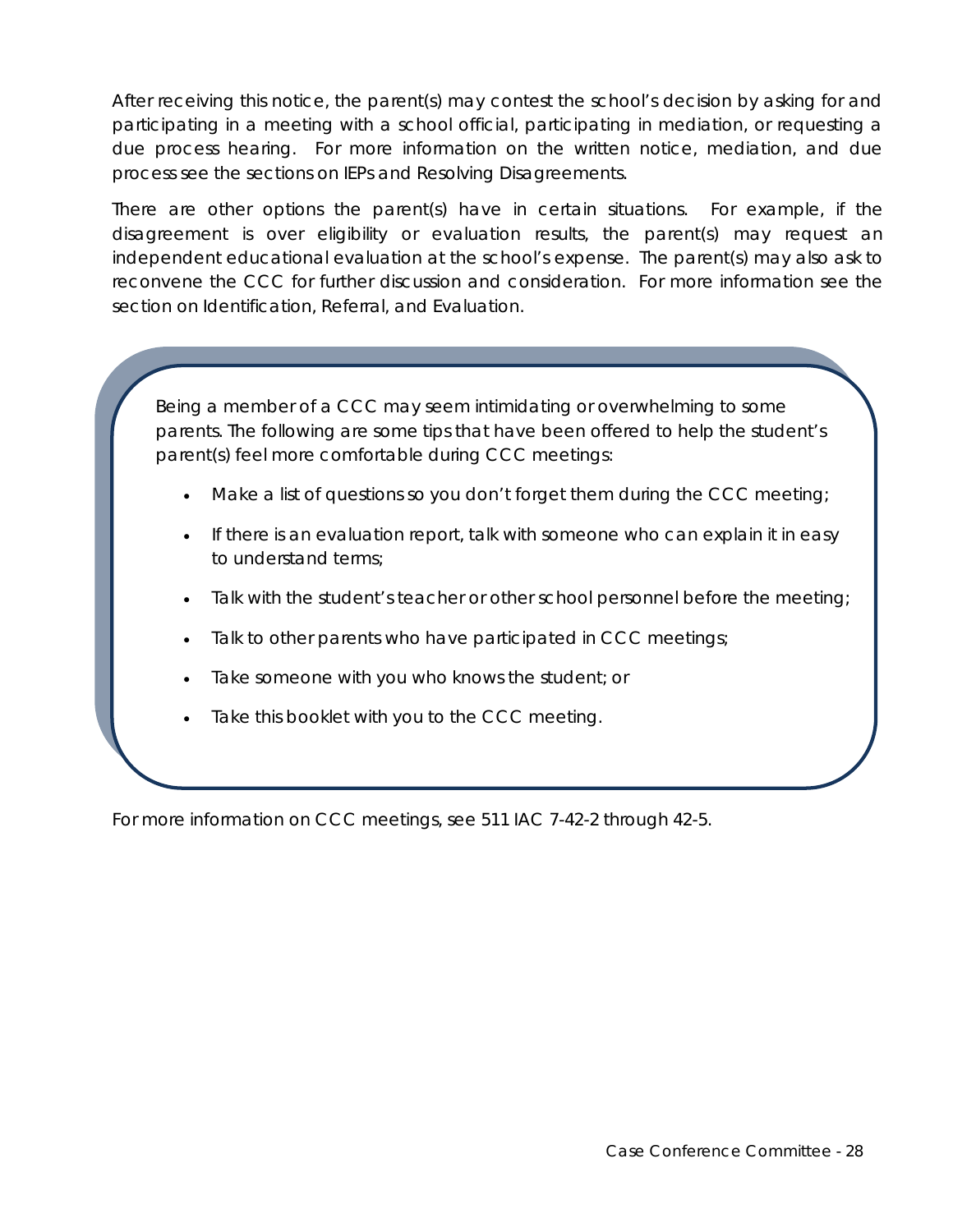After receiving this notice, the parent(s) may contest the school's decision by asking for and participating in a meeting with a school official, participating in mediation, or requesting a due process hearing. For more information on the written notice, mediation, and due process see the sections on IEPs and Resolving Disagreements.

There are other options the parent(s) have in certain situations. For example, if the disagreement is over eligibility or evaluation results, the parent(s) may request an independent educational evaluation at the school's expense. The parent(s) may also ask to reconvene the CCC for further discussion and consideration. For more information see the section on Identification, Referral, and Evaluation.

> Being a member of a CCC may seem intimidating or overwhelming to some parents. The following are some tips that have been offered to help the student's parent(s) feel more comfortable during CCC meetings:
>
> - Make a list of questions so you don't forget them during the CCC meeting;
> - If there is an evaluation report, talk with someone who can explain it in easy to understand terms;
> - Talk with the student's teacher or other school personnel before the meeting;
> - Talk to other parents who have participated in CCC meetings;
> - Take someone with you who knows the student; or
> - Take this booklet with you to the CCC meeting.

For more information on CCC meetings, see 511 IAC 7-42-2 through 42-5.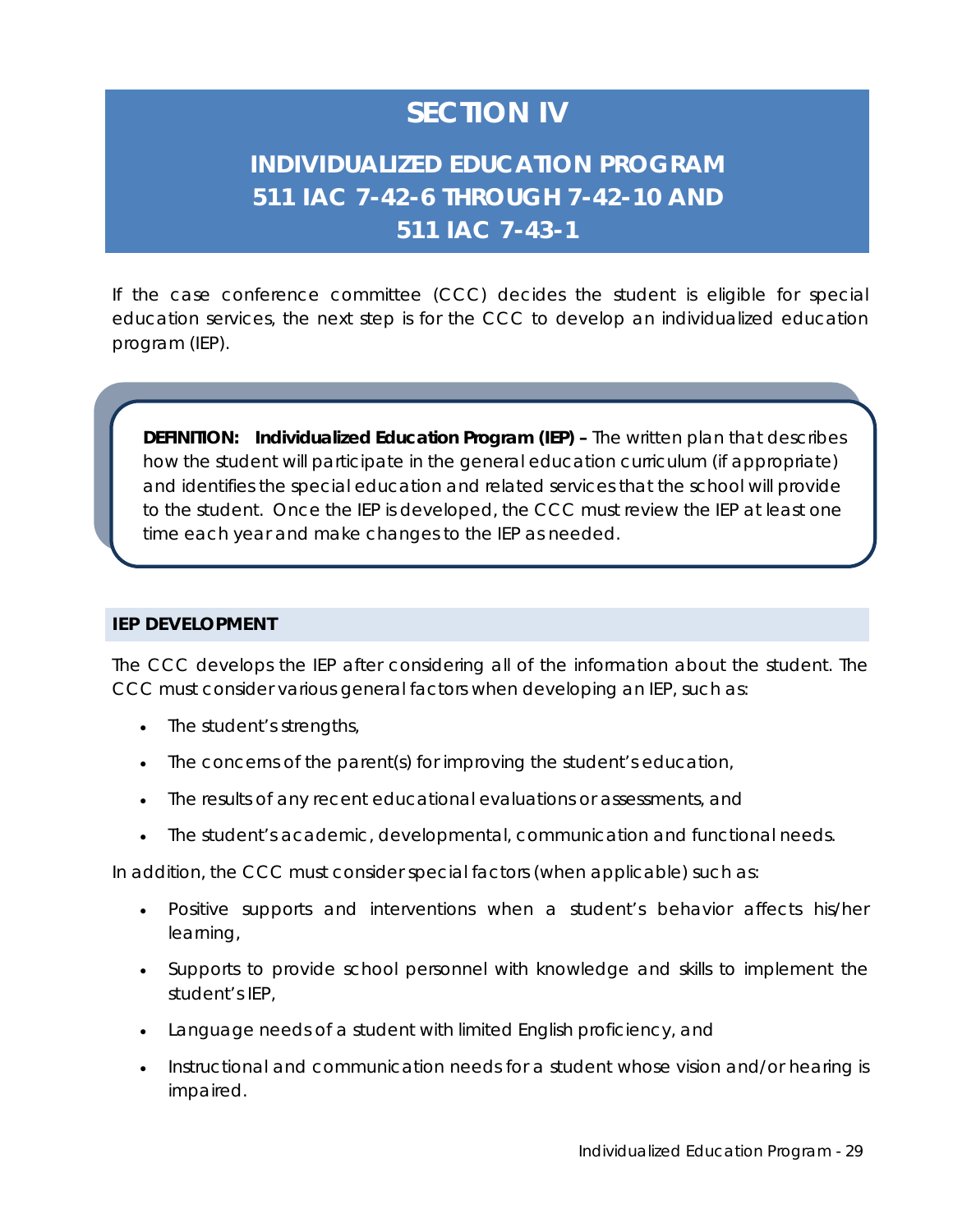# SECTION IV

## INDIVIDUALIZED EDUCATION PROGRAM 511 IAC 7-42-6 THROUGH 7-42-10 AND 511 IAC 7-43-1

If the case conference committee (CCC) decides the student is eligible for special education services, the next step is for the CCC to develop an individualized education program (IEP).

> **DEFINITION: Individualized Education Program (IEP) –** The written plan that describes how the student will participate in the general education curriculum (if appropriate) and identifies the special education and related services that the school will provide to the student. Once the IEP is developed, the CCC must review the IEP at least one time each year and make changes to the IEP as needed.

### IEP DEVELOPMENT

The CCC develops the IEP after considering all of the information about the student. The CCC must consider various general factors when developing an IEP, such as:

- The student's strengths,
- The concerns of the parent(s) for improving the student's education,
- The results of any recent educational evaluations or assessments, and
- The student's academic, developmental, communication and functional needs.

In addition, the CCC must consider special factors (when applicable) such as:

- Positive supports and interventions when a student's behavior affects his/her learning,
- Supports to provide school personnel with knowledge and skills to implement the student's IEP,
- Language needs of a student with limited English proficiency, and
- Instructional and communication needs for a student whose vision and/or hearing is impaired.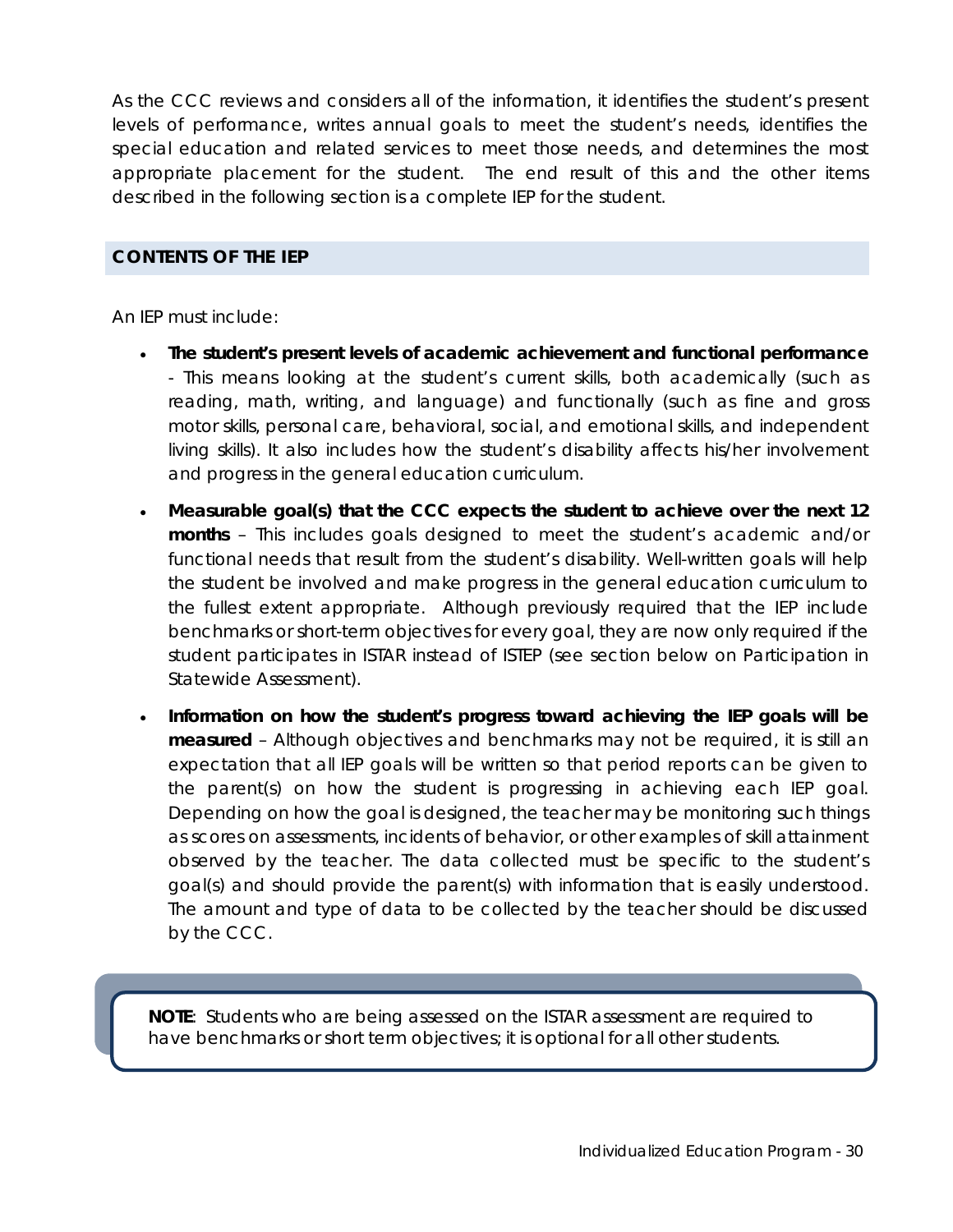As the CCC reviews and considers all of the information, it identifies the student's present levels of performance, writes annual goals to meet the student's needs, identifies the special education and related services to meet those needs, and determines the most appropriate placement for the student. The end result of this and the other items described in the following section is a complete IEP for the student.

## CONTENTS OF THE IEP

An IEP must include:

- **The student's present levels of academic achievement and functional performance** - This means looking at the student's current skills, both academically (such as reading, math, writing, and language) and functionally (such as fine and gross motor skills, personal care, behavioral, social, and emotional skills, and independent living skills). It also includes how the student's disability affects his/her involvement and progress in the general education curriculum.
- **Measurable goal(s) that the CCC expects the student to achieve over the next 12 months** – This includes goals designed to meet the student's academic and/or functional needs that result from the student's disability. Well-written goals will help the student be involved and make progress in the general education curriculum to the fullest extent appropriate. Although previously required that the IEP include benchmarks or short-term objectives for every goal, they are now only required if the student participates in ISTAR instead of ISTEP (see section below on Participation in Statewide Assessment).
- **Information on how the student's progress toward achieving the IEP goals will be measured** – Although objectives and benchmarks may not be required, it is still an expectation that all IEP goals will be written so that period reports can be given to the parent(s) on how the student is progressing in achieving each IEP goal. Depending on how the goal is designed, the teacher may be monitoring such things as scores on assessments, incidents of behavior, or other examples of skill attainment observed by the teacher. The data collected must be specific to the student's goal(s) and should provide the parent(s) with information that is easily understood. The amount and type of data to be collected by the teacher should be discussed by the CCC.

> **NOTE**: Students who are being assessed on the ISTAR assessment are required to have benchmarks or short term objectives; it is optional for all other students.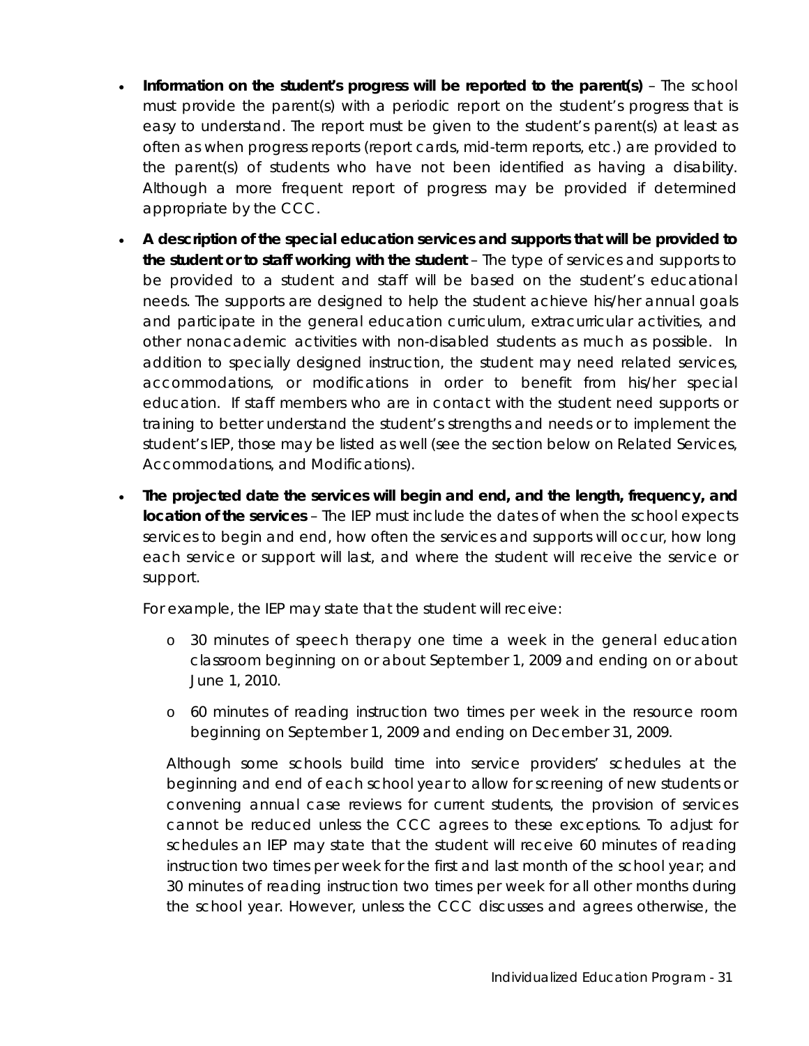- **Information on the student's progress will be reported to the parent(s)** – The school must provide the parent(s) with a periodic report on the student's progress that is easy to understand. The report must be given to the student's parent(s) at least as often as when progress reports (report cards, mid-term reports, etc.) are provided to the parent(s) of students who have not been identified as having a disability. Although a more frequent report of progress may be provided if determined appropriate by the CCC.
- **A description of the special education services and supports that will be provided to the student or to staff working with the student** – The type of services and supports to be provided to a student and staff will be based on the student's educational needs. The supports are designed to help the student achieve his/her annual goals and participate in the general education curriculum, extracurricular activities, and other nonacademic activities with non-disabled students as much as possible. In addition to specially designed instruction, the student may need related services, accommodations, or modifications in order to benefit from his/her special education. If staff members who are in contact with the student need supports or training to better understand the student's strengths and needs or to implement the student's IEP, those may be listed as well (see the section below on Related Services, Accommodations, and Modifications).
- **The projected date the services will begin and end, and the length, frequency, and location of the services** – The IEP must include the dates of when the school expects services to begin and end, how often the services and supports will occur, how long each service or support will last, and where the student will receive the service or support.

  For example, the IEP may state that the student will receive:

  - 30 minutes of speech therapy one time a week in the general education classroom beginning on or about September 1, 2009 and ending on or about June 1, 2010.
  - 60 minutes of reading instruction two times per week in the resource room beginning on September 1, 2009 and ending on December 31, 2009.

  Although some schools build time into service providers' schedules at the beginning and end of each school year to allow for screening of new students or convening annual case reviews for current students, the provision of services cannot be reduced unless the CCC agrees to these exceptions. To adjust for schedules an IEP may state that the student will receive 60 minutes of reading instruction two times per week for the first and last month of the school year; and 30 minutes of reading instruction two times per week for all other months during the school year. However, unless the CCC discusses and agrees otherwise, the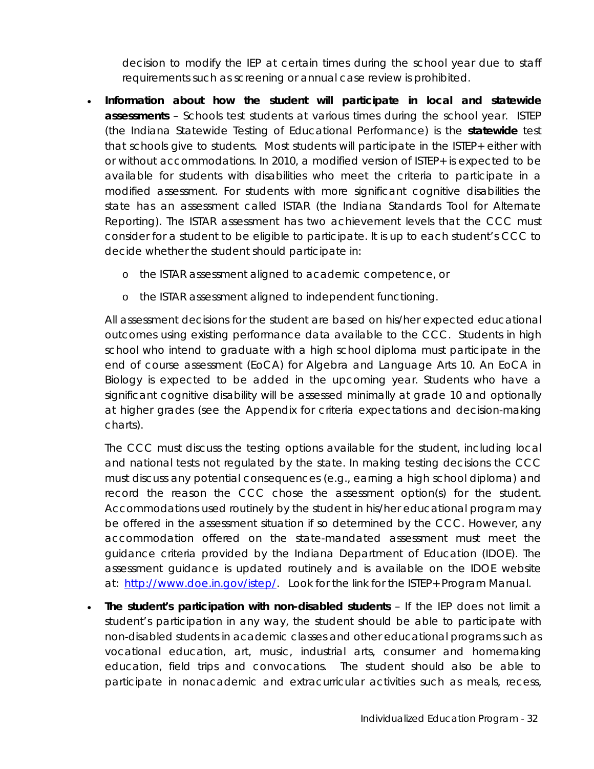decision to modify the IEP at certain times during the school year due to staff requirements such as screening or annual case review is prohibited.

- **Information about how the student will participate in local and statewide assessments** – Schools test students at various times during the school year. ISTEP (the Indiana Statewide Testing of Educational Performance) is the **statewide** test that schools give to students. Most students will participate in the ISTEP+ either with or without accommodations. In 2010, a modified version of ISTEP+ is expected to be available for students with disabilities who meet the criteria to participate in a modified assessment. For students with more significant cognitive disabilities the state has an assessment called ISTAR (the Indiana Standards Tool for Alternate Reporting). The ISTAR assessment has two achievement levels that the CCC must consider for a student to be eligible to participate. It is up to each student's CCC to decide whether the student should participate in:

    - the ISTAR assessment aligned to academic competence, or
    - the ISTAR assessment aligned to independent functioning.

  All assessment decisions for the student are based on his/her expected educational outcomes using existing performance data available to the CCC. Students in high school who intend to graduate with a high school diploma must participate in the end of course assessment (EoCA) for Algebra and Language Arts 10. An EoCA in Biology is expected to be added in the upcoming year. Students who have a significant cognitive disability will be assessed minimally at grade 10 and optionally at higher grades (see the Appendix for criteria expectations and decision-making charts).

  The CCC must discuss the testing options available for the student, including local and national tests not regulated by the state. In making testing decisions the CCC must discuss any potential consequences (e.g., earning a high school diploma) and record the reason the CCC chose the assessment option(s) for the student. Accommodations used routinely by the student in his/her educational program may be offered in the assessment situation if so determined by the CCC. However, any accommodation offered on the state-mandated assessment must meet the guidance criteria provided by the Indiana Department of Education (IDOE). The assessment guidance is updated routinely and is available on the IDOE website at: [http://www.doe.in.gov/istep/](http://www.doe.in.gov/istep/). Look for the link for the ISTEP+ Program Manual.

- **The student's participation with non-disabled students** – If the IEP does not limit a student's participation in any way, the student should be able to participate with non-disabled students in academic classes and other educational programs such as vocational education, art, music, industrial arts, consumer and homemaking education, field trips and convocations. The student should also be able to participate in nonacademic and extracurricular activities such as meals, recess,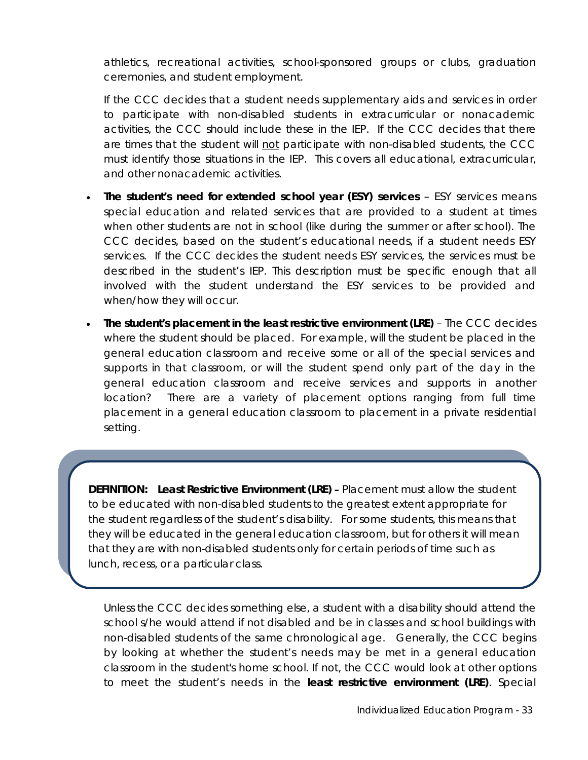athletics, recreational activities, school-sponsored groups or clubs, graduation ceremonies, and student employment.

If the CCC decides that a student needs supplementary aids and services in order to participate with non-disabled students in extracurricular or nonacademic activities, the CCC should include these in the IEP. If the CCC decides that there are times that the student will not participate with non-disabled students, the CCC must identify those situations in the IEP. This covers all educational, extracurricular, and other nonacademic activities.

- **The student's need for extended school year (ESY) services** – ESY services means special education and related services that are provided to a student at times when other students are not in school (like during the summer or after school). The CCC decides, based on the student's educational needs, if a student needs ESY services. If the CCC decides the student needs ESY services, the services must be described in the student's IEP. This description must be specific enough that all involved with the student understand the ESY services to be provided and when/how they will occur.
- **The student's placement in the least restrictive environment (LRE)** – The CCC decides where the student should be placed. For example, will the student be placed in the general education classroom and receive some or all of the special services and supports in that classroom, or will the student spend only part of the day in the general education classroom and receive services and supports in another location? There are a variety of placement options ranging from full time placement in a general education classroom to placement in a private residential setting.

> **DEFINITION: Least Restrictive Environment (LRE) –** Placement must allow the student to be educated with non-disabled students to the greatest extent appropriate for the student regardless of the student's disability. For some students, this means that they will be educated in the general education classroom, but for others it will mean that they are with non-disabled students only for certain periods of time such as lunch, recess, or a particular class.

Unless the CCC decides something else, a student with a disability should attend the school s/he would attend if not disabled and be in classes and school buildings with non-disabled students of the same chronological age. Generally, the CCC begins by looking at whether the student's needs may be met in a general education classroom in the student's home school. If not, the CCC would look at other options to meet the student's needs in the **least restrictive environment (LRE)**. Special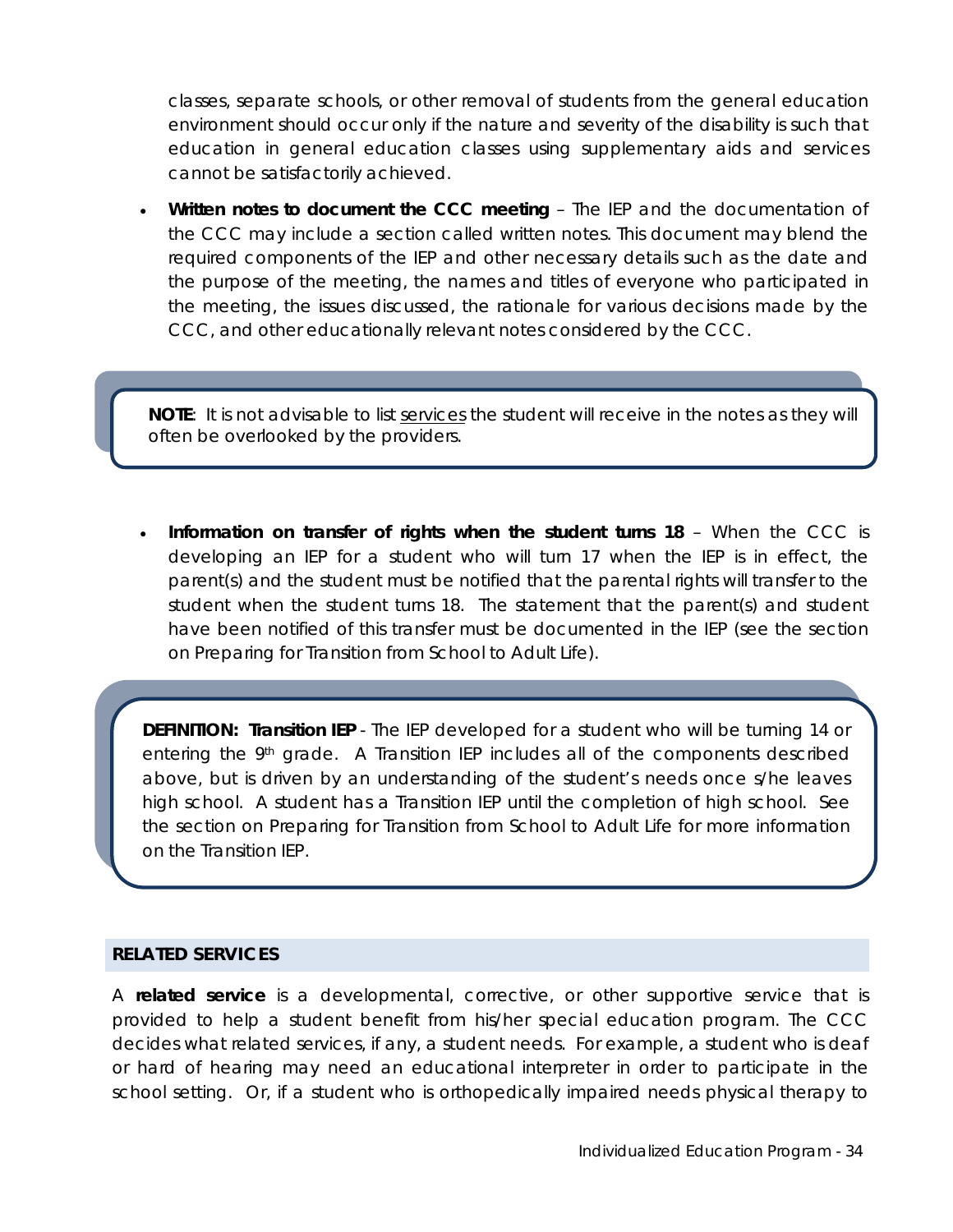classes, separate schools, or other removal of students from the general education environment should occur only if the nature and severity of the disability is such that education in general education classes using supplementary aids and services cannot be satisfactorily achieved.

- **Written notes to document the CCC meeting** – The IEP and the documentation of the CCC may include a section called written notes. This document may blend the required components of the IEP and other necessary details such as the date and the purpose of the meeting, the names and titles of everyone who participated in the meeting, the issues discussed, the rationale for various decisions made by the CCC, and other educationally relevant notes considered by the CCC.

> **NOTE**: It is not advisable to list services the student will receive in the notes as they will often be overlooked by the providers.

- **Information on transfer of rights when the student turns 18** – When the CCC is developing an IEP for a student who will turn 17 when the IEP is in effect, the parent(s) and the student must be notified that the parental rights will transfer to the student when the student turns 18. The statement that the parent(s) and student have been notified of this transfer must be documented in the IEP (see the section on Preparing for Transition from School to Adult Life).

> **DEFINITION: Transition IEP** - The IEP developed for a student who will be turning 14 or entering the 9th grade. A Transition IEP includes all of the components described above, but is driven by an understanding of the student's needs once s/he leaves high school. A student has a Transition IEP until the completion of high school. See the section on Preparing for Transition from School to Adult Life for more information on the Transition IEP.

## RELATED SERVICES

A **related service** is a developmental, corrective, or other supportive service that is provided to help a student benefit from his/her special education program. The CCC decides what related services, if any, a student needs. For example, a student who is deaf or hard of hearing may need an educational interpreter in order to participate in the school setting. Or, if a student who is orthopedically impaired needs physical therapy to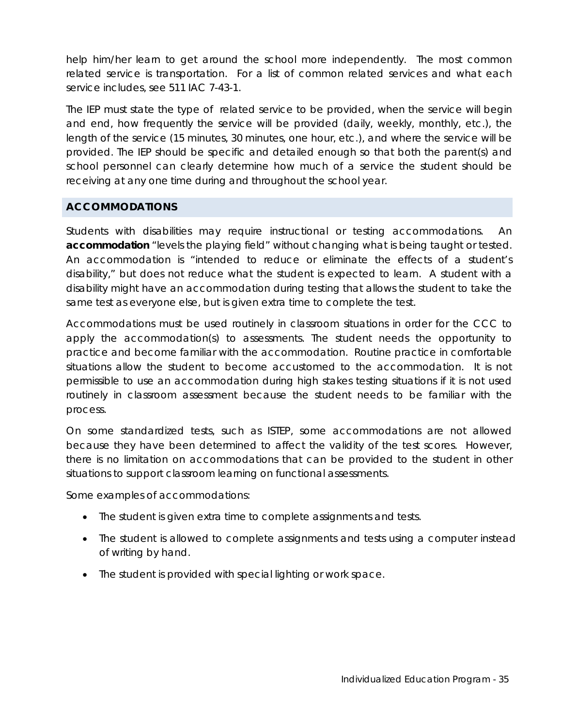help him/her learn to get around the school more independently. The most common related service is transportation. For a list of common related services and what each service includes, see 511 IAC 7-43-1.

The IEP must state the type of related service to be provided, when the service will begin and end, how frequently the service will be provided (daily, weekly, monthly, etc.), the length of the service (15 minutes, 30 minutes, one hour, etc.), and where the service will be provided. The IEP should be specific and detailed enough so that both the parent(s) and school personnel can clearly determine how much of a service the student should be receiving at any one time during and throughout the school year.

## ACCOMMODATIONS

Students with disabilities may require instructional or testing accommodations. An **accommodation** "levels the playing field" without changing what is being taught or tested. An accommodation is "intended to reduce or eliminate the effects of a student's disability," but does not reduce what the student is expected to learn. A student with a disability might have an accommodation during testing that allows the student to take the same test as everyone else, but is given extra time to complete the test.

Accommodations must be used routinely in classroom situations in order for the CCC to apply the accommodation(s) to assessments. The student needs the opportunity to practice and become familiar with the accommodation. Routine practice in comfortable situations allow the student to become accustomed to the accommodation. It is not permissible to use an accommodation during high stakes testing situations if it is not used routinely in classroom assessment because the student needs to be familiar with the process.

On some standardized tests, such as ISTEP, some accommodations are not allowed because they have been determined to affect the validity of the test scores. However, there is no limitation on accommodations that can be provided to the student in other situations to support classroom learning on functional assessments.

Some examples of accommodations:

- The student is given extra time to complete assignments and tests.
- The student is allowed to complete assignments and tests using a computer instead of writing by hand.
- The student is provided with special lighting or work space.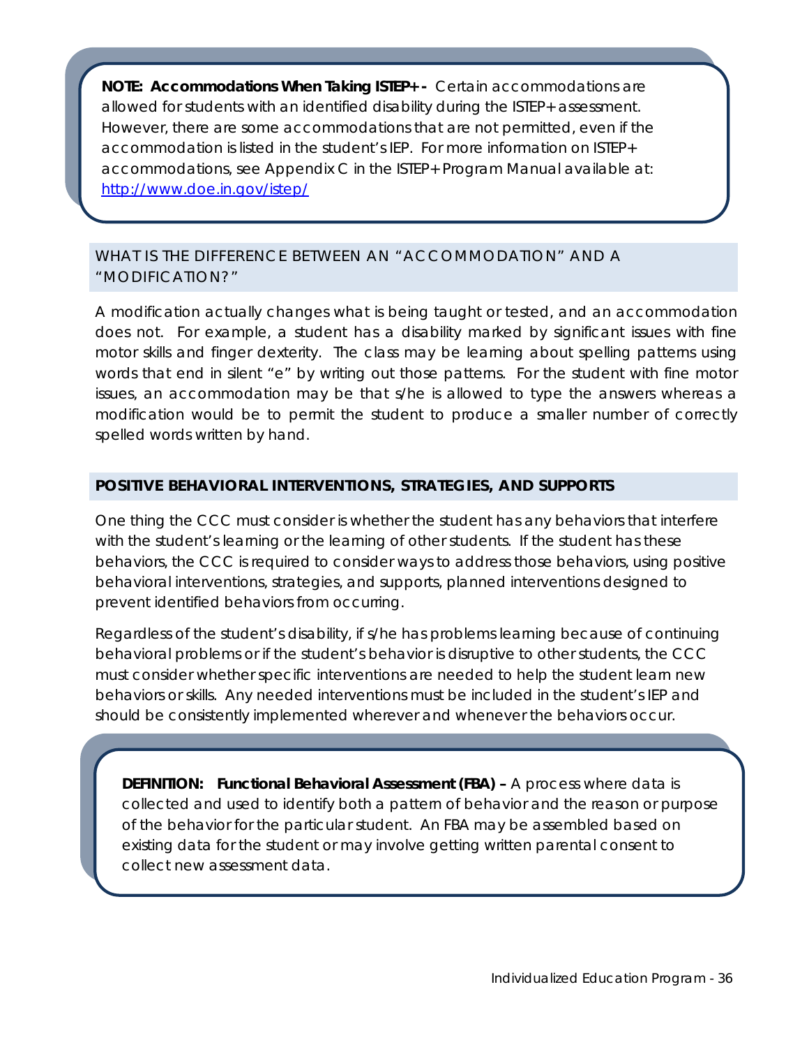> **NOTE: Accommodations When Taking ISTEP+ -** Certain accommodations are allowed for students with an identified disability during the ISTEP+ assessment. However, there are some accommodations that are not permitted, even if the accommodation is listed in the student's IEP. For more information on ISTEP+ accommodations, see Appendix C in the ISTEP+ Program Manual available at: http://www.doe.in.gov/istep/

## WHAT IS THE DIFFERENCE BETWEEN AN "ACCOMMODATION" AND A "MODIFICATION?"

A modification actually changes what is being taught or tested, and an accommodation does not. For example, a student has a disability marked by significant issues with fine motor skills and finger dexterity. The class may be learning about spelling patterns using words that end in silent "e" by writing out those patterns. For the student with fine motor issues, an accommodation may be that s/he is allowed to type the answers whereas a modification would be to permit the student to produce a smaller number of correctly spelled words written by hand.

## POSITIVE BEHAVIORAL INTERVENTIONS, STRATEGIES, AND SUPPORTS

One thing the CCC must consider is whether the student has any behaviors that interfere with the student's learning or the learning of other students. If the student has these behaviors, the CCC is required to consider ways to address those behaviors, using positive behavioral interventions, strategies, and supports, planned interventions designed to prevent identified behaviors from occurring.

Regardless of the student's disability, if s/he has problems learning because of continuing behavioral problems or if the student's behavior is disruptive to other students, the CCC must consider whether specific interventions are needed to help the student learn new behaviors or skills. Any needed interventions must be included in the student's IEP and should be consistently implemented wherever and whenever the behaviors occur.

> **DEFINITION: Functional Behavioral Assessment (FBA) –** A process where data is collected and used to identify both a pattern of behavior and the reason or purpose of the behavior for the particular student. An FBA may be assembled based on existing data for the student or may involve getting written parental consent to collect new assessment data.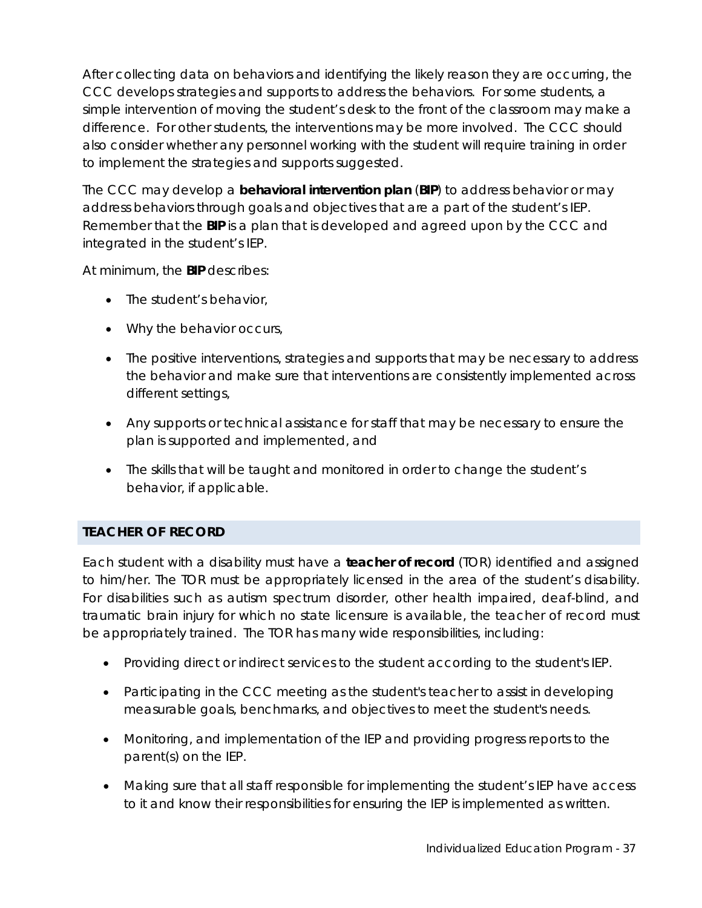After collecting data on behaviors and identifying the likely reason they are occurring, the CCC develops strategies and supports to address the behaviors. For some students, a simple intervention of moving the student's desk to the front of the classroom may make a difference. For other students, the interventions may be more involved. The CCC should also consider whether any personnel working with the student will require training in order to implement the strategies and supports suggested.

The CCC may develop a **behavioral intervention plan** (**BIP**) to address behavior or may address behaviors through goals and objectives that are a part of the student's IEP. Remember that the **BIP** is a plan that is developed and agreed upon by the CCC and integrated in the student's IEP.

At minimum, the **BIP** describes:

- The student's behavior,
- Why the behavior occurs,
- The positive interventions, strategies and supports that may be necessary to address the behavior and make sure that interventions are consistently implemented across different settings,
- Any supports or technical assistance for staff that may be necessary to ensure the plan is supported and implemented, and
- The skills that will be taught and monitored in order to change the student's behavior, if applicable.

## TEACHER OF RECORD

Each student with a disability must have a **teacher of record** (TOR) identified and assigned to him/her. The TOR must be appropriately licensed in the area of the student's disability. For disabilities such as autism spectrum disorder, other health impaired, deaf-blind, and traumatic brain injury for which no state licensure is available, the teacher of record must be appropriately trained. The TOR has many wide responsibilities, including:

- Providing direct or indirect services to the student according to the student's IEP.
- Participating in the CCC meeting as the student's teacher to assist in developing measurable goals, benchmarks, and objectives to meet the student's needs.
- Monitoring, and implementation of the IEP and providing progress reports to the parent(s) on the IEP.
- Making sure that all staff responsible for implementing the student's IEP have access to it and know their responsibilities for ensuring the IEP is implemented as written.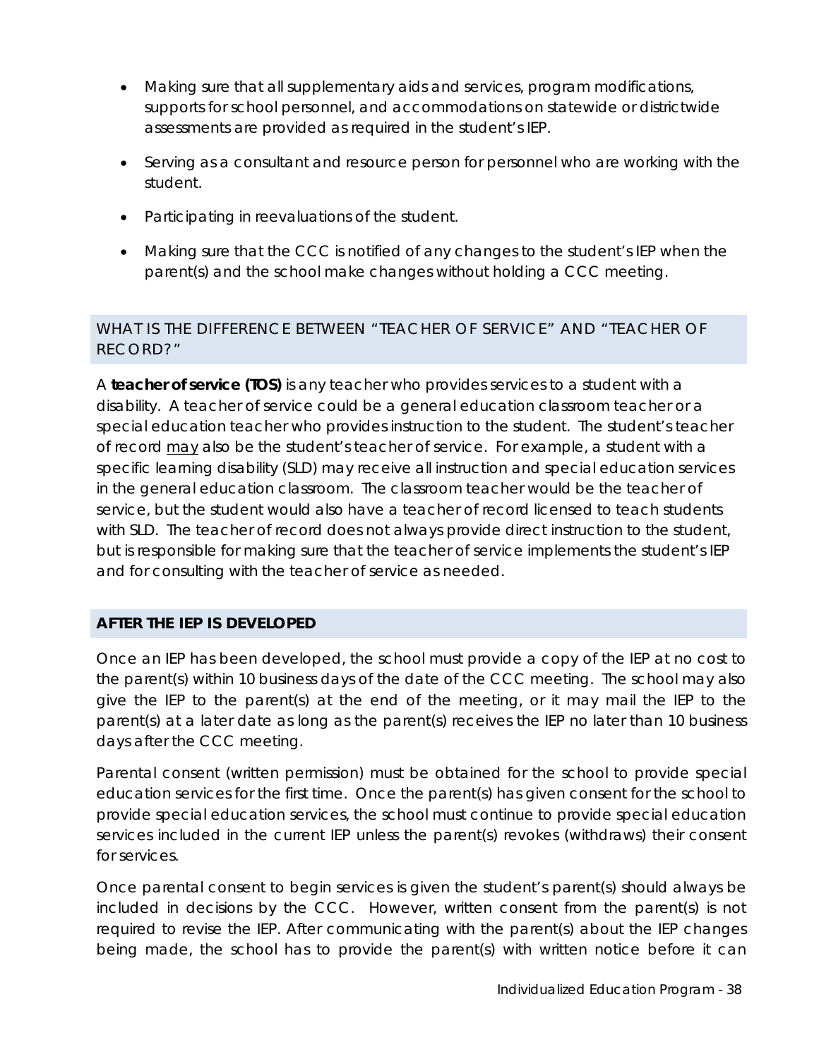- Making sure that all supplementary aids and services, program modifications, supports for school personnel, and accommodations on statewide or districtwide assessments are provided as required in the student's IEP.
- Serving as a consultant and resource person for personnel who are working with the student.
- Participating in reevaluations of the student.
- Making sure that the CCC is notified of any changes to the student's IEP when the parent(s) and the school make changes without holding a CCC meeting.

## WHAT IS THE DIFFERENCE BETWEEN "TEACHER OF SERVICE" AND "TEACHER OF RECORD?"

A **teacher of service (TOS)** is any teacher who provides services to a student with a disability. A teacher of service could be a general education classroom teacher or a special education teacher who provides instruction to the student. The student's teacher of record <u>may</u> also be the student's teacher of service. For example, a student with a specific learning disability (SLD) may receive all instruction and special education services in the general education classroom. The classroom teacher would be the teacher of service, but the student would also have a teacher of record licensed to teach students with SLD. The teacher of record does not always provide direct instruction to the student, but is responsible for making sure that the teacher of service implements the student's IEP and for consulting with the teacher of service as needed.

## AFTER THE IEP IS DEVELOPED

Once an IEP has been developed, the school must provide a copy of the IEP at no cost to the parent(s) within 10 business days of the date of the CCC meeting. The school may also give the IEP to the parent(s) at the end of the meeting, or it may mail the IEP to the parent(s) at a later date as long as the parent(s) receives the IEP no later than 10 business days after the CCC meeting.

Parental consent (written permission) must be obtained for the school to provide special education services for the first time. Once the parent(s) has given consent for the school to provide special education services, the school must continue to provide special education services included in the current IEP unless the parent(s) revokes (withdraws) their consent for services.

Once parental consent to begin services is given the student's parent(s) should always be included in decisions by the CCC. However, written consent from the parent(s) is not required to revise the IEP. After communicating with the parent(s) about the IEP changes being made, the school has to provide the parent(s) with written notice before it can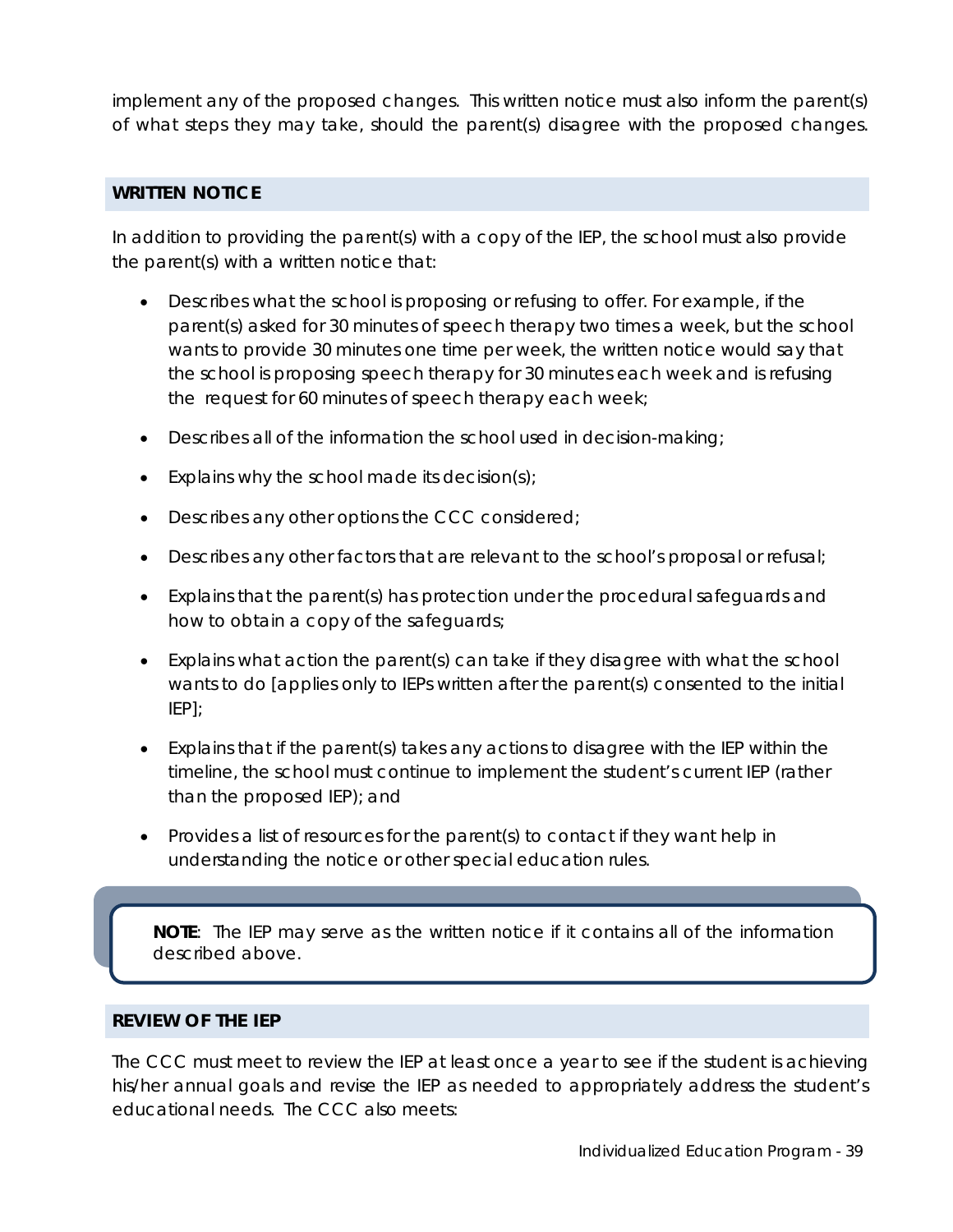implement any of the proposed changes. This written notice must also inform the parent(s) of what steps they may take, should the parent(s) disagree with the proposed changes.

## WRITTEN NOTICE

In addition to providing the parent(s) with a copy of the IEP, the school must also provide the parent(s) with a written notice that:

- Describes what the school is proposing or refusing to offer. For example, if the parent(s) asked for 30 minutes of speech therapy two times a week, but the school wants to provide 30 minutes one time per week, the written notice would say that the school is proposing speech therapy for 30 minutes each week and is refusing the request for 60 minutes of speech therapy each week;
- Describes all of the information the school used in decision-making;
- Explains why the school made its decision(s);
- Describes any other options the CCC considered;
- Describes any other factors that are relevant to the school's proposal or refusal;
- Explains that the parent(s) has protection under the procedural safeguards and how to obtain a copy of the safeguards;
- Explains what action the parent(s) can take if they disagree with what the school wants to do [applies only to IEPs written after the parent(s) consented to the initial IEP];
- Explains that if the parent(s) takes any actions to disagree with the IEP within the timeline, the school must continue to implement the student's current IEP (rather than the proposed IEP); and
- Provides a list of resources for the parent(s) to contact if they want help in understanding the notice or other special education rules.

> **NOTE**: The IEP may serve as the written notice if it contains all of the information described above.

## REVIEW OF THE IEP

The CCC must meet to review the IEP at least once a year to see if the student is achieving his/her annual goals and revise the IEP as needed to appropriately address the student's educational needs. The CCC also meets: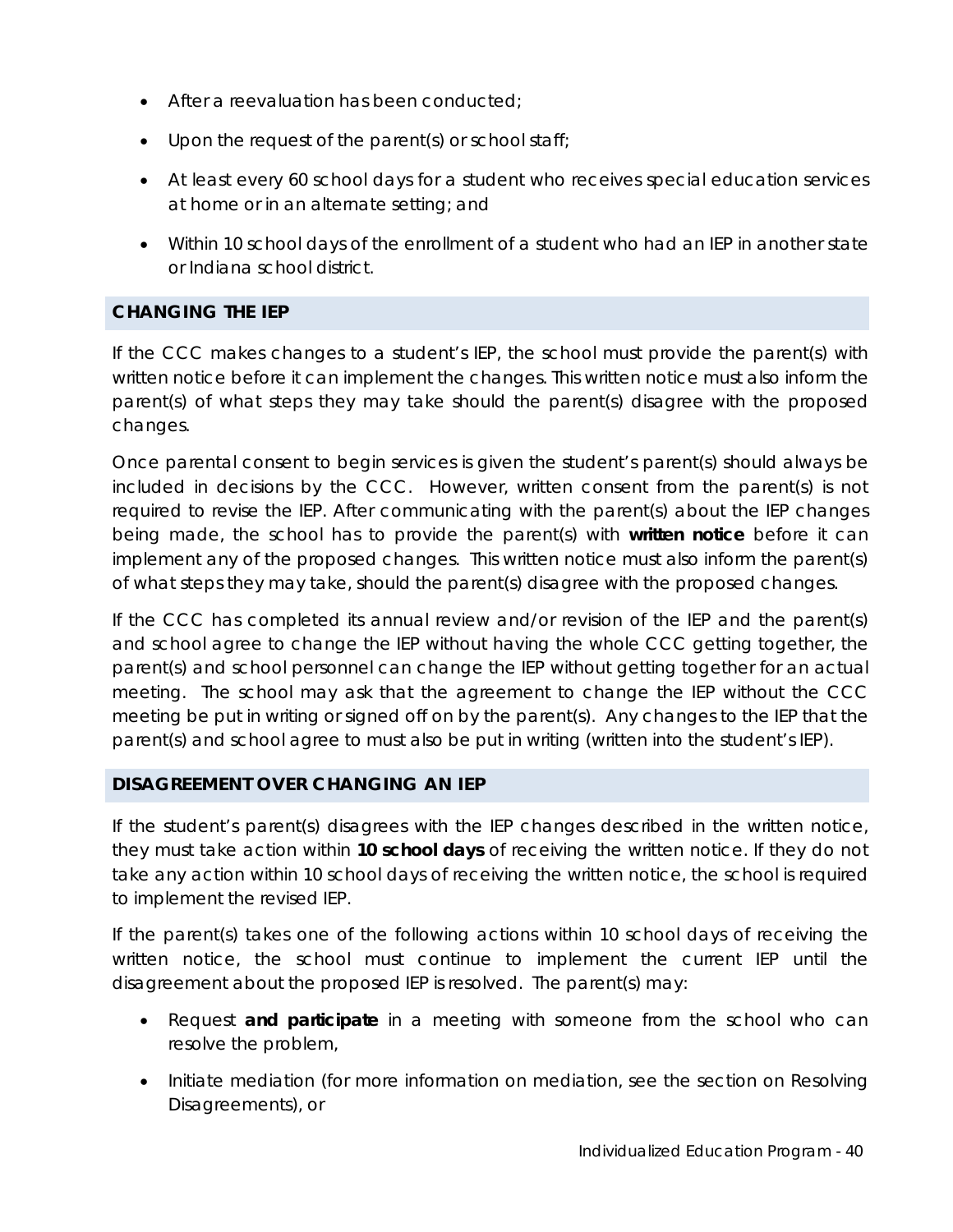- After a reevaluation has been conducted;
- Upon the request of the parent(s) or school staff;
- At least every 60 school days for a student who receives special education services at home or in an alternate setting; and
- Within 10 school days of the enrollment of a student who had an IEP in another state or Indiana school district.

## CHANGING THE IEP

If the CCC makes changes to a student's IEP, the school must provide the parent(s) with written notice before it can implement the changes. This written notice must also inform the parent(s) of what steps they may take should the parent(s) disagree with the proposed changes.

Once parental consent to begin services is given the student's parent(s) should always be included in decisions by the CCC. However, written consent from the parent(s) is not required to revise the IEP. After communicating with the parent(s) about the IEP changes being made, the school has to provide the parent(s) with **written notice** before it can implement any of the proposed changes. This written notice must also inform the parent(s) of what steps they may take, should the parent(s) disagree with the proposed changes.

If the CCC has completed its annual review and/or revision of the IEP and the parent(s) and school agree to change the IEP without having the whole CCC getting together, the parent(s) and school personnel can change the IEP without getting together for an actual meeting. The school may ask that the agreement to change the IEP without the CCC meeting be put in writing or signed off on by the parent(s). Any changes to the IEP that the parent(s) and school agree to must also be put in writing (written into the student's IEP).

## DISAGREEMENT OVER CHANGING AN IEP

If the student's parent(s) disagrees with the IEP changes described in the written notice, they must take action within **10 school days** of receiving the written notice. If they do not take any action within 10 school days of receiving the written notice, the school is required to implement the revised IEP.

If the parent(s) takes one of the following actions within 10 school days of receiving the written notice, the school must continue to implement the current IEP until the disagreement about the proposed IEP is resolved. The parent(s) may:

- Request **and participate** in a meeting with someone from the school who can resolve the problem,
- Initiate mediation (for more information on mediation, see the section on Resolving Disagreements), or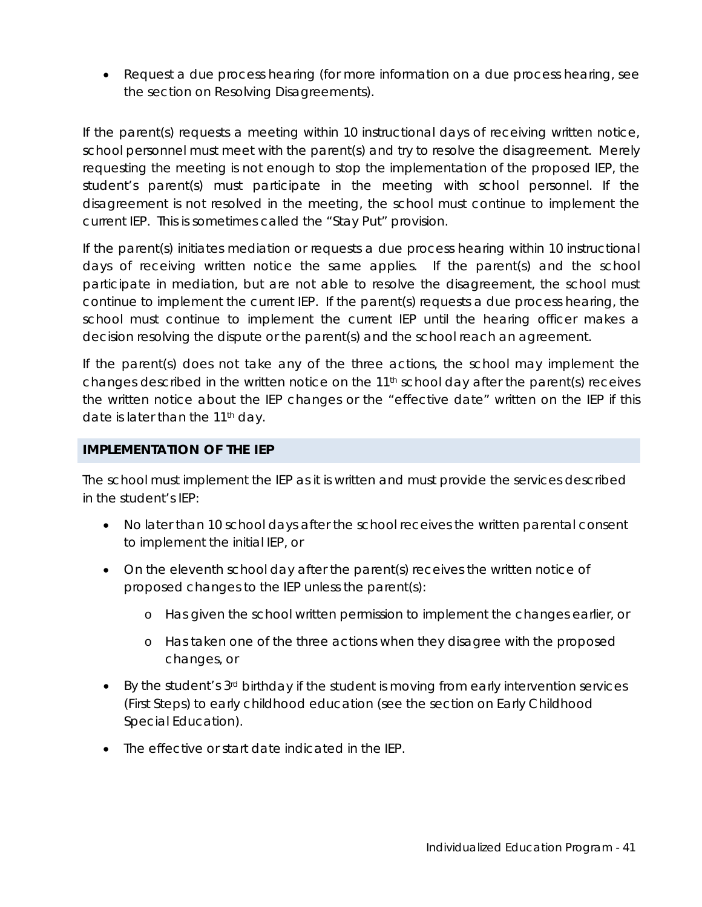- Request a due process hearing (for more information on a due process hearing, see the section on Resolving Disagreements).

If the parent(s) requests a meeting within 10 instructional days of receiving written notice, school personnel must meet with the parent(s) and try to resolve the disagreement. Merely requesting the meeting is not enough to stop the implementation of the proposed IEP, the student's parent(s) must participate in the meeting with school personnel. If the disagreement is not resolved in the meeting, the school must continue to implement the current IEP. This is sometimes called the "Stay Put" provision.

If the parent(s) initiates mediation or requests a due process hearing within 10 instructional days of receiving written notice the same applies. If the parent(s) and the school participate in mediation, but are not able to resolve the disagreement, the school must continue to implement the current IEP. If the parent(s) requests a due process hearing, the school must continue to implement the current IEP until the hearing officer makes a decision resolving the dispute or the parent(s) and the school reach an agreement.

If the parent(s) does not take any of the three actions, the school may implement the changes described in the written notice on the 11th school day after the parent(s) receives the written notice about the IEP changes or the "effective date" written on the IEP if this date is later than the 11th day.

## IMPLEMENTATION OF THE IEP

The school must implement the IEP as it is written and must provide the services described in the student's IEP:

- No later than 10 school days after the school receives the written parental consent to implement the initial IEP, or
- On the eleventh school day after the parent(s) receives the written notice of proposed changes to the IEP unless the parent(s):
  - Has given the school written permission to implement the changes earlier, or
  - Has taken one of the three actions when they disagree with the proposed changes, or
- By the student's 3rd birthday if the student is moving from early intervention services (First Steps) to early childhood education (see the section on Early Childhood Special Education).
- The effective or start date indicated in the IEP.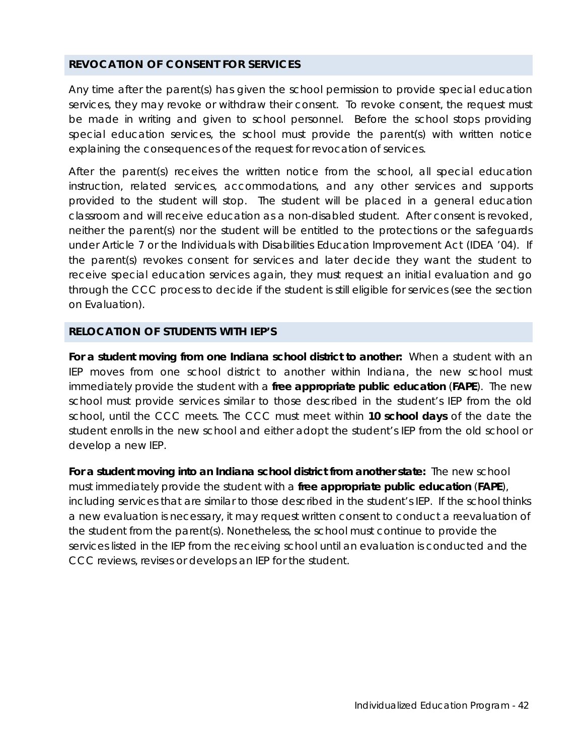## REVOCATION OF CONSENT FOR SERVICES

Any time after the parent(s) has given the school permission to provide special education services, they may revoke or withdraw their consent. To revoke consent, the request must be made in writing and given to school personnel. Before the school stops providing special education services, the school must provide the parent(s) with written notice explaining the consequences of the request for revocation of services.

After the parent(s) receives the written notice from the school, all special education instruction, related services, accommodations, and any other services and supports provided to the student will stop. The student will be placed in a general education classroom and will receive education as a non-disabled student. After consent is revoked, neither the parent(s) nor the student will be entitled to the protections or the safeguards under Article 7 or the Individuals with Disabilities Education Improvement Act (IDEA '04). If the parent(s) revokes consent for services and later decide they want the student to receive special education services again, they must request an initial evaluation and go through the CCC process to decide if the student is still eligible for services (see the section on Evaluation).

## RELOCATION OF STUDENTS WITH IEP'S

**For a student moving from one Indiana school district to another:** When a student with an IEP moves from one school district to another within Indiana, the new school must immediately provide the student with a **free appropriate public education** (**FAPE**). The new school must provide services similar to those described in the student's IEP from the old school, until the CCC meets. The CCC must meet within **10 school days** of the date the student enrolls in the new school and either adopt the student's IEP from the old school or develop a new IEP.

**For a student moving into an Indiana school district from another state:** The new school must immediately provide the student with a **free appropriate public education** (**FAPE**), including services that are similar to those described in the student's IEP. If the school thinks a new evaluation is necessary, it may request written consent to conduct a reevaluation of the student from the parent(s). Nonetheless, the school must continue to provide the services listed in the IEP from the receiving school until an evaluation is conducted and the CCC reviews, revises or develops an IEP for the student.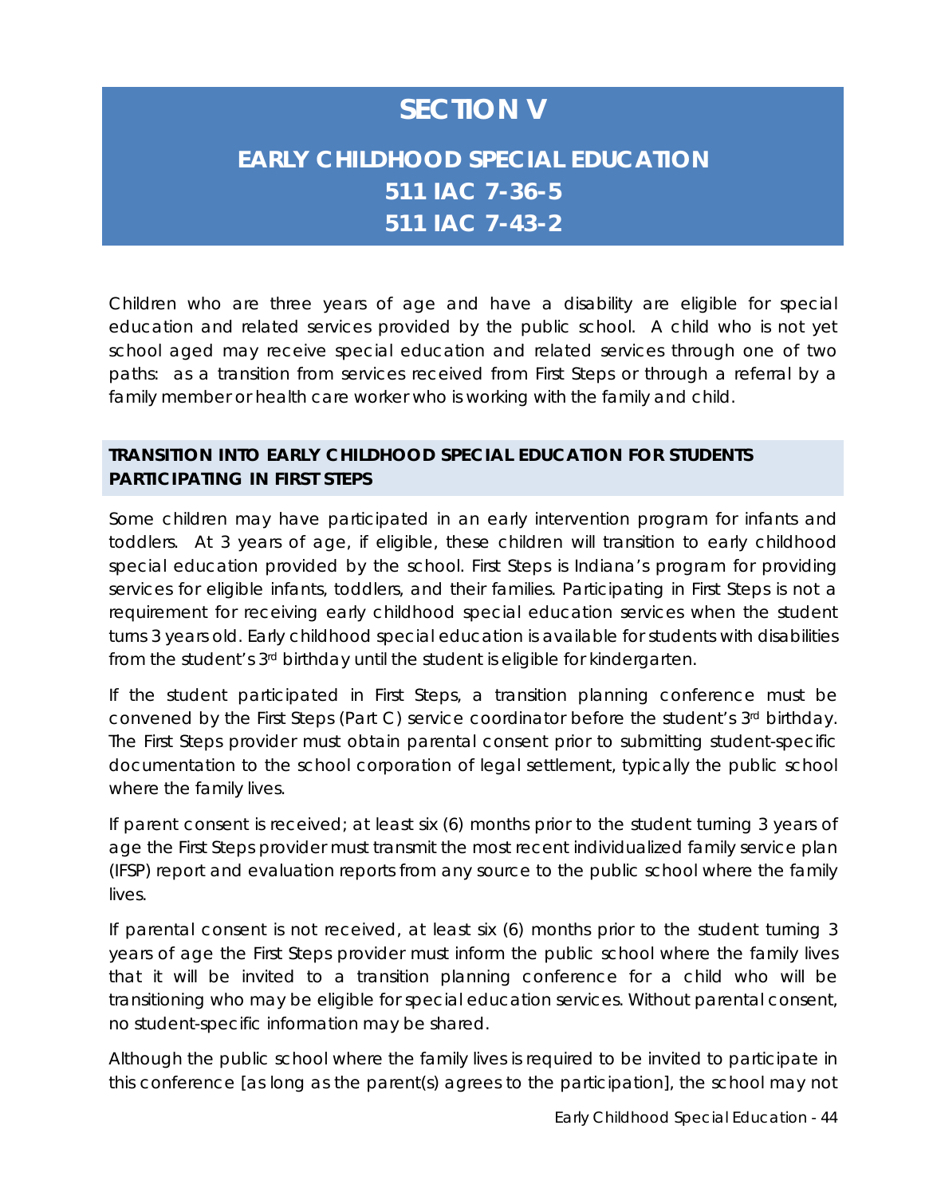# SECTION V

## EARLY CHILDHOOD SPECIAL EDUCATION
## 511 IAC 7-36-5
## 511 IAC 7-43-2

Children who are three years of age and have a disability are eligible for special education and related services provided by the public school. A child who is not yet school aged may receive special education and related services through one of two paths: as a transition from services received from First Steps or through a referral by a family member or health care worker who is working with the family and child.

### TRANSITION INTO EARLY CHILDHOOD SPECIAL EDUCATION FOR STUDENTS PARTICIPATING IN FIRST STEPS

Some children may have participated in an early intervention program for infants and toddlers. At 3 years of age, if eligible, these children will transition to early childhood special education provided by the school. First Steps is Indiana's program for providing services for eligible infants, toddlers, and their families. Participating in First Steps is not a requirement for receiving early childhood special education services when the student turns 3 years old. Early childhood special education is available for students with disabilities from the student's 3rd birthday until the student is eligible for kindergarten.

If the student participated in First Steps, a transition planning conference must be convened by the First Steps (Part C) service coordinator before the student's 3rd birthday. The First Steps provider must obtain parental consent prior to submitting student-specific documentation to the school corporation of legal settlement, typically the public school where the family lives.

If parent consent is received; at least six (6) months prior to the student turning 3 years of age the First Steps provider must transmit the most recent individualized family service plan (IFSP) report and evaluation reports from any source to the public school where the family lives.

If parental consent is not received, at least six (6) months prior to the student turning 3 years of age the First Steps provider must inform the public school where the family lives that it will be invited to a transition planning conference for a child who will be transitioning who may be eligible for special education services. Without parental consent, no student-specific information may be shared.

Although the public school where the family lives is required to be invited to participate in this conference [as long as the parent(s) agrees to the participation], the school may not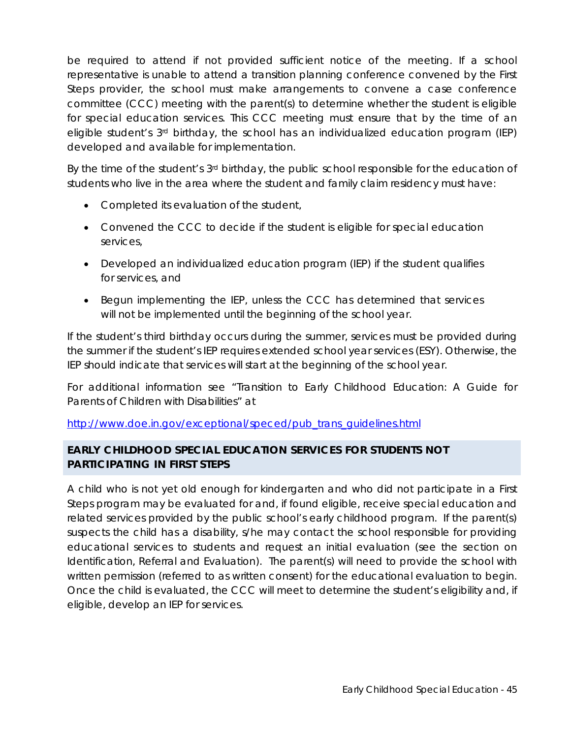be required to attend if not provided sufficient notice of the meeting. If a school representative is unable to attend a transition planning conference convened by the First Steps provider, the school must make arrangements to convene a case conference committee (CCC) meeting with the parent(s) to determine whether the student is eligible for special education services. This CCC meeting must ensure that by the time of an eligible student's 3rd birthday, the school has an individualized education program (IEP) developed and available for implementation.

By the time of the student's 3rd birthday, the public school responsible for the education of students who live in the area where the student and family claim residency must have:

- Completed its evaluation of the student,
- Convened the CCC to decide if the student is eligible for special education services,
- Developed an individualized education program (IEP) if the student qualifies for services, and
- Begun implementing the IEP, unless the CCC has determined that services will not be implemented until the beginning of the school year.

If the student's third birthday occurs during the summer, services must be provided during the summer if the student's IEP requires extended school year services (ESY). Otherwise, the IEP should indicate that services will start at the beginning of the school year.

For additional information see "Transition to Early Childhood Education: A Guide for Parents of Children with Disabilities" at

http://www.doe.in.gov/exceptional/speced/pub_trans_guidelines.html

## EARLY CHILDHOOD SPECIAL EDUCATION SERVICES FOR STUDENTS NOT PARTICIPATING IN FIRST STEPS

A child who is not yet old enough for kindergarten and who did not participate in a First Steps program may be evaluated for and, if found eligible, receive special education and related services provided by the public school's early childhood program. If the parent(s) suspects the child has a disability, s/he may contact the school responsible for providing educational services to students and request an initial evaluation (see the section on Identification, Referral and Evaluation). The parent(s) will need to provide the school with written permission (referred to as written consent) for the educational evaluation to begin. Once the child is evaluated, the CCC will meet to determine the student's eligibility and, if eligible, develop an IEP for services.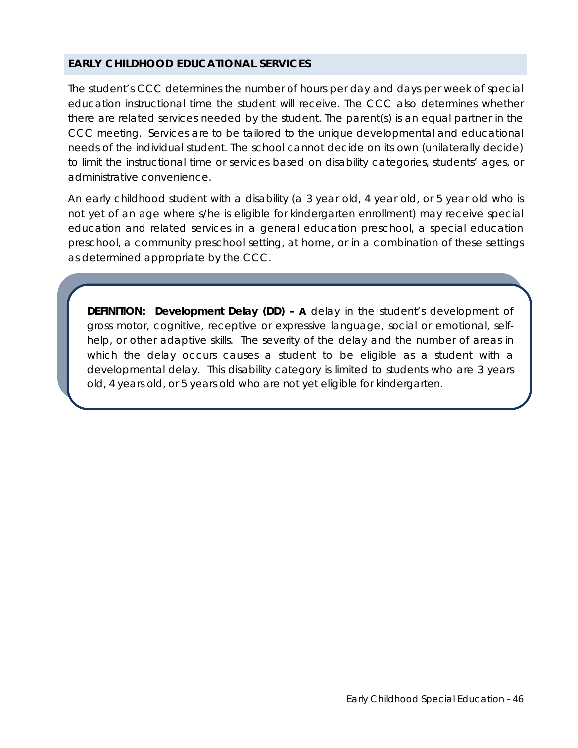## EARLY CHILDHOOD EDUCATIONAL SERVICES

The student's CCC determines the number of hours per day and days per week of special education instructional time the student will receive. The CCC also determines whether there are related services needed by the student. The parent(s) is an equal partner in the CCC meeting. Services are to be tailored to the unique developmental and educational needs of the individual student. The school cannot decide on its own (unilaterally decide) to limit the instructional time or services based on disability categories, students' ages, or administrative convenience.

An early childhood student with a disability (a 3 year old, 4 year old, or 5 year old who is not yet of an age where s/he is eligible for kindergarten enrollment) may receive special education and related services in a general education preschool, a special education preschool, a community preschool setting, at home, or in a combination of these settings as determined appropriate by the CCC.

> **DEFINITION: Development Delay (DD) – A** delay in the student's development of gross motor, cognitive, receptive or expressive language, social or emotional, self-help, or other adaptive skills. The severity of the delay and the number of areas in which the delay occurs causes a student to be eligible as a student with a developmental delay. This disability category is limited to students who are 3 years old, 4 years old, or 5 years old who are not yet eligible for kindergarten.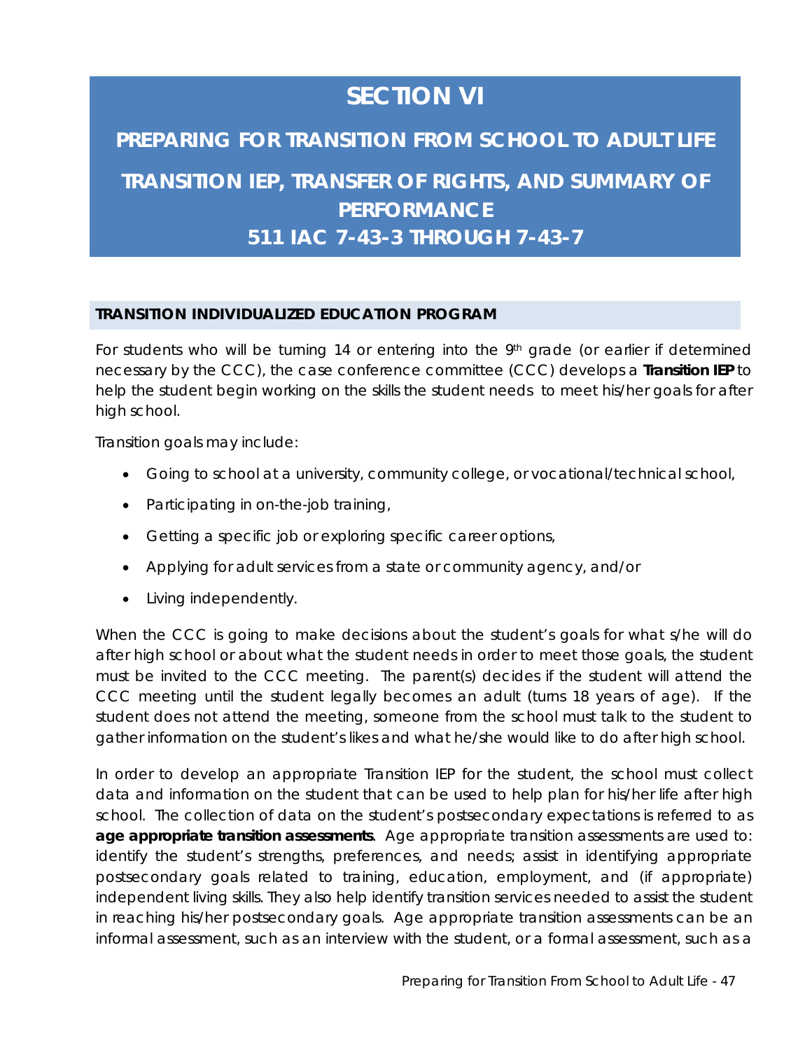# SECTION VI

## PREPARING FOR TRANSITION FROM SCHOOL TO ADULT LIFE

## TRANSITION IEP, TRANSFER OF RIGHTS, AND SUMMARY OF PERFORMANCE

## 511 IAC 7-43-3 THROUGH 7-43-7

### TRANSITION INDIVIDUALIZED EDUCATION PROGRAM

For students who will be turning 14 or entering into the 9th grade (or earlier if determined necessary by the CCC), the case conference committee (CCC) develops a **Transition IEP** to help the student begin working on the skills the student needs to meet his/her goals for after high school.

Transition goals may include:

- Going to school at a university, community college, or vocational/technical school,
- Participating in on-the-job training,
- Getting a specific job or exploring specific career options,
- Applying for adult services from a state or community agency, and/or
- Living independently.

When the CCC is going to make decisions about the student's goals for what s/he will do after high school or about what the student needs in order to meet those goals, the student must be invited to the CCC meeting. The parent(s) decides if the student will attend the CCC meeting until the student legally becomes an adult (turns 18 years of age). If the student does not attend the meeting, someone from the school must talk to the student to gather information on the student's likes and what he/she would like to do after high school.

In order to develop an appropriate Transition IEP for the student, the school must collect data and information on the student that can be used to help plan for his/her life after high school. The collection of data on the student's postsecondary expectations is referred to as **age appropriate transition assessments**. Age appropriate transition assessments are used to: identify the student's strengths, preferences, and needs; assist in identifying appropriate postsecondary goals related to training, education, employment, and (if appropriate) independent living skills. They also help identify transition services needed to assist the student in reaching his/her postsecondary goals. Age appropriate transition assessments can be an informal assessment, such as an interview with the student, or a formal assessment, such as a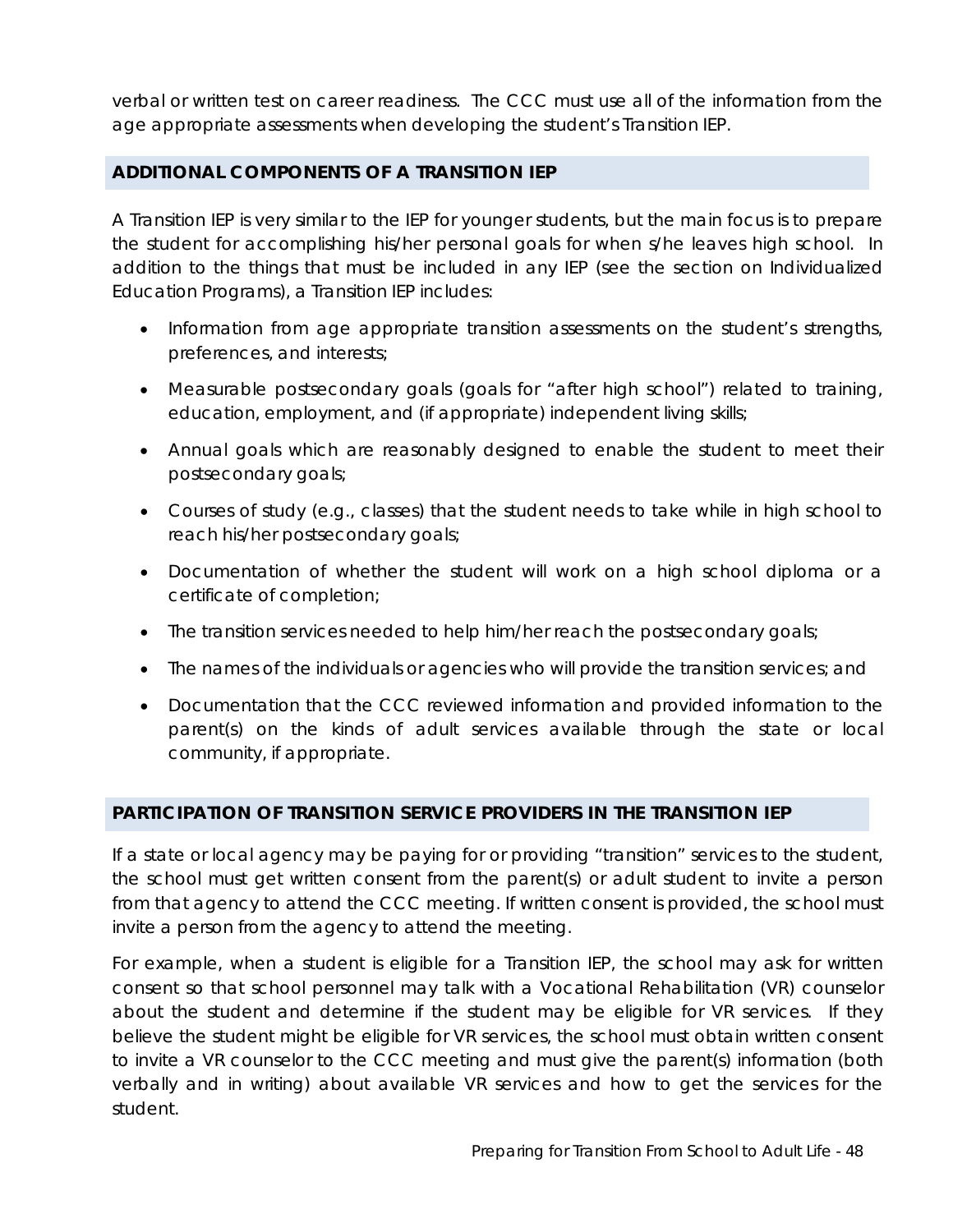verbal or written test on career readiness. The CCC must use all of the information from the age appropriate assessments when developing the student's Transition IEP.

## ADDITIONAL COMPONENTS OF A TRANSITION IEP

A Transition IEP is very similar to the IEP for younger students, but the main focus is to prepare the student for accomplishing his/her personal goals for when s/he leaves high school. In addition to the things that must be included in any IEP (see the section on Individualized Education Programs), a Transition IEP includes:

- Information from age appropriate transition assessments on the student's strengths, preferences, and interests;
- Measurable postsecondary goals (goals for "after high school") related to training, education, employment, and (if appropriate) independent living skills;
- Annual goals which are reasonably designed to enable the student to meet their postsecondary goals;
- Courses of study (e.g., classes) that the student needs to take while in high school to reach his/her postsecondary goals;
- Documentation of whether the student will work on a high school diploma or a certificate of completion;
- The transition services needed to help him/her reach the postsecondary goals;
- The names of the individuals or agencies who will provide the transition services; and
- Documentation that the CCC reviewed information and provided information to the parent(s) on the kinds of adult services available through the state or local community, if appropriate.

## PARTICIPATION OF TRANSITION SERVICE PROVIDERS IN THE TRANSITION IEP

If a state or local agency may be paying for or providing "transition" services to the student, the school must get written consent from the parent(s) or adult student to invite a person from that agency to attend the CCC meeting. If written consent is provided, the school must invite a person from the agency to attend the meeting.

For example, when a student is eligible for a Transition IEP, the school may ask for written consent so that school personnel may talk with a Vocational Rehabilitation (VR) counselor about the student and determine if the student may be eligible for VR services. If they believe the student might be eligible for VR services, the school must obtain written consent to invite a VR counselor to the CCC meeting and must give the parent(s) information (both verbally and in writing) about available VR services and how to get the services for the student.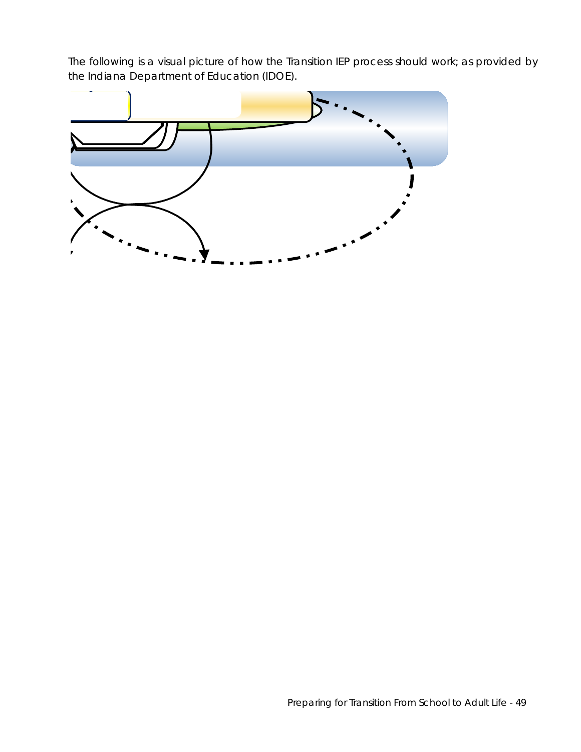The following is a visual picture of how the Transition IEP process should work; as provided by the Indiana Department of Education (IDOE).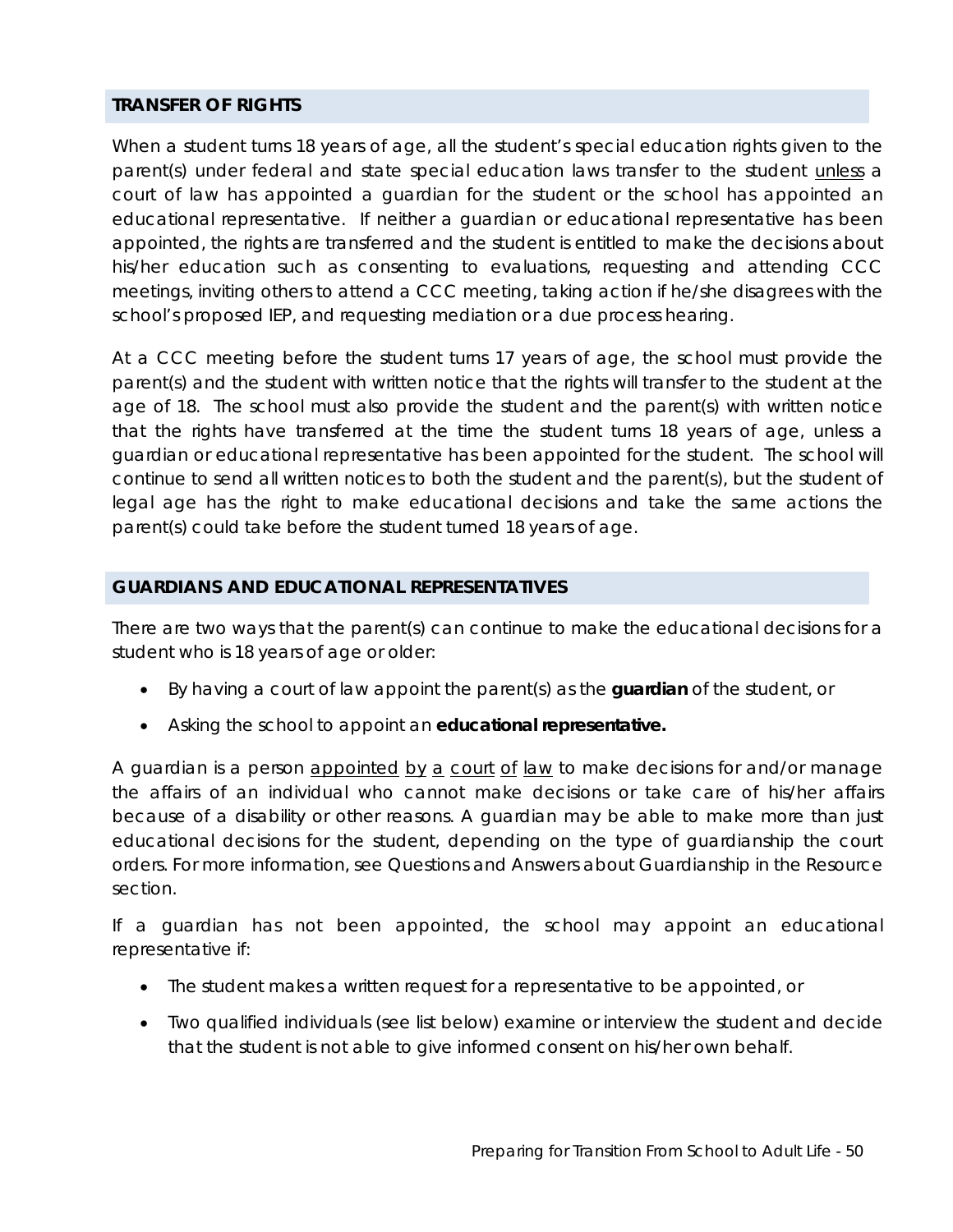## TRANSFER OF RIGHTS

When a student turns 18 years of age, all the student's special education rights given to the parent(s) under federal and state special education laws transfer to the student unless a court of law has appointed a guardian for the student or the school has appointed an educational representative. If neither a guardian or educational representative has been appointed, the rights are transferred and the student is entitled to make the decisions about his/her education such as consenting to evaluations, requesting and attending CCC meetings, inviting others to attend a CCC meeting, taking action if he/she disagrees with the school's proposed IEP, and requesting mediation or a due process hearing.

At a CCC meeting before the student turns 17 years of age, the school must provide the parent(s) and the student with written notice that the rights will transfer to the student at the age of 18. The school must also provide the student and the parent(s) with written notice that the rights have transferred at the time the student turns 18 years of age, unless a guardian or educational representative has been appointed for the student. The school will continue to send all written notices to both the student and the parent(s), but the student of legal age has the right to make educational decisions and take the same actions the parent(s) could take before the student turned 18 years of age.

## GUARDIANS AND EDUCATIONAL REPRESENTATIVES

There are two ways that the parent(s) can continue to make the educational decisions for a student who is 18 years of age or older:

- By having a court of law appoint the parent(s) as the **guardian** of the student, or
- Asking the school to appoint an **educational representative.**

A guardian is a person appointed by a court of law to make decisions for and/or manage the affairs of an individual who cannot make decisions or take care of his/her affairs because of a disability or other reasons. A guardian may be able to make more than just educational decisions for the student, depending on the type of guardianship the court orders. For more information, see Questions and Answers about Guardianship in the Resource section.

If a guardian has not been appointed, the school may appoint an educational representative if:

- The student makes a written request for a representative to be appointed, or
- Two qualified individuals (see list below) examine or interview the student and decide that the student is not able to give informed consent on his/her own behalf.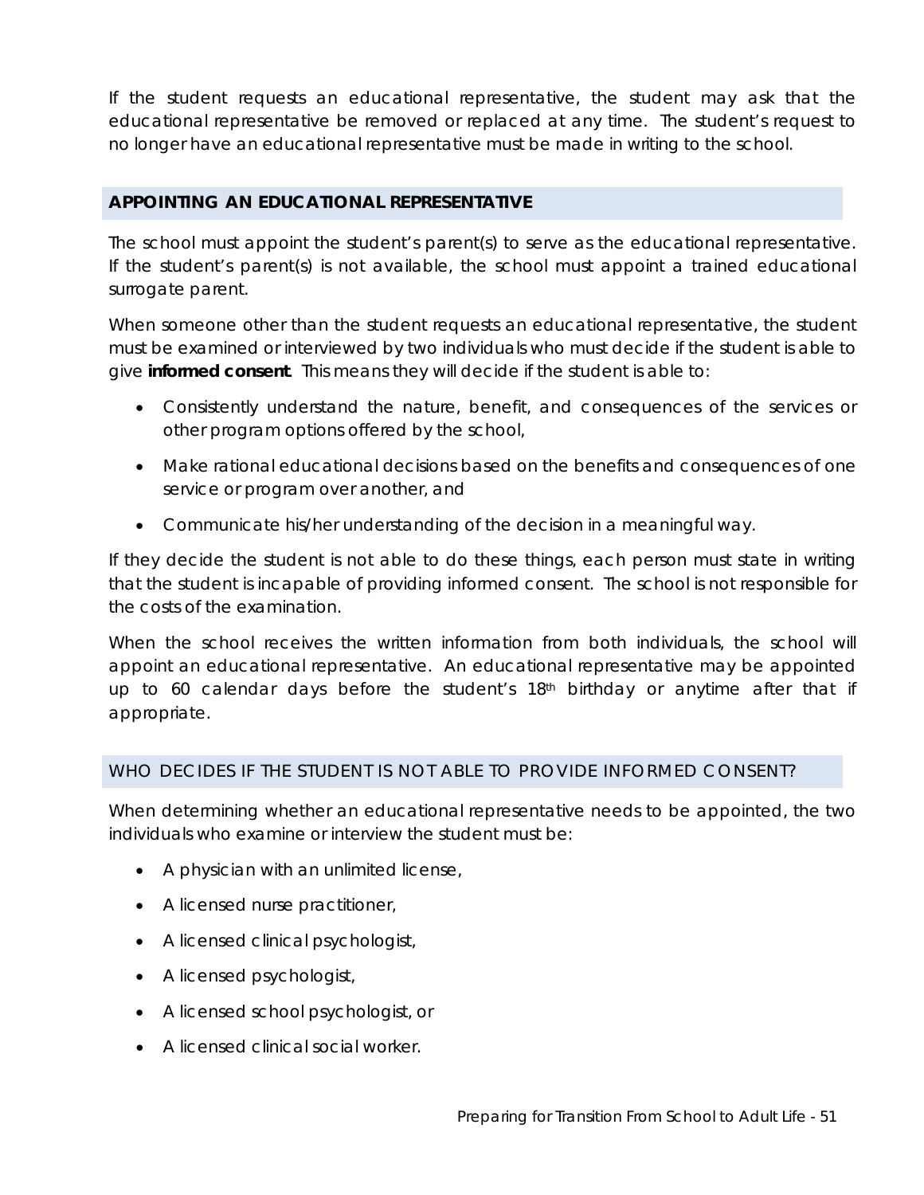If the student requests an educational representative, the student may ask that the educational representative be removed or replaced at any time. The student's request to no longer have an educational representative must be made in writing to the school.

## APPOINTING AN EDUCATIONAL REPRESENTATIVE

The school must appoint the student's parent(s) to serve as the educational representative. If the student's parent(s) is not available, the school must appoint a trained educational surrogate parent.

When someone other than the student requests an educational representative, the student must be examined or interviewed by two individuals who must decide if the student is able to give **informed consent**. This means they will decide if the student is able to:

- Consistently understand the nature, benefit, and consequences of the services or other program options offered by the school,
- Make rational educational decisions based on the benefits and consequences of one service or program over another, and
- Communicate his/her understanding of the decision in a meaningful way.

If they decide the student is not able to do these things, each person must state in writing that the student is incapable of providing informed consent. The school is not responsible for the costs of the examination.

When the school receives the written information from both individuals, the school will appoint an educational representative. An educational representative may be appointed up to 60 calendar days before the student's 18th birthday or anytime after that if appropriate.

### WHO DECIDES IF THE STUDENT IS NOT ABLE TO PROVIDE INFORMED CONSENT?

When determining whether an educational representative needs to be appointed, the two individuals who examine or interview the student must be:

- A physician with an unlimited license,
- A licensed nurse practitioner,
- A licensed clinical psychologist,
- A licensed psychologist,
- A licensed school psychologist, or
- A licensed clinical social worker.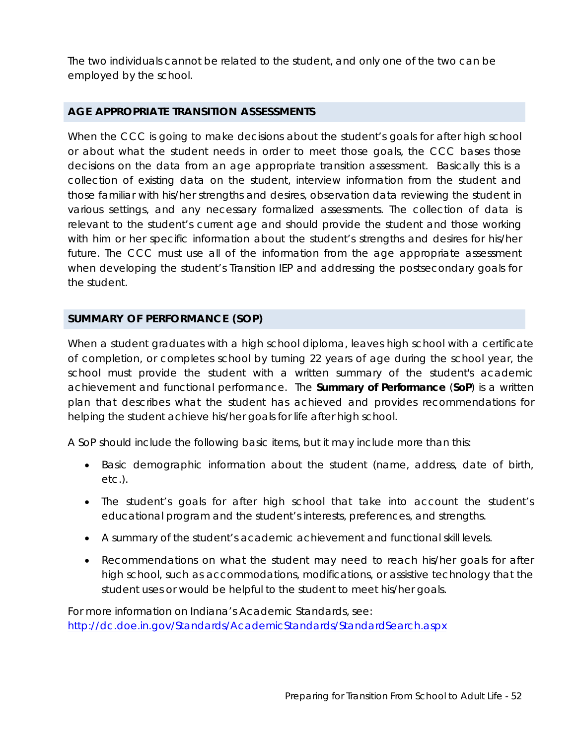The two individuals cannot be related to the student, and only one of the two can be employed by the school.

## AGE APPROPRIATE TRANSITION ASSESSMENTS

When the CCC is going to make decisions about the student's goals for after high school or about what the student needs in order to meet those goals, the CCC bases those decisions on the data from an age appropriate transition assessment. Basically this is a collection of existing data on the student, interview information from the student and those familiar with his/her strengths and desires, observation data reviewing the student in various settings, and any necessary formalized assessments. The collection of data is relevant to the student's current age and should provide the student and those working with him or her specific information about the student's strengths and desires for his/her future. The CCC must use all of the information from the age appropriate assessment when developing the student's Transition IEP and addressing the postsecondary goals for the student.

## SUMMARY OF PERFORMANCE (SOP)

When a student graduates with a high school diploma, leaves high school with a certificate of completion, or completes school by turning 22 years of age during the school year, the school must provide the student with a written summary of the student's academic achievement and functional performance. The **Summary of Performance** (**SoP**) is a written plan that describes what the student has achieved and provides recommendations for helping the student achieve his/her goals for life after high school.

A SoP should include the following basic items, but it may include more than this:

- Basic demographic information about the student (name, address, date of birth, etc.).
- The student's goals for after high school that take into account the student's educational program and the student's interests, preferences, and strengths.
- A summary of the student's academic achievement and functional skill levels.
- Recommendations on what the student may need to reach his/her goals for after high school, such as accommodations, modifications, or assistive technology that the student uses or would be helpful to the student to meet his/her goals.

For more information on Indiana's Academic Standards, see:
http://dc.doe.in.gov/Standards/AcademicStandards/StandardSearch.aspx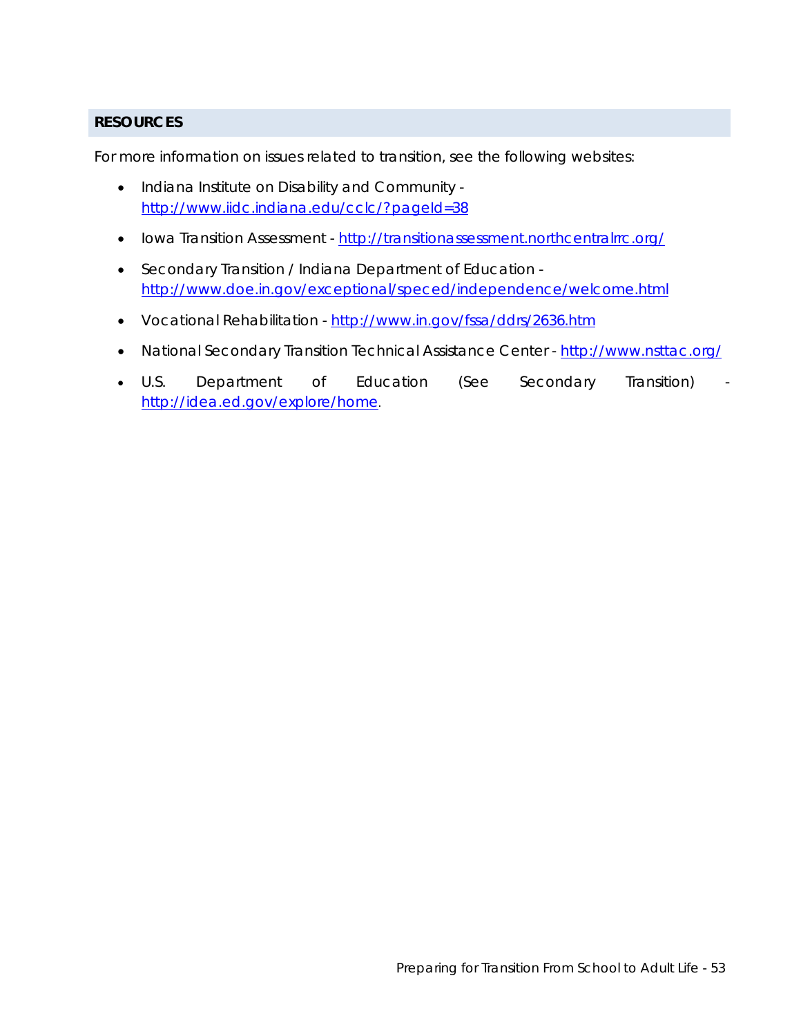## RESOURCES

For more information on issues related to transition, see the following websites:

- Indiana Institute on Disability and Community - http://www.iidc.indiana.edu/cclc/?pageId=38
- Iowa Transition Assessment - http://transitionassessment.northcentralrrc.org/
- Secondary Transition / Indiana Department of Education - http://www.doe.in.gov/exceptional/speced/independence/welcome.html
- Vocational Rehabilitation - http://www.in.gov/fssa/ddrs/2636.htm
- National Secondary Transition Technical Assistance Center - http://www.nsttac.org/
- U.S. Department of Education (See Secondary Transition) - http://idea.ed.gov/explore/home.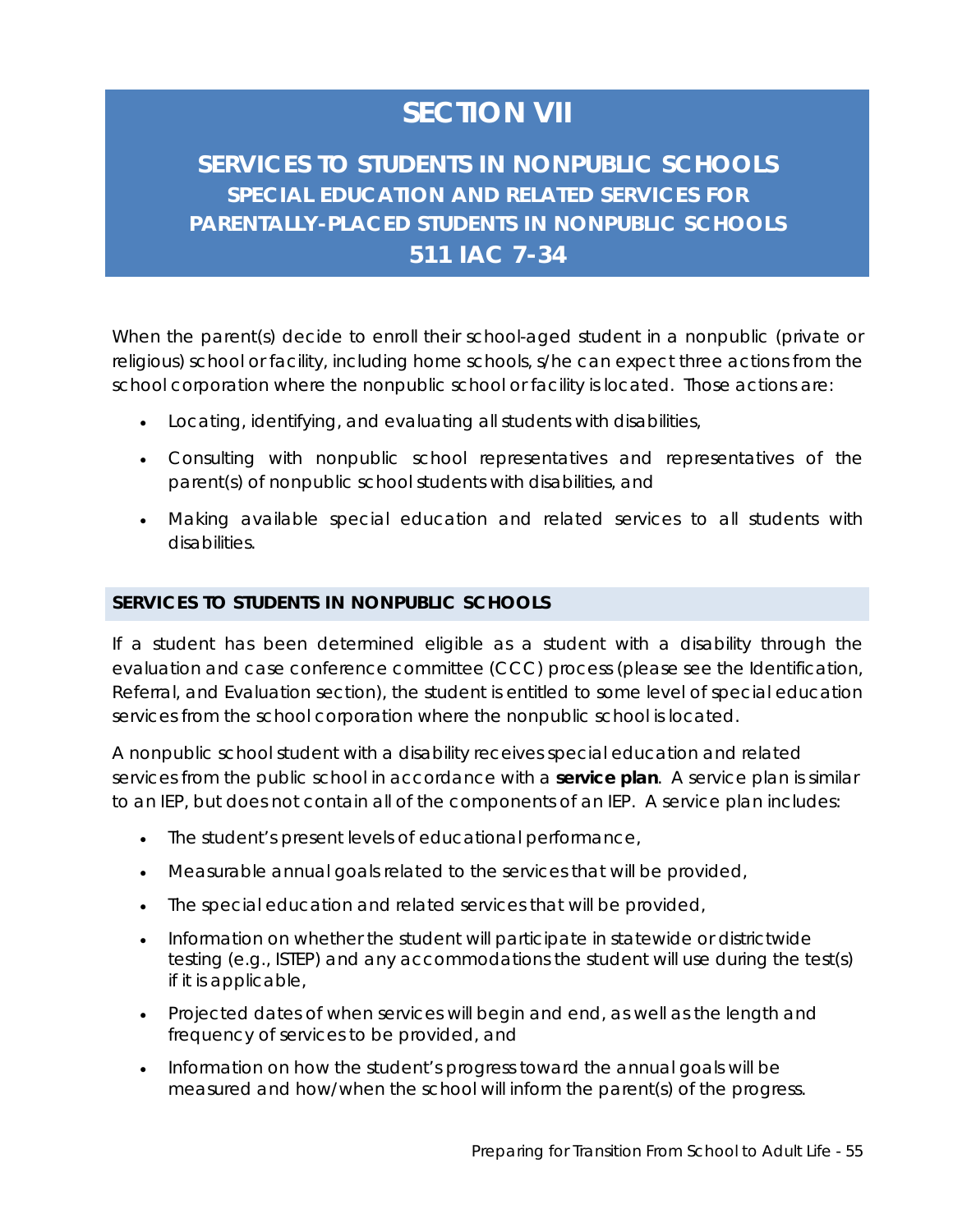# SECTION VII

## SERVICES TO STUDENTS IN NONPUBLIC SCHOOLS

### SPECIAL EDUCATION AND RELATED SERVICES FOR PARENTALLY-PLACED STUDENTS IN NONPUBLIC SCHOOLS

### 511 IAC 7-34

When the parent(s) decide to enroll their school-aged student in a nonpublic (private or religious) school or facility, including home schools, s/he can expect three actions from the school corporation where the nonpublic school or facility is located. Those actions are:

- Locating, identifying, and evaluating all students with disabilities,
- Consulting with nonpublic school representatives and representatives of the parent(s) of nonpublic school students with disabilities, and
- Making available special education and related services to all students with disabilities.

#### SERVICES TO STUDENTS IN NONPUBLIC SCHOOLS

If a student has been determined eligible as a student with a disability through the evaluation and case conference committee (CCC) process (please see the Identification, Referral, and Evaluation section), the student is entitled to some level of special education services from the school corporation where the nonpublic school is located.

A nonpublic school student with a disability receives special education and related services from the public school in accordance with a **service plan**. A service plan is similar to an IEP, but does not contain all of the components of an IEP. A service plan includes:

- The student's present levels of educational performance,
- Measurable annual goals related to the services that will be provided,
- The special education and related services that will be provided,
- Information on whether the student will participate in statewide or districtwide testing (e.g., ISTEP) and any accommodations the student will use during the test(s) if it is applicable,
- Projected dates of when services will begin and end, as well as the length and frequency of services to be provided, and
- Information on how the student's progress toward the annual goals will be measured and how/when the school will inform the parent(s) of the progress.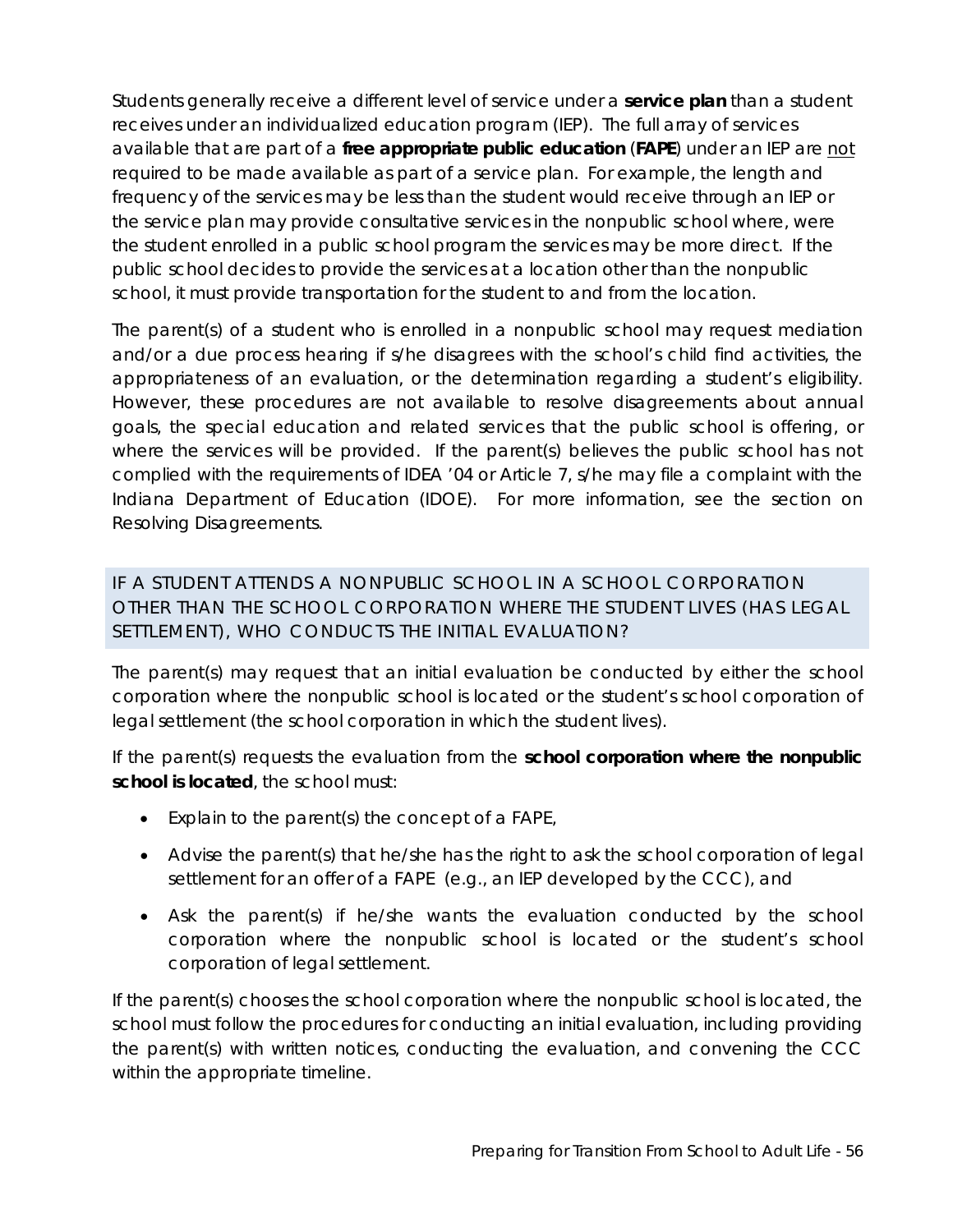Students generally receive a different level of service under a **service plan** than a student receives under an individualized education program (IEP). The full array of services available that are part of a **free appropriate public education** (**FAPE**) under an IEP are <u>not</u> required to be made available as part of a service plan. For example, the length and frequency of the services may be less than the student would receive through an IEP or the service plan may provide consultative services in the nonpublic school where, were the student enrolled in a public school program the services may be more direct. If the public school decides to provide the services at a location other than the nonpublic school, it must provide transportation for the student to and from the location.

The parent(s) of a student who is enrolled in a nonpublic school may request mediation and/or a due process hearing if s/he disagrees with the school's child find activities, the appropriateness of an evaluation, or the determination regarding a student's eligibility. However, these procedures are not available to resolve disagreements about annual goals, the special education and related services that the public school is offering, or where the services will be provided. If the parent(s) believes the public school has not complied with the requirements of IDEA '04 or Article 7, s/he may file a complaint with the Indiana Department of Education (IDOE). For more information, see the section on Resolving Disagreements.

## IF A STUDENT ATTENDS A NONPUBLIC SCHOOL IN A SCHOOL CORPORATION OTHER THAN THE SCHOOL CORPORATION WHERE THE STUDENT LIVES (HAS LEGAL SETTLEMENT), WHO CONDUCTS THE INITIAL EVALUATION?

The parent(s) may request that an initial evaluation be conducted by either the school corporation where the nonpublic school is located or the student's school corporation of legal settlement (the school corporation in which the student lives).

If the parent(s) requests the evaluation from the **school corporation where the nonpublic school is located**, the school must:

- Explain to the parent(s) the concept of a FAPE,
- Advise the parent(s) that he/she has the right to ask the school corporation of legal settlement for an offer of a FAPE (e.g., an IEP developed by the CCC), and
- Ask the parent(s) if he/she wants the evaluation conducted by the school corporation where the nonpublic school is located or the student's school corporation of legal settlement.

If the parent(s) chooses the school corporation where the nonpublic school is located, the school must follow the procedures for conducting an initial evaluation, including providing the parent(s) with written notices, conducting the evaluation, and convening the CCC within the appropriate timeline.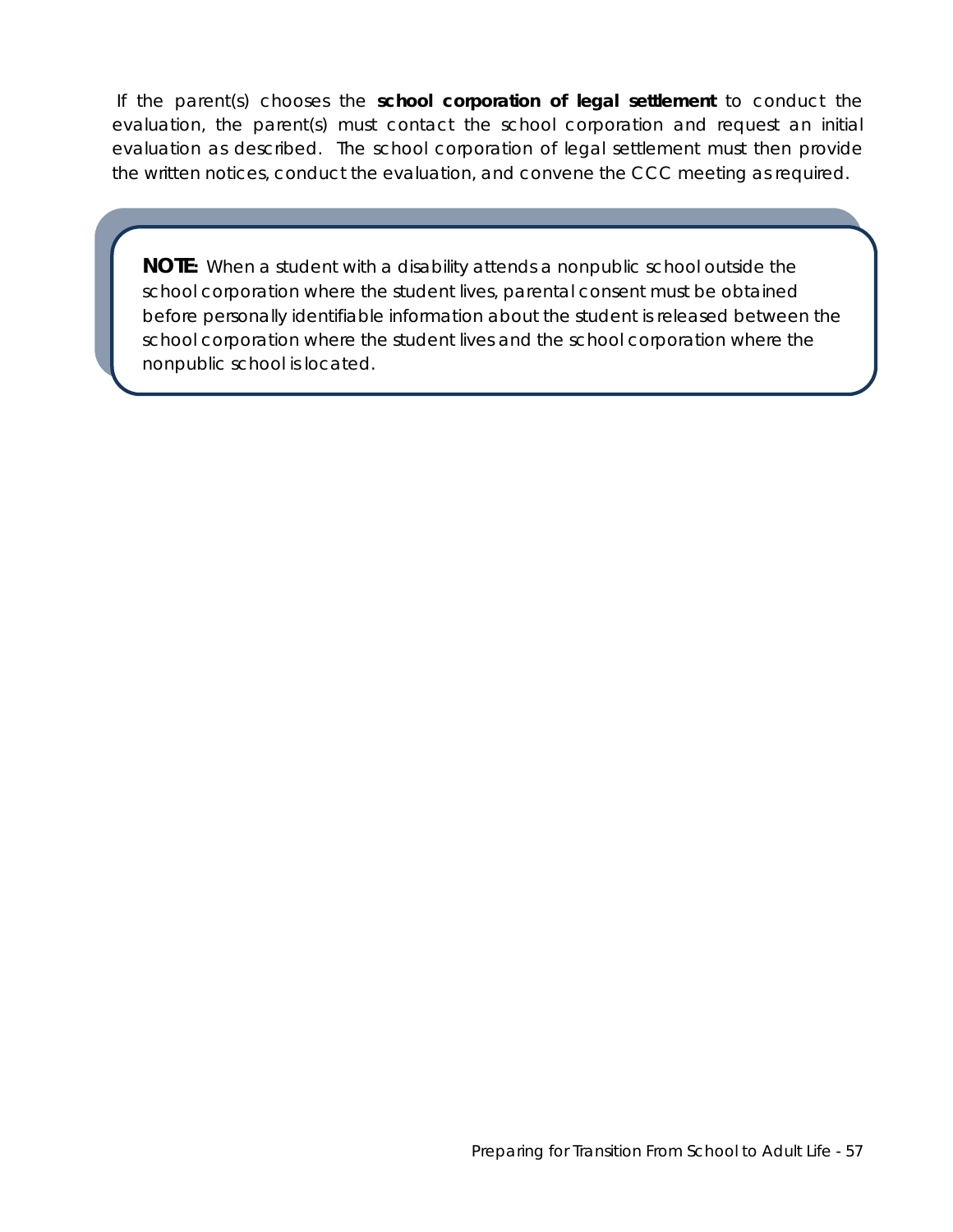If the parent(s) chooses the **school corporation of legal settlement** to conduct the evaluation, the parent(s) must contact the school corporation and request an initial evaluation as described. The school corporation of legal settlement must then provide the written notices, conduct the evaluation, and convene the CCC meeting as required.

> **NOTE:** When a student with a disability attends a nonpublic school outside the school corporation where the student lives, parental consent must be obtained before personally identifiable information about the student is released between the school corporation where the student lives and the school corporation where the nonpublic school is located.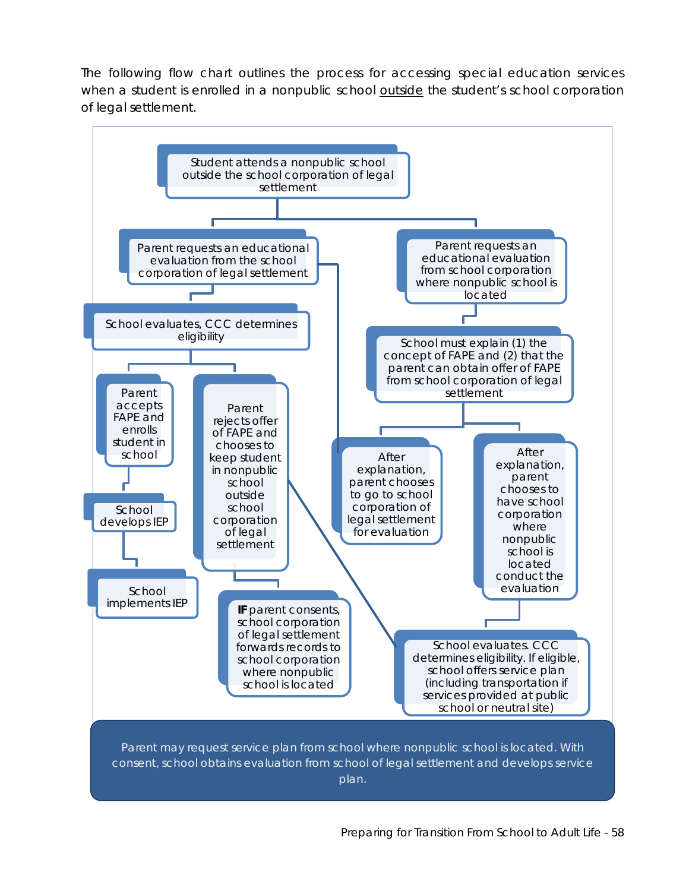The following flow chart outlines the process for accessing special education services when a student is enrolled in a nonpublic school <u>outside</u> the student's school corporation of legal settlement.

Student attends a nonpublic school outside the school corporation of legal settlement

Parent requests an educational evaluation from the school corporation of legal settlement

Parent requests an educational evaluation from school corporation where nonpublic school is located

School evaluates, CCC determines eligibility

School must explain (1) the concept of FAPE and (2) that the parent can obtain offer of FAPE from school corporation of legal settlement

Parent accepts FAPE and enrolls student in school

Parent rejects offer of FAPE and chooses to keep student in nonpublic school outside school corporation of legal settlement

After explanation, parent chooses to go to school corporation of legal settlement for evaluation

After explanation, parent chooses to have school corporation where nonpublic school is located conduct the evaluation

School develops IEP

School implements IEP

**IF** parent consents, school corporation of legal settlement forwards records to school corporation where nonpublic school is located

School evaluates. CCC determines eligibility. If eligible, school offers service plan (including transportation if services provided at public school or neutral site)

Parent may request service plan from school where nonpublic school is located. With consent, school obtains evaluation from school of legal settlement and develops service plan.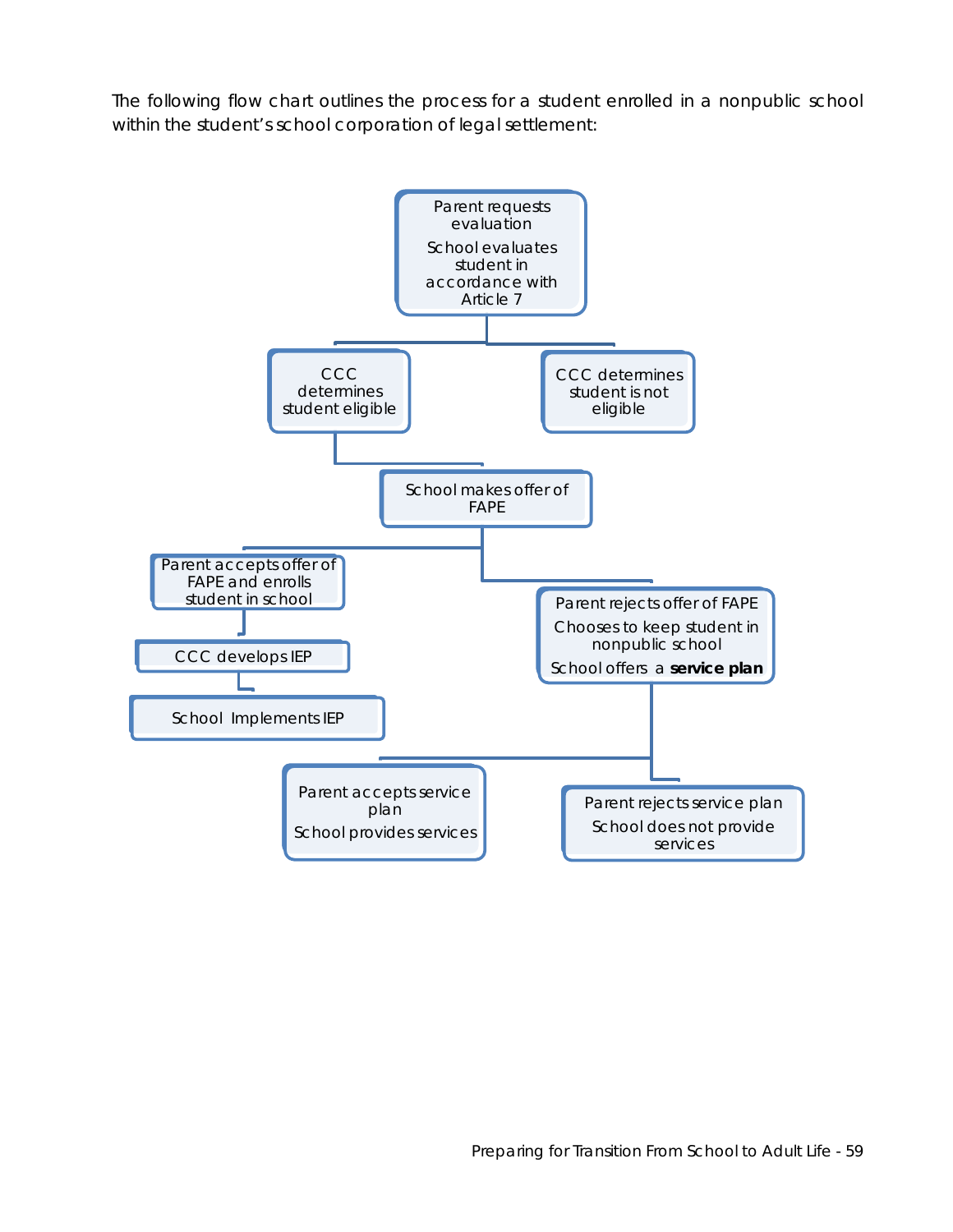The following flow chart outlines the process for a student enrolled in a nonpublic school within the student's school corporation of legal settlement:

- Parent requests evaluation
  School evaluates student in accordance with Article 7
  - CCC determines student eligible
    - School makes offer of FAPE
      - Parent accepts offer of FAPE and enrolls student in school
        - CCC develops IEP
          - School Implements IEP
      - Parent rejects offer of FAPE
        Chooses to keep student in nonpublic school
        School offers a **service plan**
        - Parent accepts service plan
          School provides services
        - Parent rejects service plan
          School does not provide services
  - CCC determines student is not eligible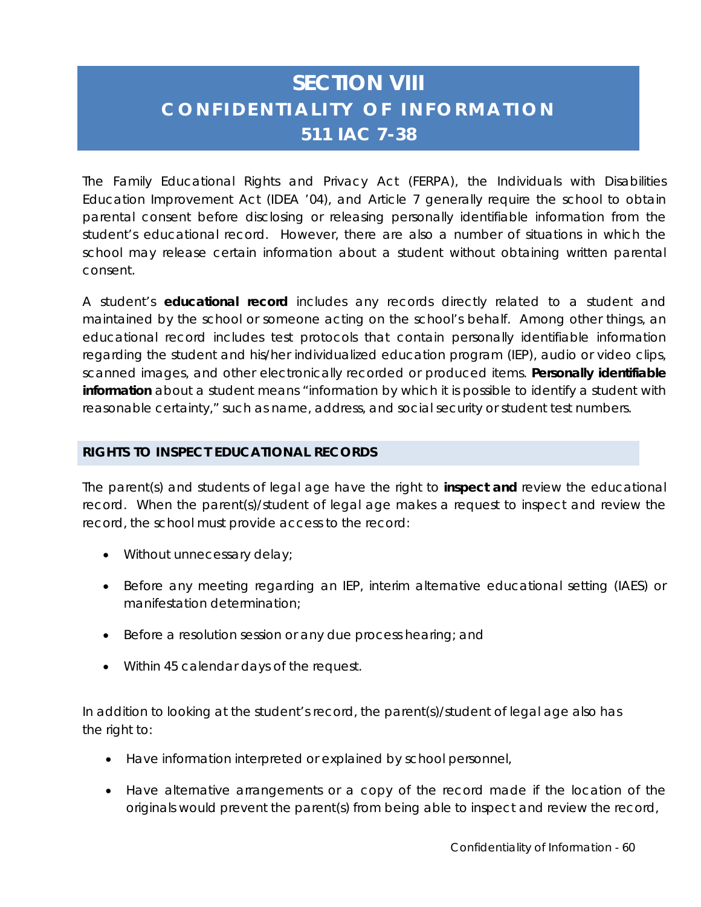# SECTION VIII
## CONFIDENTIALITY OF INFORMATION
## 511 IAC 7-38

The Family Educational Rights and Privacy Act (FERPA), the Individuals with Disabilities Education Improvement Act (IDEA '04), and Article 7 generally require the school to obtain parental consent before disclosing or releasing personally identifiable information from the student's educational record. However, there are also a number of situations in which the school may release certain information about a student without obtaining written parental consent.

A student's **educational record** includes any records directly related to a student and maintained by the school or someone acting on the school's behalf. Among other things, an educational record includes test protocols that contain personally identifiable information regarding the student and his/her individualized education program (IEP), audio or video clips, scanned images, and other electronically recorded or produced items. **Personally identifiable information** about a student means "information by which it is possible to identify a student with reasonable certainty," such as name, address, and social security or student test numbers.

### RIGHTS TO INSPECT EDUCATIONAL RECORDS

The parent(s) and students of legal age have the right to **inspect and** review the educational record. When the parent(s)/student of legal age makes a request to inspect and review the record, the school must provide access to the record:

- Without unnecessary delay;
- Before any meeting regarding an IEP, interim alternative educational setting (IAES) or manifestation determination;
- Before a resolution session or any due process hearing; and
- Within 45 calendar days of the request.

In addition to looking at the student's record, the parent(s)/student of legal age also has the right to:

- Have information interpreted or explained by school personnel,
- Have alternative arrangements or a copy of the record made if the location of the originals would prevent the parent(s) from being able to inspect and review the record,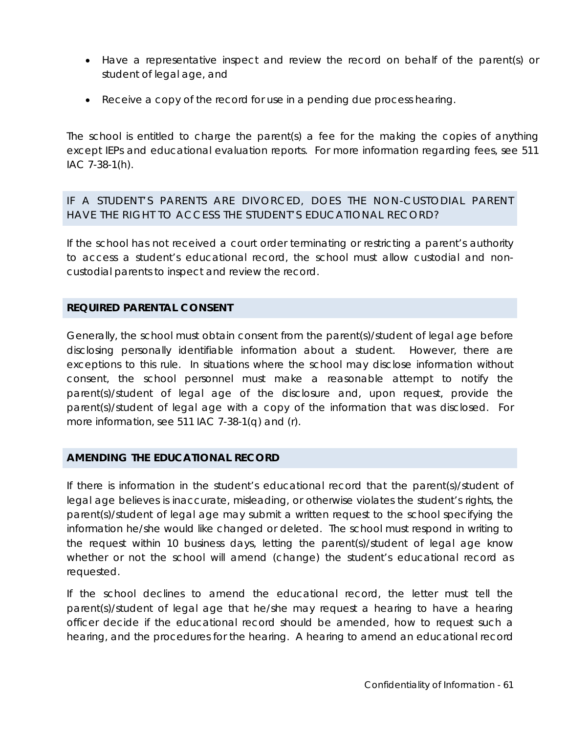- Have a representative inspect and review the record on behalf of the parent(s) or student of legal age, and
- Receive a copy of the record for use in a pending due process hearing.

The school is entitled to charge the parent(s) a fee for the making the copies of anything except IEPs and educational evaluation reports. For more information regarding fees, see 511 IAC 7-38-1(h).

## IF A STUDENT'S PARENTS ARE DIVORCED, DOES THE NON-CUSTODIAL PARENT HAVE THE RIGHT TO ACCESS THE STUDENT'S EDUCATIONAL RECORD?

If the school has not received a court order terminating or restricting a parent's authority to access a student's educational record, the school must allow custodial and non-custodial parents to inspect and review the record.

## REQUIRED PARENTAL CONSENT

Generally, the school must obtain consent from the parent(s)/student of legal age before disclosing personally identifiable information about a student. However, there are exceptions to this rule. In situations where the school may disclose information without consent, the school personnel must make a reasonable attempt to notify the parent(s)/student of legal age of the disclosure and, upon request, provide the parent(s)/student of legal age with a copy of the information that was disclosed. For more information, see 511 IAC 7-38-1(q) and (r).

## AMENDING THE EDUCATIONAL RECORD

If there is information in the student's educational record that the parent(s)/student of legal age believes is inaccurate, misleading, or otherwise violates the student's rights, the parent(s)/student of legal age may submit a written request to the school specifying the information he/she would like changed or deleted. The school must respond in writing to the request within 10 business days, letting the parent(s)/student of legal age know whether or not the school will amend (change) the student's educational record as requested.

If the school declines to amend the educational record, the letter must tell the parent(s)/student of legal age that he/she may request a hearing to have a hearing officer decide if the educational record should be amended, how to request such a hearing, and the procedures for the hearing. A hearing to amend an educational record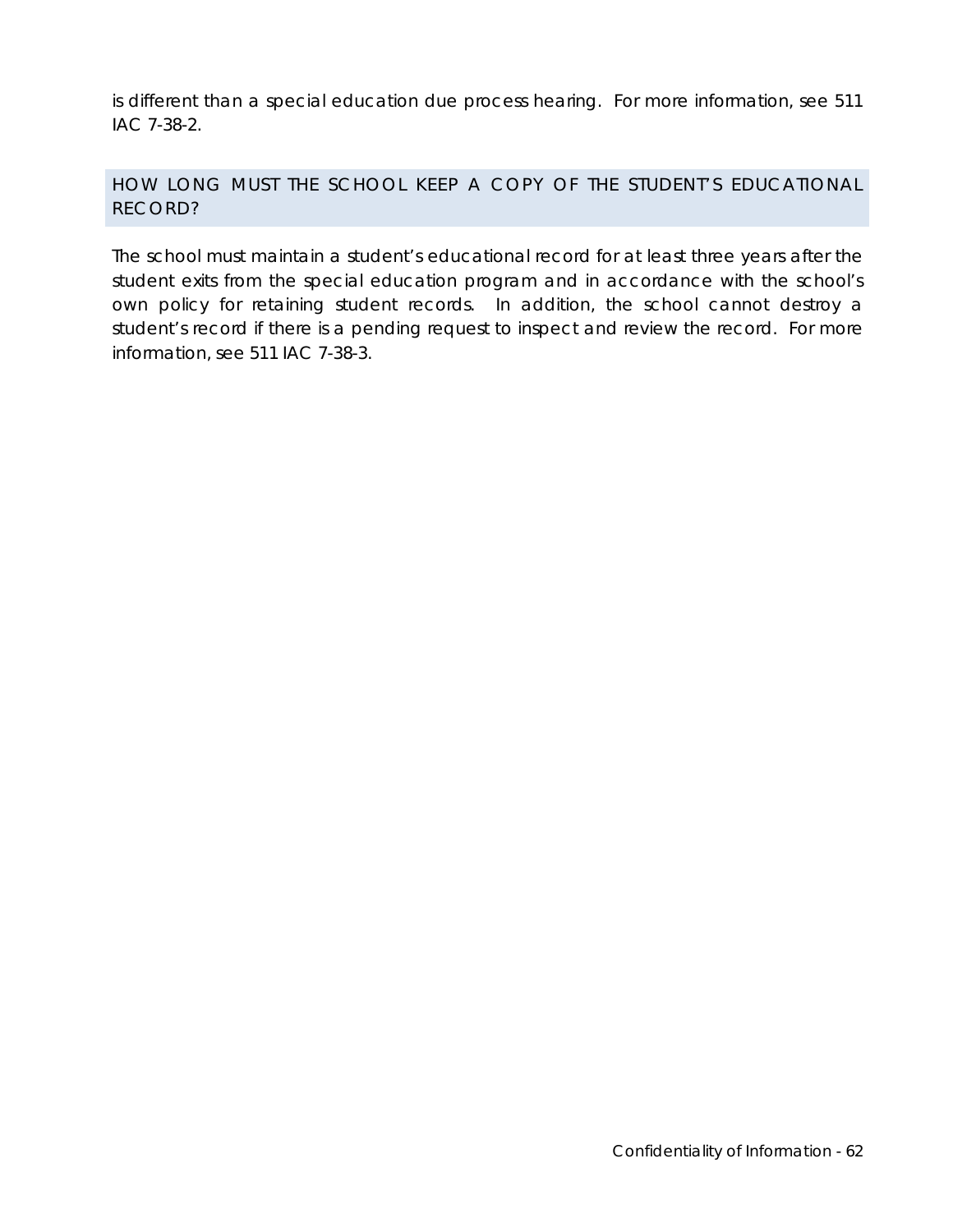is different than a special education due process hearing. For more information, see 511 IAC 7-38-2.

## HOW LONG MUST THE SCHOOL KEEP A COPY OF THE STUDENT'S EDUCATIONAL RECORD?

The school must maintain a student's educational record for at least three years after the student exits from the special education program and in accordance with the school's own policy for retaining student records. In addition, the school cannot destroy a student's record if there is a pending request to inspect and review the record. For more information, see 511 IAC 7-38-3.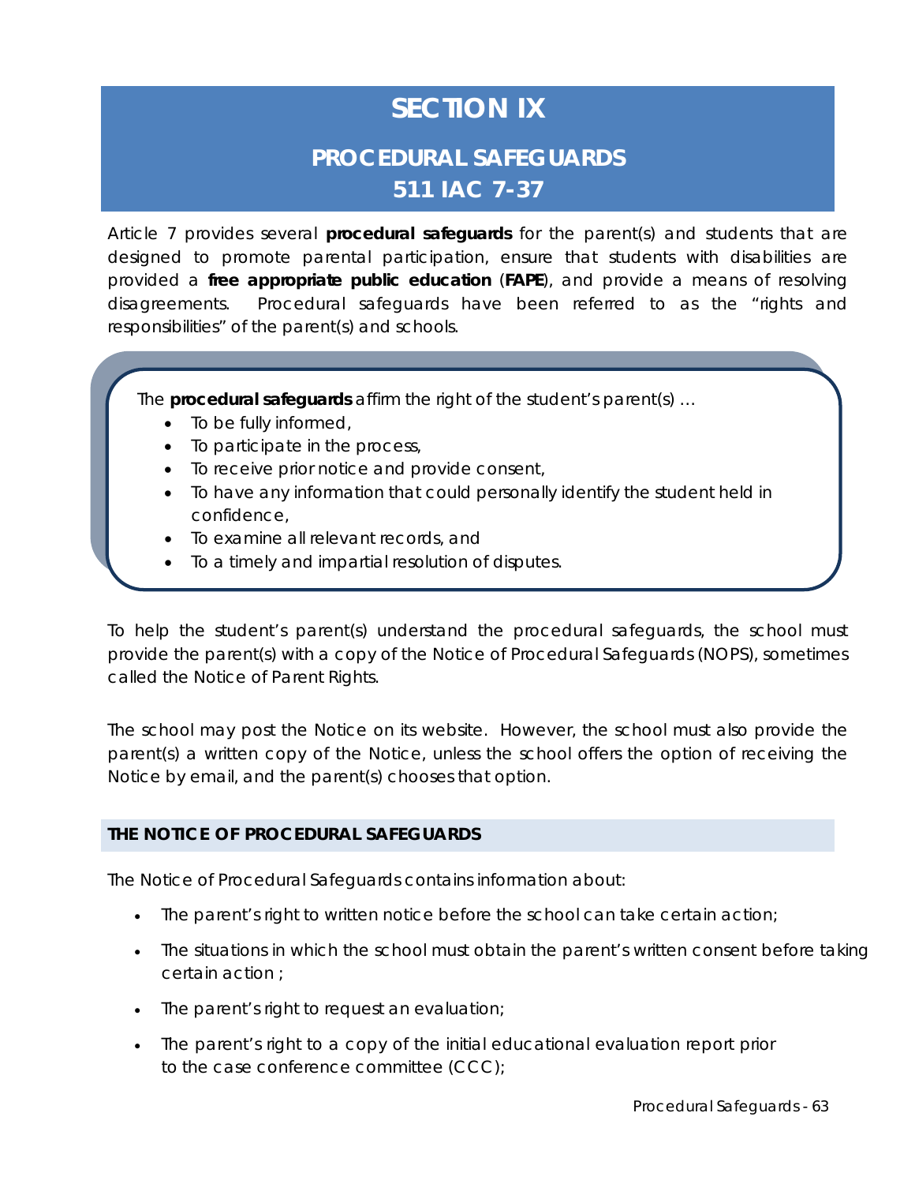# SECTION IX

## PROCEDURAL SAFEGUARDS
## 511 IAC 7-37

Article 7 provides several **procedural safeguards** for the parent(s) and students that are designed to promote parental participation, ensure that students with disabilities are provided a **free appropriate public education** (**FAPE**), and provide a means of resolving disagreements. Procedural safeguards have been referred to as the "rights and responsibilities" of the parent(s) and schools.

The **procedural safeguards** affirm the right of the student's parent(s) …

- To be fully informed,
- To participate in the process,
- To receive prior notice and provide consent,
- To have any information that could personally identify the student held in confidence,
- To examine all relevant records, and
- To a timely and impartial resolution of disputes.

To help the student's parent(s) understand the procedural safeguards, the school must provide the parent(s) with a copy of the Notice of Procedural Safeguards (NOPS), sometimes called the Notice of Parent Rights.

The school may post the Notice on its website. However, the school must also provide the parent(s) a written copy of the Notice, unless the school offers the option of receiving the Notice by email, and the parent(s) chooses that option.

### THE NOTICE OF PROCEDURAL SAFEGUARDS

The Notice of Procedural Safeguards contains information about:

- The parent's right to written notice before the school can take certain action;
- The situations in which the school must obtain the parent's written consent before taking certain action ;
- The parent's right to request an evaluation;
- The parent's right to a copy of the initial educational evaluation report prior to the case conference committee (CCC);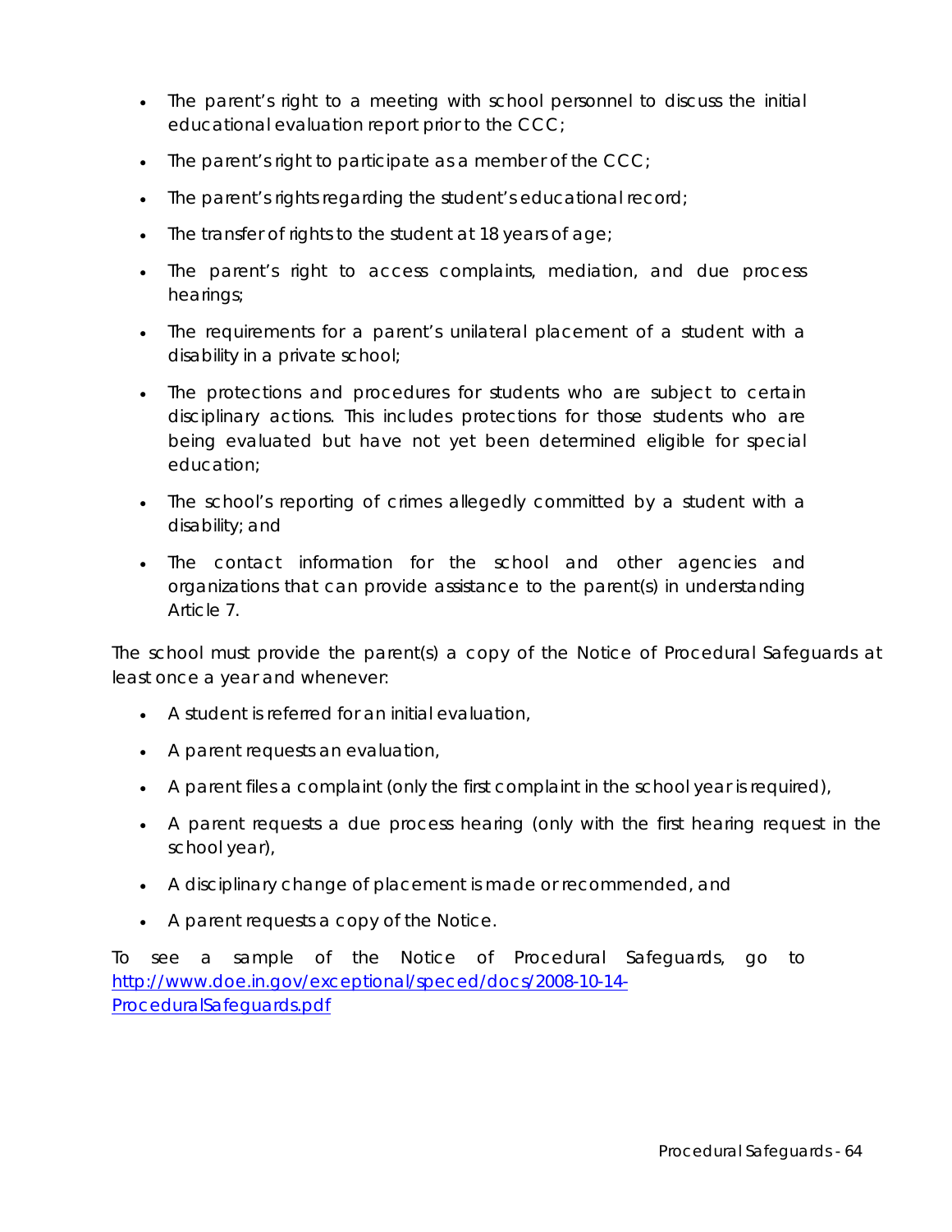- The parent's right to a meeting with school personnel to discuss the initial educational evaluation report prior to the CCC;
- The parent's right to participate as a member of the CCC;
- The parent's rights regarding the student's educational record;
- The transfer of rights to the student at 18 years of age;
- The parent's right to access complaints, mediation, and due process hearings;
- The requirements for a parent's unilateral placement of a student with a disability in a private school;
- The protections and procedures for students who are subject to certain disciplinary actions. This includes protections for those students who are being evaluated but have not yet been determined eligible for special education;
- The school's reporting of crimes allegedly committed by a student with a disability; and
- The contact information for the school and other agencies and organizations that can provide assistance to the parent(s) in understanding Article 7.

The school must provide the parent(s) a copy of the Notice of Procedural Safeguards at least once a year and whenever:

- A student is referred for an initial evaluation,
- A parent requests an evaluation,
- A parent files a complaint (only the first complaint in the school year is required),
- A parent requests a due process hearing (only with the first hearing request in the school year),
- A disciplinary change of placement is made or recommended, and
- A parent requests a copy of the Notice.

To see a sample of the Notice of Procedural Safeguards, go to [http://www.doe.in.gov/exceptional/speced/docs/2008-10-14-ProceduralSafeguards.pdf](http://www.doe.in.gov/exceptional/speced/docs/2008-10-14-ProceduralSafeguards.pdf)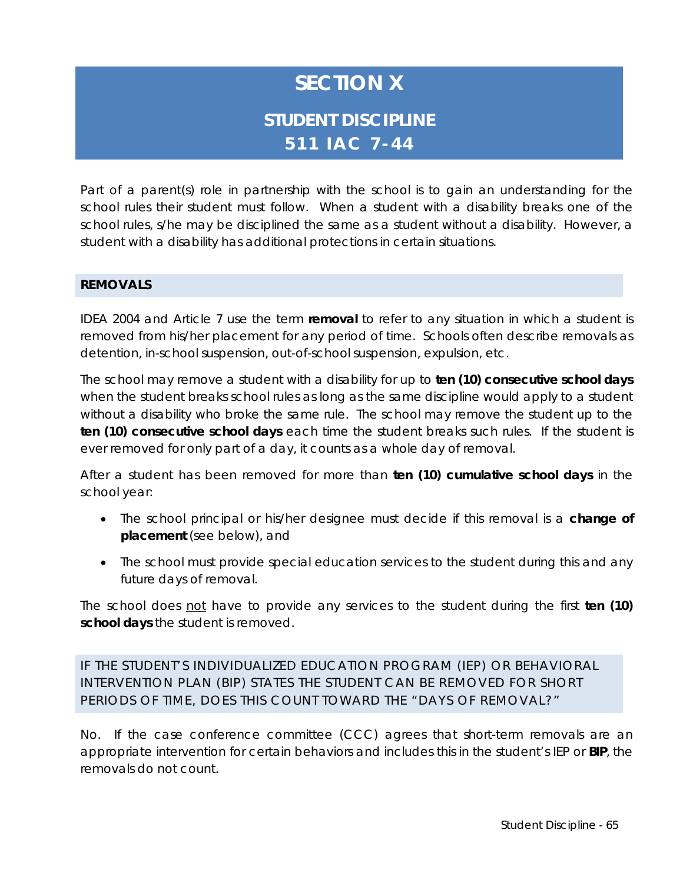# SECTION X

## STUDENT DISCIPLINE
## 511 IAC 7-44

Part of a parent(s) role in partnership with the school is to gain an understanding for the school rules their student must follow. When a student with a disability breaks one of the school rules, s/he may be disciplined the same as a student without a disability. However, a student with a disability has additional protections in certain situations.

### REMOVALS

IDEA 2004 and Article 7 use the term **removal** to refer to any situation in which a student is removed from his/her placement for any period of time. Schools often describe removals as detention, in-school suspension, out-of-school suspension, expulsion, etc.

The school may remove a student with a disability for up to **ten (10) consecutive school days** when the student breaks school rules as long as the same discipline would apply to a student without a disability who broke the same rule. The school may remove the student up to the **ten (10) consecutive school days** each time the student breaks such rules. If the student is ever removed for only part of a day, it counts as a whole day of removal.

After a student has been removed for more than **ten (10) cumulative school days** in the school year:

- The school principal or his/her designee must decide if this removal is a **change of placement** (see below), and
- The school must provide special education services to the student during this and any future days of removal.

The school does <u>not</u> have to provide any services to the student during the first **ten (10) school days** the student is removed.

### IF THE STUDENT'S INDIVIDUALIZED EDUCATION PROGRAM (IEP) OR BEHAVIORAL INTERVENTION PLAN (BIP) STATES THE STUDENT CAN BE REMOVED FOR SHORT PERIODS OF TIME, DOES THIS COUNT TOWARD THE "DAYS OF REMOVAL?"

No. If the case conference committee (CCC) agrees that short-term removals are an appropriate intervention for certain behaviors and includes this in the student's IEP or **BIP**, the removals do not count.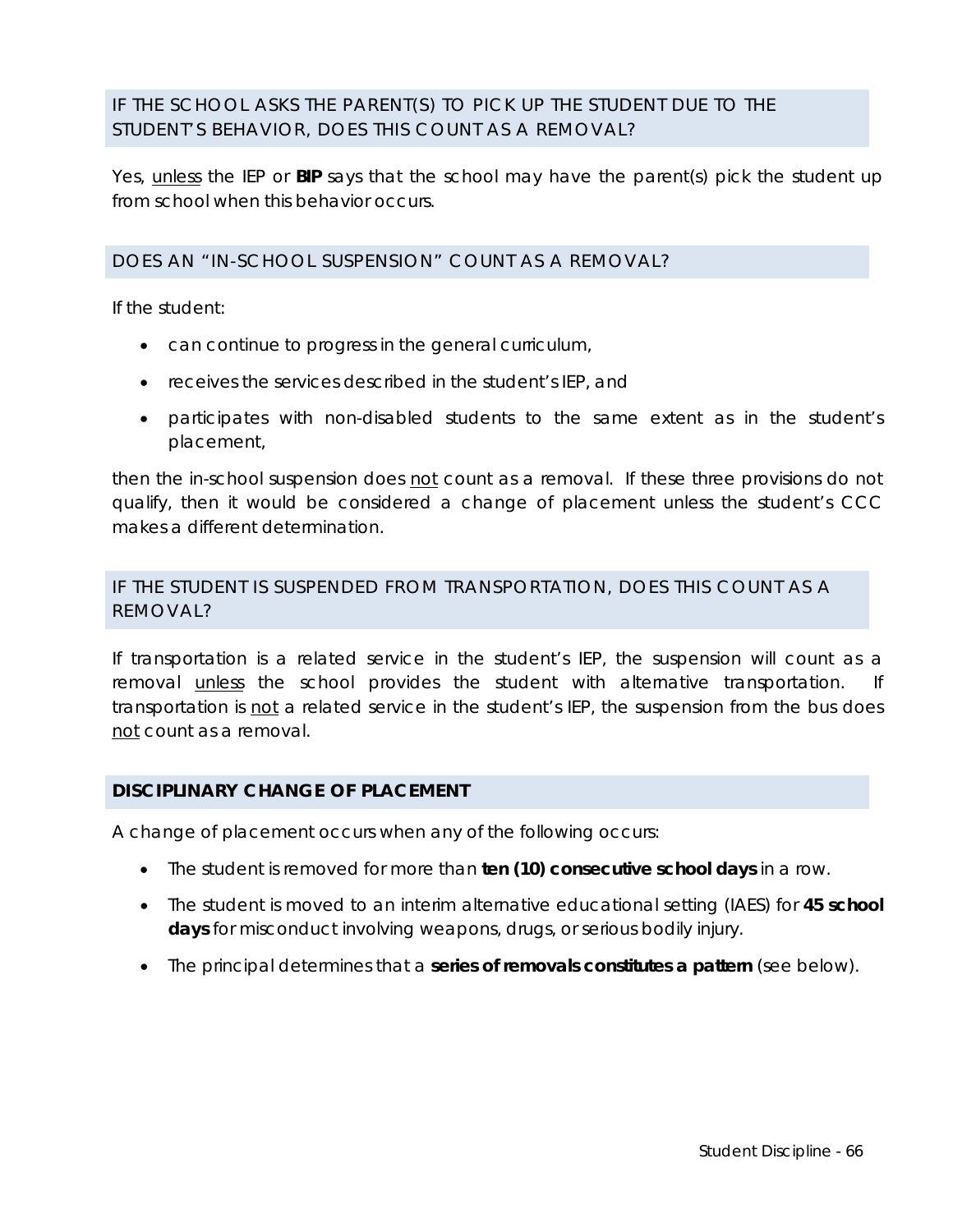### IF THE SCHOOL ASKS THE PARENT(S) TO PICK UP THE STUDENT DUE TO THE STUDENT'S BEHAVIOR, DOES THIS COUNT AS A REMOVAL?

Yes, unless the IEP or **BIP** says that the school may have the parent(s) pick the student up from school when this behavior occurs.

### DOES AN "IN-SCHOOL SUSPENSION" COUNT AS A REMOVAL?

If the student:

- can continue to progress in the general curriculum,
- receives the services described in the student's IEP, and
- participates with non-disabled students to the same extent as in the student's placement,

then the in-school suspension does not count as a removal. If these three provisions do not qualify, then it would be considered a change of placement unless the student's CCC makes a different determination.

### IF THE STUDENT IS SUSPENDED FROM TRANSPORTATION, DOES THIS COUNT AS A REMOVAL?

If transportation is a related service in the student's IEP, the suspension will count as a removal unless the school provides the student with alternative transportation. If transportation is not a related service in the student's IEP, the suspension from the bus does not count as a removal.

### DISCIPLINARY CHANGE OF PLACEMENT

A change of placement occurs when any of the following occurs:

- The student is removed for more than **ten (10) consecutive school days** in a row.
- The student is moved to an interim alternative educational setting (IAES) for **45 school days** for misconduct involving weapons, drugs, or serious bodily injury.
- The principal determines that a **series of removals constitutes a pattern** (see below).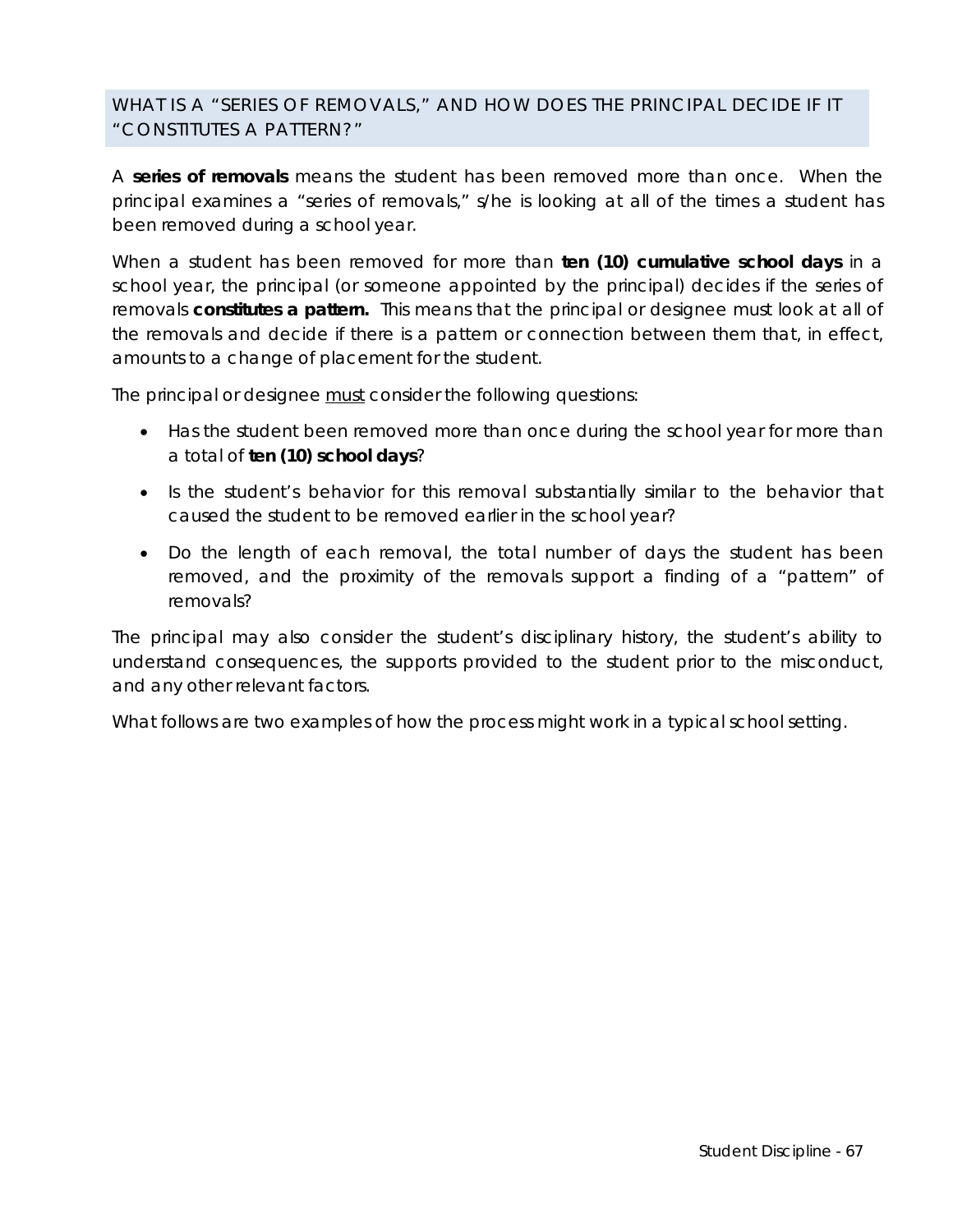## WHAT IS A "SERIES OF REMOVALS," AND HOW DOES THE PRINCIPAL DECIDE IF IT "CONSTITUTES A PATTERN?"

A **series of removals** means the student has been removed more than once. When the principal examines a "series of removals," s/he is looking at all of the times a student has been removed during a school year.

When a student has been removed for more than **ten (10) cumulative school days** in a school year, the principal (or someone appointed by the principal) decides if the series of removals **constitutes a pattern.** This means that the principal or designee must look at all of the removals and decide if there is a pattern or connection between them that, in effect, amounts to a change of placement for the student.

The principal or designee <u>must</u> consider the following questions:

- Has the student been removed more than once during the school year for more than a total of **ten (10) school days**?
- Is the student's behavior for this removal substantially similar to the behavior that caused the student to be removed earlier in the school year?
- Do the length of each removal, the total number of days the student has been removed, and the proximity of the removals support a finding of a "pattern" of removals?

The principal may also consider the student's disciplinary history, the student's ability to understand consequences, the supports provided to the student prior to the misconduct, and any other relevant factors.

What follows are two examples of how the process might work in a typical school setting.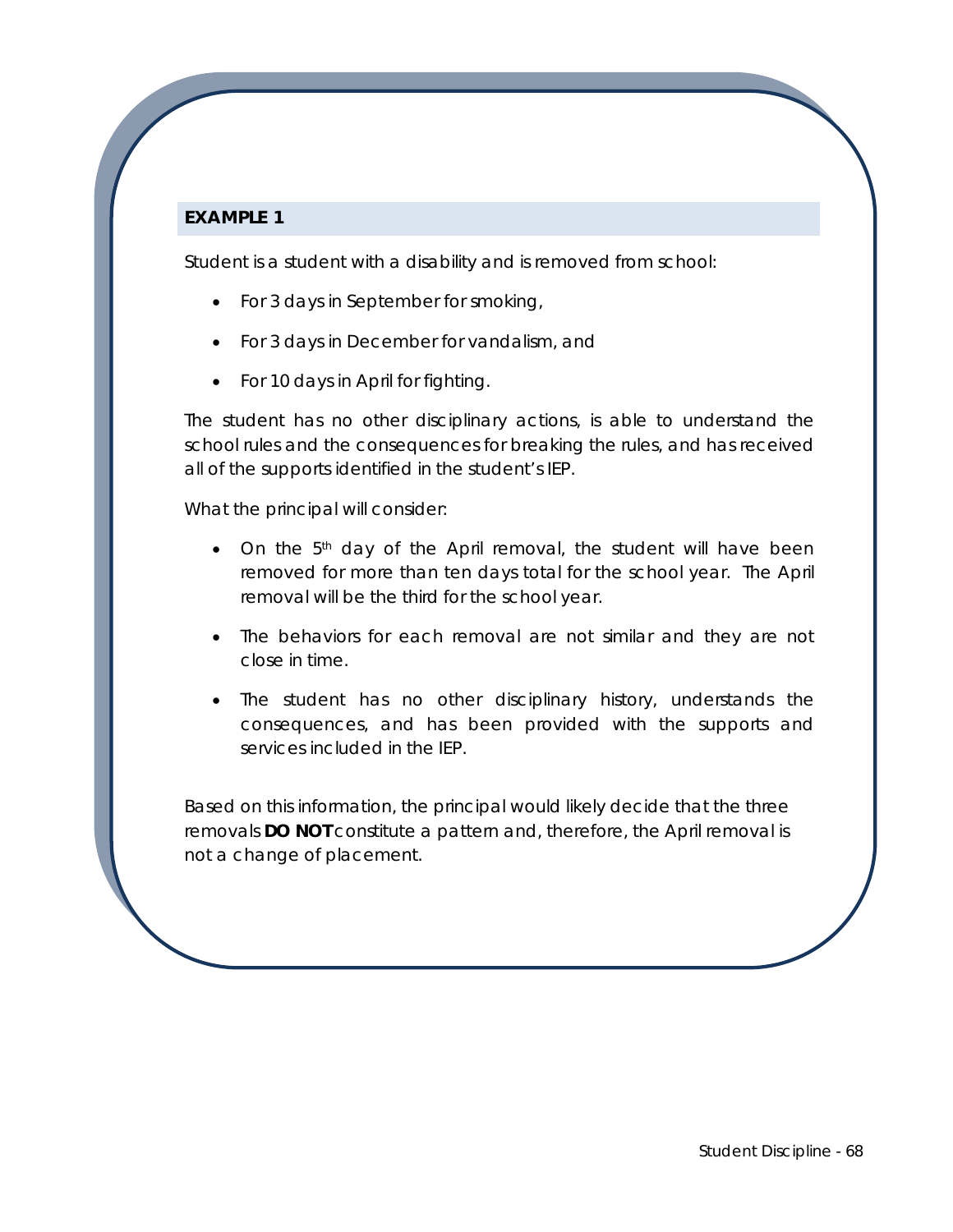**EXAMPLE 1**

Student is a student with a disability and is removed from school:

- For 3 days in September for smoking,
- For 3 days in December for vandalism, and
- For 10 days in April for fighting.

The student has no other disciplinary actions, is able to understand the school rules and the consequences for breaking the rules, and has received all of the supports identified in the student's IEP.

What the principal will consider:

- On the 5th day of the April removal, the student will have been removed for more than ten days total for the school year. The April removal will be the third for the school year.
- The behaviors for each removal are not similar and they are not close in time.
- The student has no other disciplinary history, understands the consequences, and has been provided with the supports and services included in the IEP.

Based on this information, the principal would likely decide that the three removals **DO NOT** constitute a pattern and, therefore, the April removal is not a change of placement.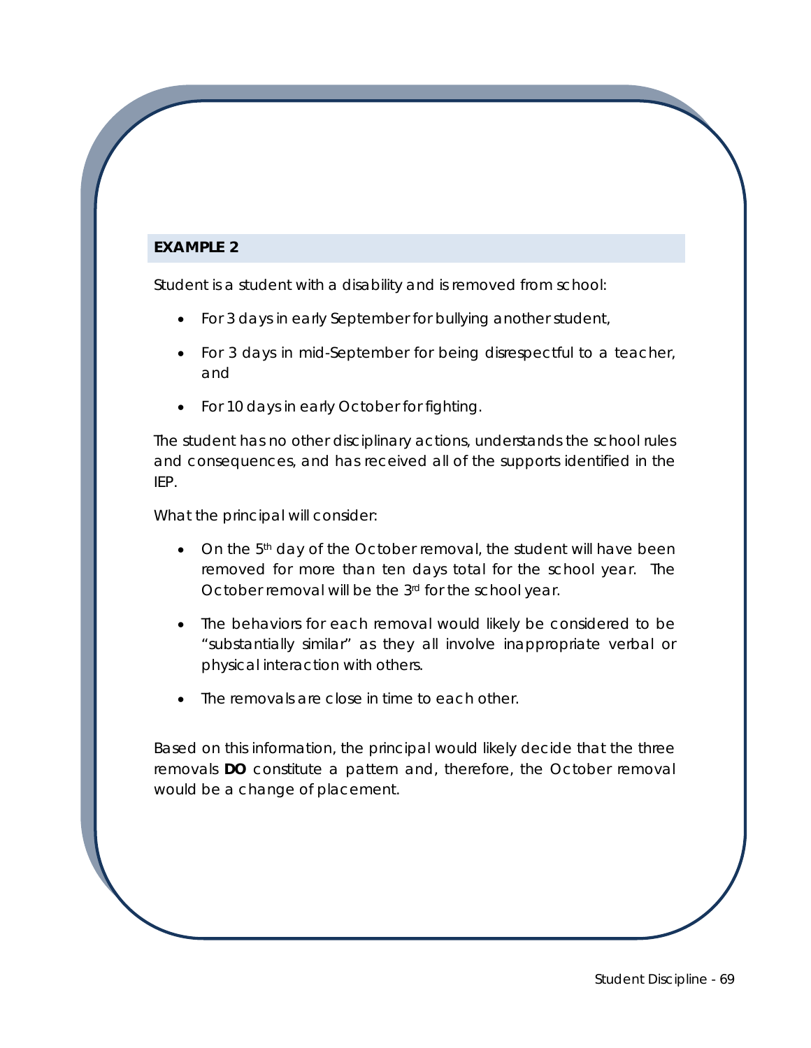## EXAMPLE 2

Student is a student with a disability and is removed from school:

- For 3 days in early September for bullying another student,
- For 3 days in mid-September for being disrespectful to a teacher, and
- For 10 days in early October for fighting.

The student has no other disciplinary actions, understands the school rules and consequences, and has received all of the supports identified in the IEP.

What the principal will consider:

- On the 5th day of the October removal, the student will have been removed for more than ten days total for the school year. The October removal will be the 3rd for the school year.
- The behaviors for each removal would likely be considered to be "substantially similar" as they all involve inappropriate verbal or physical interaction with others.
- The removals are close in time to each other.

Based on this information, the principal would likely decide that the three removals **DO** constitute a pattern and, therefore, the October removal would be a change of placement.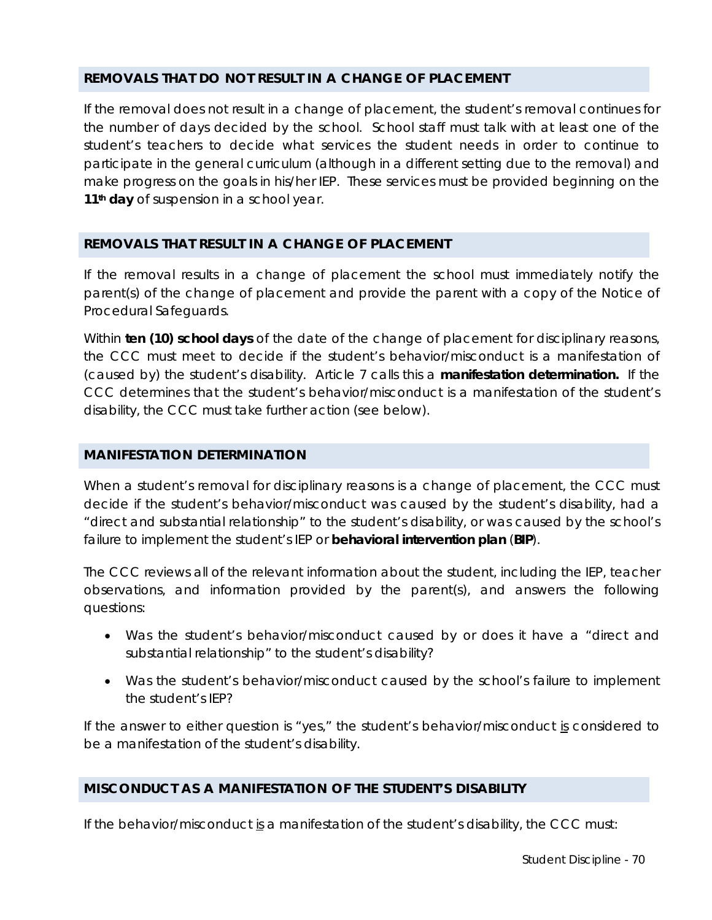## REMOVALS THAT DO NOT RESULT IN A CHANGE OF PLACEMENT

If the removal does not result in a change of placement, the student's removal continues for the number of days decided by the school. School staff must talk with at least one of the student's teachers to decide what services the student needs in order to continue to participate in the general curriculum (although in a different setting due to the removal) and make progress on the goals in his/her IEP. These services must be provided beginning on the **11th day** of suspension in a school year.

## REMOVALS THAT RESULT IN A CHANGE OF PLACEMENT

If the removal results in a change of placement the school must immediately notify the parent(s) of the change of placement and provide the parent with a copy of the Notice of Procedural Safeguards.

Within **ten (10) school days** of the date of the change of placement for disciplinary reasons, the CCC must meet to decide if the student's behavior/misconduct is a manifestation of (caused by) the student's disability. Article 7 calls this a **manifestation determination.** If the CCC determines that the student's behavior/misconduct is a manifestation of the student's disability, the CCC must take further action (see below).

## MANIFESTATION DETERMINATION

When a student's removal for disciplinary reasons is a change of placement, the CCC must decide if the student's behavior/misconduct was caused by the student's disability, had a "direct and substantial relationship" to the student's disability, or was caused by the school's failure to implement the student's IEP or **behavioral intervention plan** (**BIP**).

The CCC reviews all of the relevant information about the student, including the IEP, teacher observations, and information provided by the parent(s), and answers the following questions:

- Was the student's behavior/misconduct caused by or does it have a "direct and substantial relationship" to the student's disability?
- Was the student's behavior/misconduct caused by the school's failure to implement the student's IEP?

If the answer to either question is "yes," the student's behavior/misconduct is considered to be a manifestation of the student's disability.

## MISCONDUCT AS A MANIFESTATION OF THE STUDENT'S DISABILITY

If the behavior/misconduct is a manifestation of the student's disability, the CCC must: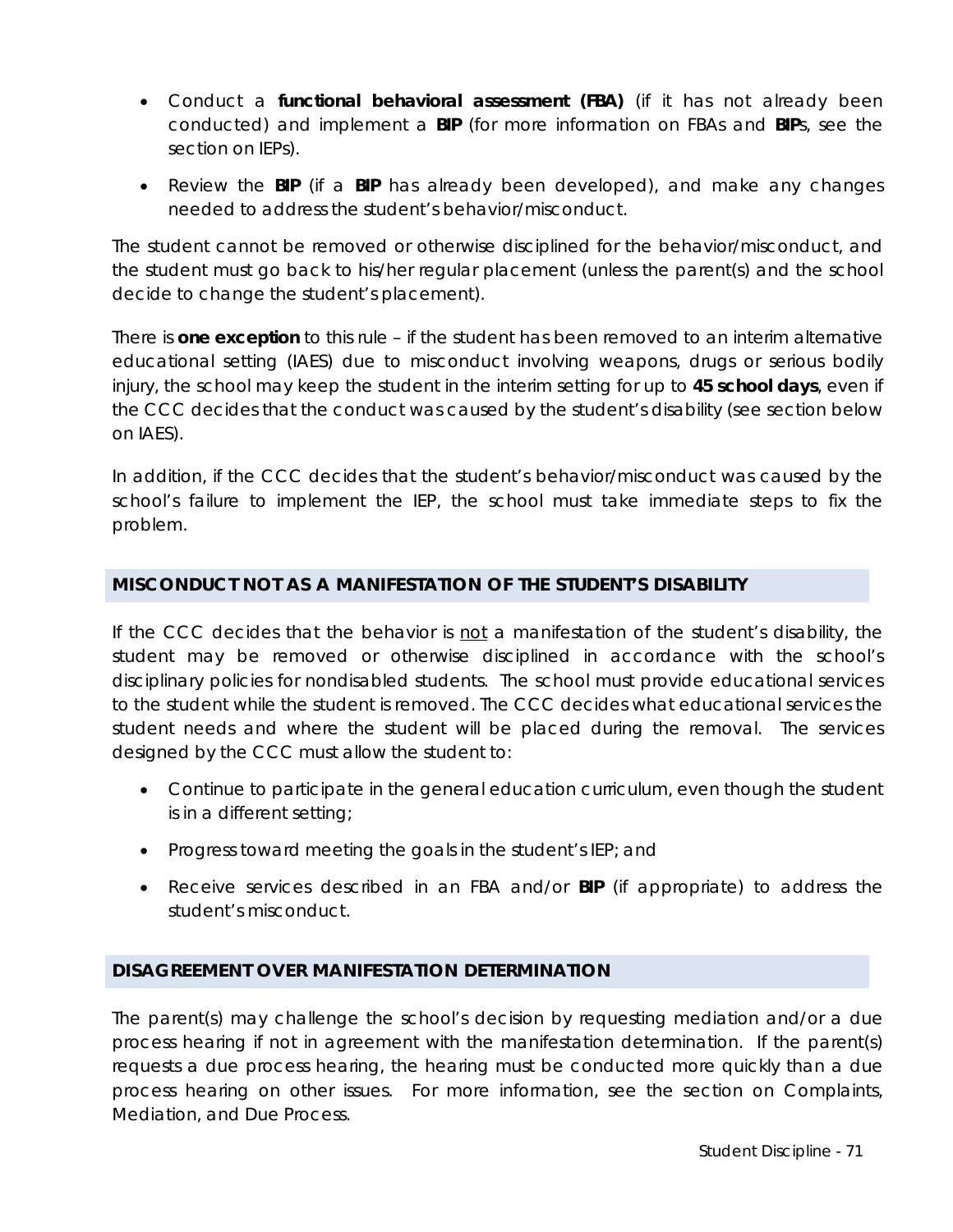- Conduct a **functional behavioral assessment (FBA)** (if it has not already been conducted) and implement a **BIP** (for more information on FBAs and **BIP**s, see the section on IEPs).
- Review the **BIP** (if a **BIP** has already been developed), and make any changes needed to address the student's behavior/misconduct.

The student cannot be removed or otherwise disciplined for the behavior/misconduct, and the student must go back to his/her regular placement (unless the parent(s) and the school decide to change the student's placement).

There is **one exception** to this rule – if the student has been removed to an interim alternative educational setting (IAES) due to misconduct involving weapons, drugs or serious bodily injury, the school may keep the student in the interim setting for up to **45 school days**, even if the CCC decides that the conduct was caused by the student's disability (see section below on IAES).

In addition, if the CCC decides that the student's behavior/misconduct was caused by the school's failure to implement the IEP, the school must take immediate steps to fix the problem.

## MISCONDUCT NOT AS A MANIFESTATION OF THE STUDENT'S DISABILITY

If the CCC decides that the behavior is <u>not</u> a manifestation of the student's disability, the student may be removed or otherwise disciplined in accordance with the school's disciplinary policies for nondisabled students. The school must provide educational services to the student while the student is removed. The CCC decides what educational services the student needs and where the student will be placed during the removal. The services designed by the CCC must allow the student to:

- Continue to participate in the general education curriculum, even though the student is in a different setting;
- Progress toward meeting the goals in the student's IEP; and
- Receive services described in an FBA and/or **BIP** (if appropriate) to address the student's misconduct.

## DISAGREEMENT OVER MANIFESTATION DETERMINATION

The parent(s) may challenge the school's decision by requesting mediation and/or a due process hearing if not in agreement with the manifestation determination. If the parent(s) requests a due process hearing, the hearing must be conducted more quickly than a due process hearing on other issues. For more information, see the section on Complaints, Mediation, and Due Process.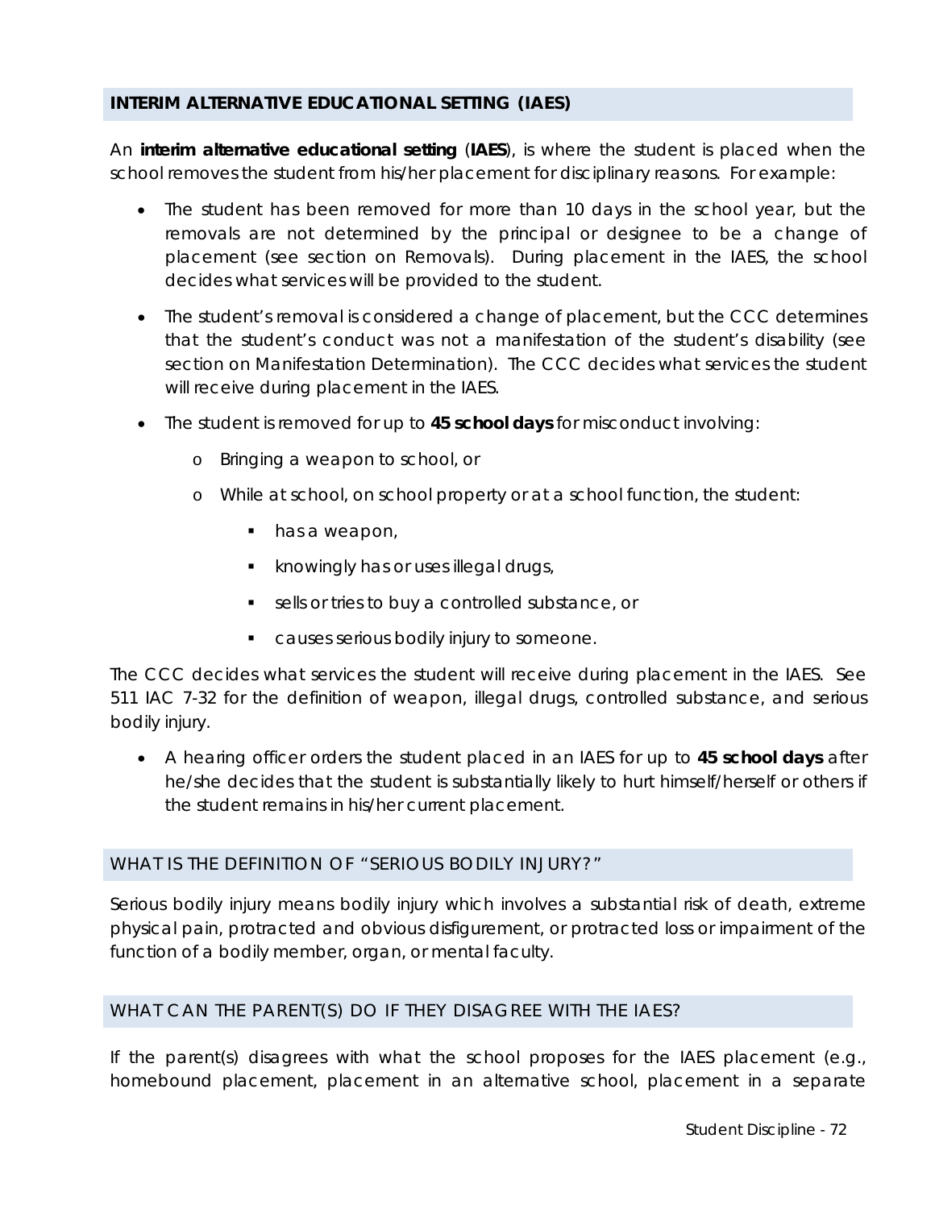## INTERIM ALTERNATIVE EDUCATIONAL SETTING (IAES)

An **interim alternative educational setting** (**IAES**), is where the student is placed when the school removes the student from his/her placement for disciplinary reasons. For example:

- The student has been removed for more than 10 days in the school year, but the removals are not determined by the principal or designee to be a change of placement (see section on Removals). During placement in the IAES, the school decides what services will be provided to the student.
- The student's removal is considered a change of placement, but the CCC determines that the student's conduct was not a manifestation of the student's disability (see section on Manifestation Determination). The CCC decides what services the student will receive during placement in the IAES.
- The student is removed for up to **45 school days** for misconduct involving:
  - Bringing a weapon to school, or
  - While at school, on school property or at a school function, the student:
    - has a weapon,
    - knowingly has or uses illegal drugs,
    - sells or tries to buy a controlled substance, or
    - causes serious bodily injury to someone.

The CCC decides what services the student will receive during placement in the IAES. See 511 IAC 7-32 for the definition of weapon, illegal drugs, controlled substance, and serious bodily injury.

- A hearing officer orders the student placed in an IAES for up to **45 school days** after he/she decides that the student is substantially likely to hurt himself/herself or others if the student remains in his/her current placement.

## WHAT IS THE DEFINITION OF "SERIOUS BODILY INJURY?"

Serious bodily injury means bodily injury which involves a substantial risk of death, extreme physical pain, protracted and obvious disfigurement, or protracted loss or impairment of the function of a bodily member, organ, or mental faculty.

## WHAT CAN THE PARENT(S) DO IF THEY DISAGREE WITH THE IAES?

If the parent(s) disagrees with what the school proposes for the IAES placement (e.g., homebound placement, placement in an alternative school, placement in a separate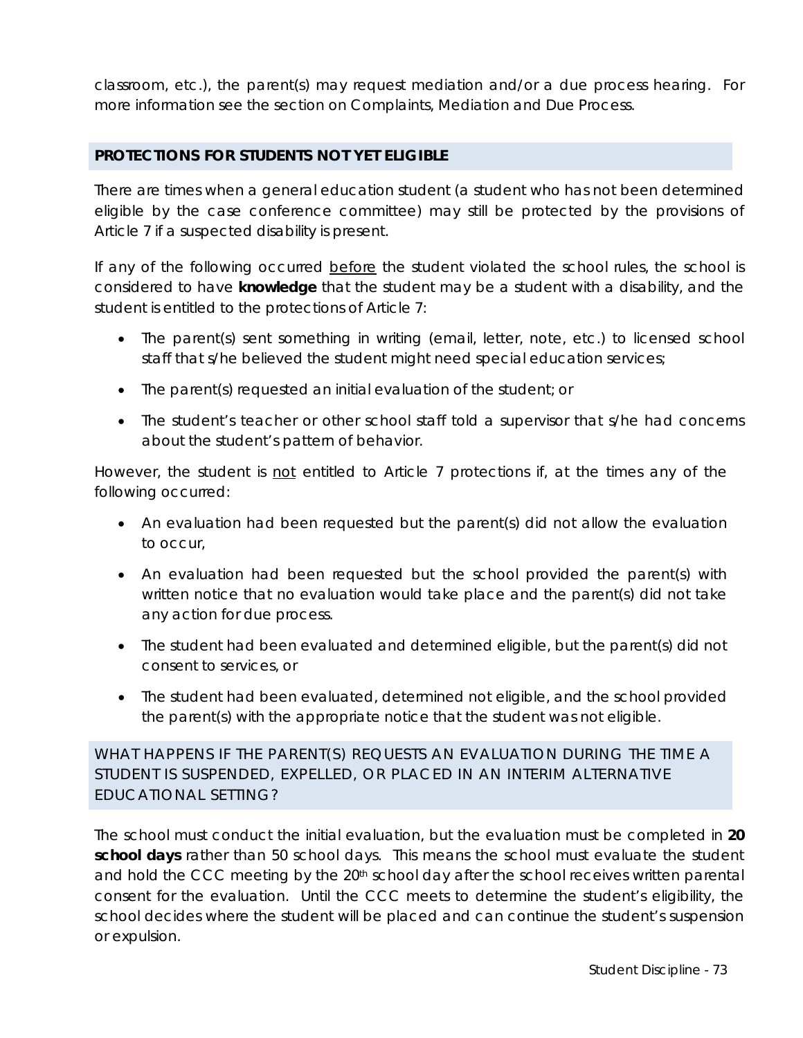classroom, etc.), the parent(s) may request mediation and/or a due process hearing. For more information see the section on Complaints, Mediation and Due Process.

## PROTECTIONS FOR STUDENTS NOT YET ELIGIBLE

There are times when a general education student (a student who has not been determined eligible by the case conference committee) may still be protected by the provisions of Article 7 if a suspected disability is present.

If any of the following occurred <u>before</u> the student violated the school rules, the school is considered to have **knowledge** that the student may be a student with a disability, and the student is entitled to the protections of Article 7:

- The parent(s) sent something in writing (email, letter, note, etc.) to licensed school staff that s/he believed the student might need special education services;
- The parent(s) requested an initial evaluation of the student; or
- The student's teacher or other school staff told a supervisor that s/he had concerns about the student's pattern of behavior.

However, the student is <u>not</u> entitled to Article 7 protections if, at the times any of the following occurred:

- An evaluation had been requested but the parent(s) did not allow the evaluation to occur,
- An evaluation had been requested but the school provided the parent(s) with written notice that no evaluation would take place and the parent(s) did not take any action for due process.
- The student had been evaluated and determined eligible, but the parent(s) did not consent to services, or
- The student had been evaluated, determined not eligible, and the school provided the parent(s) with the appropriate notice that the student was not eligible.

### WHAT HAPPENS IF THE PARENT(S) REQUESTS AN EVALUATION DURING THE TIME A STUDENT IS SUSPENDED, EXPELLED, OR PLACED IN AN INTERIM ALTERNATIVE EDUCATIONAL SETTING?

The school must conduct the initial evaluation, but the evaluation must be completed in **20 school days** rather than 50 school days. This means the school must evaluate the student and hold the CCC meeting by the 20th school day after the school receives written parental consent for the evaluation. Until the CCC meets to determine the student's eligibility, the school decides where the student will be placed and can continue the student's suspension or expulsion.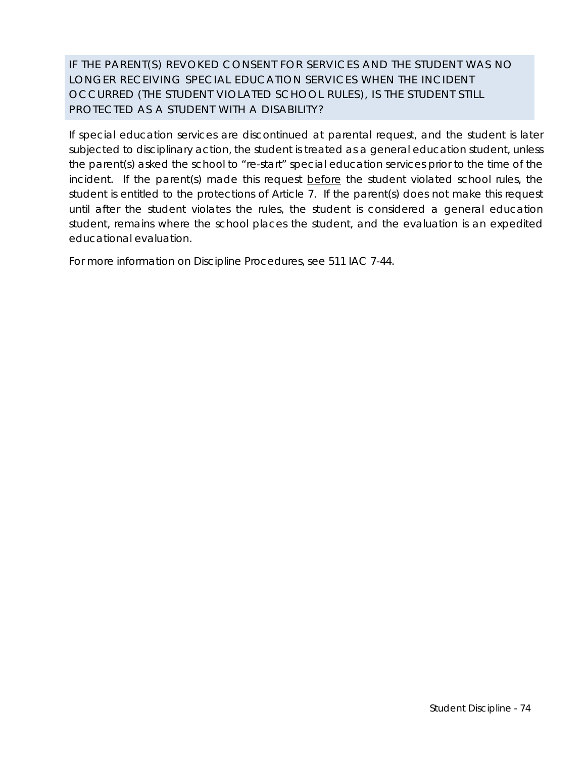### IF THE PARENT(S) REVOKED CONSENT FOR SERVICES AND THE STUDENT WAS NO LONGER RECEIVING SPECIAL EDUCATION SERVICES WHEN THE INCIDENT OCCURRED (THE STUDENT VIOLATED SCHOOL RULES), IS THE STUDENT STILL PROTECTED AS A STUDENT WITH A DISABILITY?

If special education services are discontinued at parental request, and the student is later subjected to disciplinary action, the student is treated as a general education student, unless the parent(s) asked the school to "re-start" special education services prior to the time of the incident. If the parent(s) made this request <u>before</u> the student violated school rules, the student is entitled to the protections of Article 7. If the parent(s) does not make this request until <u>after</u> the student violates the rules, the student is considered a general education student, remains where the school places the student, and the evaluation is an expedited educational evaluation.

For more information on Discipline Procedures, see 511 IAC 7-44.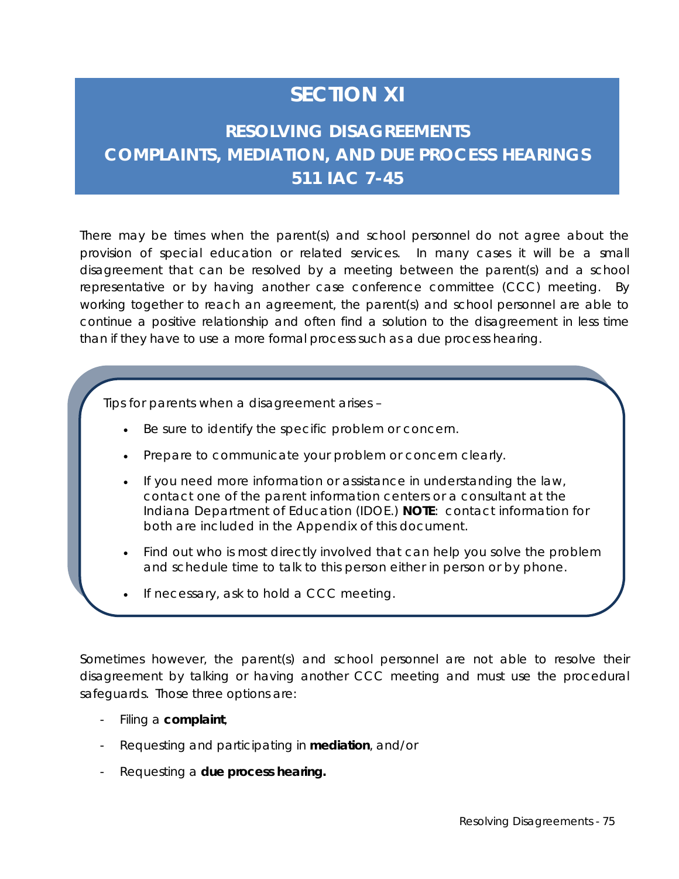# SECTION XI

## RESOLVING DISAGREEMENTS
## COMPLAINTS, MEDIATION, AND DUE PROCESS HEARINGS
## 511 IAC 7-45

There may be times when the parent(s) and school personnel do not agree about the provision of special education or related services. In many cases it will be a small disagreement that can be resolved by a meeting between the parent(s) and a school representative or by having another case conference committee (CCC) meeting. By working together to reach an agreement, the parent(s) and school personnel are able to continue a positive relationship and often find a solution to the disagreement in less time than if they have to use a more formal process such as a due process hearing.

Tips for parents when a disagreement arises –

- Be sure to identify the specific problem or concern.
- Prepare to communicate your problem or concern clearly.
- If you need more information or assistance in understanding the law, contact one of the parent information centers or a consultant at the Indiana Department of Education (IDOE.) **NOTE**: contact information for both are included in the Appendix of this document.
- Find out who is most directly involved that can help you solve the problem and schedule time to talk to this person either in person or by phone.
- If necessary, ask to hold a CCC meeting.

Sometimes however, the parent(s) and school personnel are not able to resolve their disagreement by talking or having another CCC meeting and must use the procedural safeguards. Those three options are:

- Filing a **complaint**,
- Requesting and participating in **mediation**, and/or
- Requesting a **due process hearing.**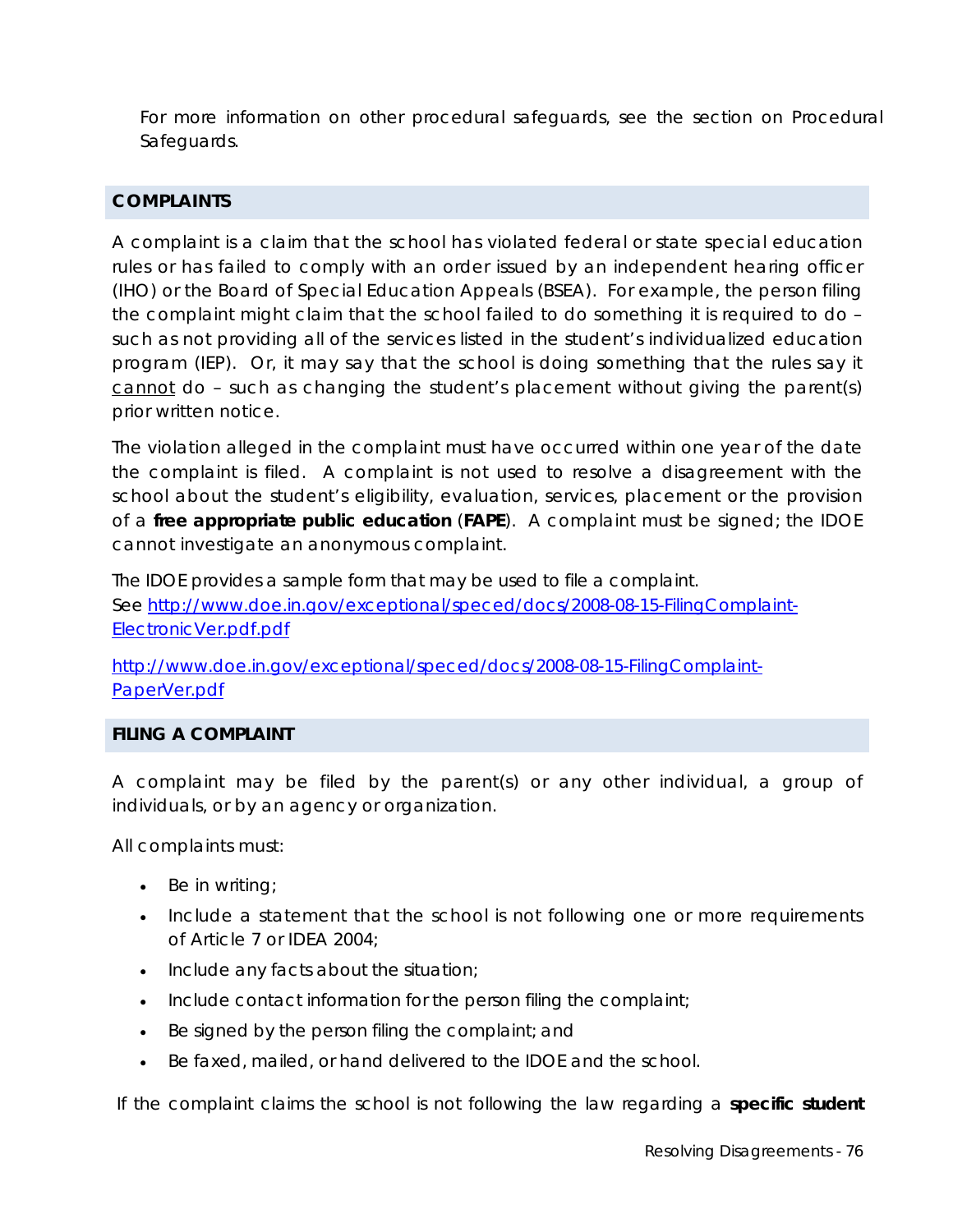For more information on other procedural safeguards, see the section on Procedural Safeguards.

## COMPLAINTS

A complaint is a claim that the school has violated federal or state special education rules or has failed to comply with an order issued by an independent hearing officer (IHO) or the Board of Special Education Appeals (BSEA). For example, the person filing the complaint might claim that the school failed to do something it is required to do – such as not providing all of the services listed in the student's individualized education program (IEP). Or, it may say that the school is doing something that the rules say it cannot do – such as changing the student's placement without giving the parent(s) prior written notice.

The violation alleged in the complaint must have occurred within one year of the date the complaint is filed. A complaint is not used to resolve a disagreement with the school about the student's eligibility, evaluation, services, placement or the provision of a **free appropriate public education** (**FAPE**). A complaint must be signed; the IDOE cannot investigate an anonymous complaint.

The IDOE provides a sample form that may be used to file a complaint.
See [http://www.doe.in.gov/exceptional/speced/docs/2008-08-15-FilingComplaint-ElectronicVer.pdf](http://www.doe.in.gov/exceptional/speced/docs/2008-08-15-FilingComplaint-ElectronicVer.pdf)

[http://www.doe.in.gov/exceptional/speced/docs/2008-08-15-FilingComplaint-PaperVer.pdf](http://www.doe.in.gov/exceptional/speced/docs/2008-08-15-FilingComplaint-PaperVer.pdf)

## FILING A COMPLAINT

A complaint may be filed by the parent(s) or any other individual, a group of individuals, or by an agency or organization.

All complaints must:

- Be in writing;
- Include a statement that the school is not following one or more requirements of Article 7 or IDEA 2004;
- Include any facts about the situation;
- Include contact information for the person filing the complaint;
- Be signed by the person filing the complaint; and
- Be faxed, mailed, or hand delivered to the IDOE and the school.

If the complaint claims the school is not following the law regarding a **specific student**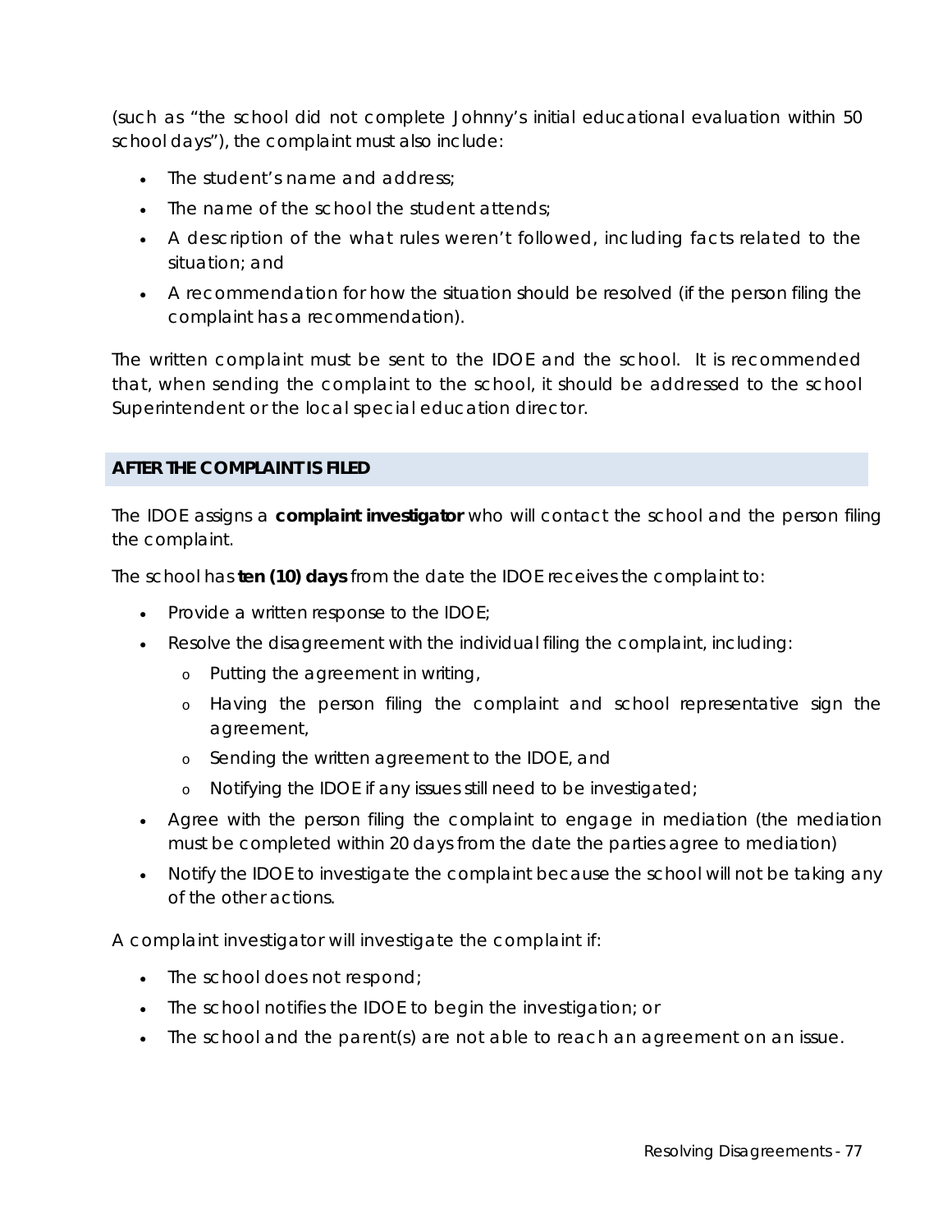(such as "the school did not complete Johnny's initial educational evaluation within 50 school days"), the complaint must also include:

- The student's name and address;
- The name of the school the student attends;
- A description of the what rules weren't followed, including facts related to the situation; and
- A recommendation for how the situation should be resolved (if the person filing the complaint has a recommendation).

The written complaint must be sent to the IDOE and the school. It is recommended that, when sending the complaint to the school, it should be addressed to the school Superintendent or the local special education director.

## AFTER THE COMPLAINT IS FILED

The IDOE assigns a **complaint investigator** who will contact the school and the person filing the complaint.

The school has **ten (10) days** from the date the IDOE receives the complaint to:

- Provide a written response to the IDOE;
- Resolve the disagreement with the individual filing the complaint, including:
  - Putting the agreement in writing,
  - Having the person filing the complaint and school representative sign the agreement,
  - Sending the written agreement to the IDOE, and
  - Notifying the IDOE if any issues still need to be investigated;
- Agree with the person filing the complaint to engage in mediation (the mediation must be completed within 20 days from the date the parties agree to mediation)
- Notify the IDOE to investigate the complaint because the school will not be taking any of the other actions.

A complaint investigator will investigate the complaint if:

- The school does not respond;
- The school notifies the IDOE to begin the investigation; or
- The school and the parent(s) are not able to reach an agreement on an issue.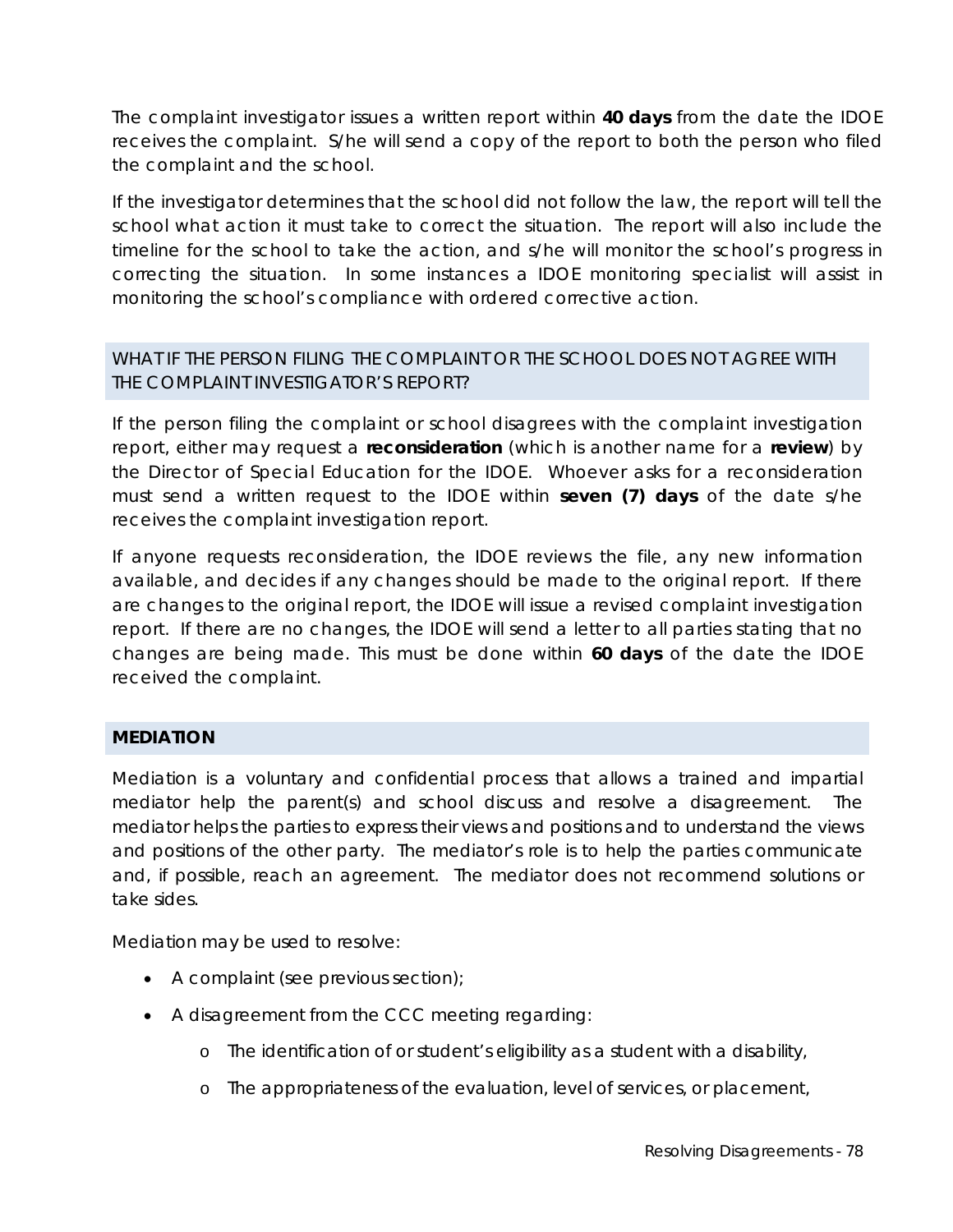The complaint investigator issues a written report within **40 days** from the date the IDOE receives the complaint. S/he will send a copy of the report to both the person who filed the complaint and the school.

If the investigator determines that the school did not follow the law, the report will tell the school what action it must take to correct the situation. The report will also include the timeline for the school to take the action, and s/he will monitor the school's progress in correcting the situation. In some instances a IDOE monitoring specialist will assist in monitoring the school's compliance with ordered corrective action.

### WHAT IF THE PERSON FILING THE COMPLAINT OR THE SCHOOL DOES NOT AGREE WITH THE COMPLAINT INVESTIGATOR'S REPORT?

If the person filing the complaint or school disagrees with the complaint investigation report, either may request a **reconsideration** (which is another name for a **review**) by the Director of Special Education for the IDOE. Whoever asks for a reconsideration must send a written request to the IDOE within **seven (7) days** of the date s/he receives the complaint investigation report.

If anyone requests reconsideration, the IDOE reviews the file, any new information available, and decides if any changes should be made to the original report. If there are changes to the original report, the IDOE will issue a revised complaint investigation report. If there are no changes, the IDOE will send a letter to all parties stating that no changes are being made. This must be done within **60 days** of the date the IDOE received the complaint.

## MEDIATION

Mediation is a voluntary and confidential process that allows a trained and impartial mediator help the parent(s) and school discuss and resolve a disagreement. The mediator helps the parties to express their views and positions and to understand the views and positions of the other party. The mediator's role is to help the parties communicate and, if possible, reach an agreement. The mediator does not recommend solutions or take sides.

Mediation may be used to resolve:

- A complaint (see previous section);
- A disagreement from the CCC meeting regarding:
  - The identification of or student's eligibility as a student with a disability,
  - The appropriateness of the evaluation, level of services, or placement,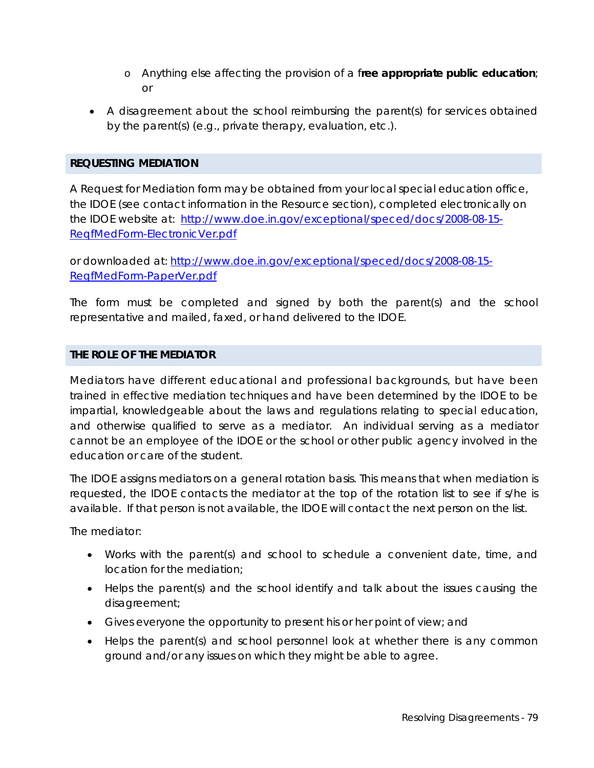- Anything else affecting the provision of a f**ree appropriate public education**; or

- A disagreement about the school reimbursing the parent(s) for services obtained by the parent(s) (e.g., private therapy, evaluation, etc.).

## REQUESTING MEDIATION

A Request for Mediation form may be obtained from your local special education office, the IDOE (see contact information in the Resource section), completed electronically on the IDOE website at: [http://www.doe.in.gov/exceptional/speced/docs/2008-08-15-ReqfMedForm-ElectronicVer.pdf](http://www.doe.in.gov/exceptional/speced/docs/2008-08-15-ReqfMedForm-ElectronicVer.pdf)

or downloaded at: [http://www.doe.in.gov/exceptional/speced/docs/2008-08-15-ReqfMedForm-PaperVer.pdf](http://www.doe.in.gov/exceptional/speced/docs/2008-08-15-ReqfMedForm-PaperVer.pdf)

The form must be completed and signed by both the parent(s) and the school representative and mailed, faxed, or hand delivered to the IDOE.

## THE ROLE OF THE MEDIATOR

Mediators have different educational and professional backgrounds, but have been trained in effective mediation techniques and have been determined by the IDOE to be impartial, knowledgeable about the laws and regulations relating to special education, and otherwise qualified to serve as a mediator. An individual serving as a mediator cannot be an employee of the IDOE or the school or other public agency involved in the education or care of the student.

The IDOE assigns mediators on a general rotation basis. This means that when mediation is requested, the IDOE contacts the mediator at the top of the rotation list to see if s/he is available. If that person is not available, the IDOE will contact the next person on the list.

The mediator:

- Works with the parent(s) and school to schedule a convenient date, time, and location for the mediation;
- Helps the parent(s) and the school identify and talk about the issues causing the disagreement;
- Gives everyone the opportunity to present his or her point of view; and
- Helps the parent(s) and school personnel look at whether there is any common ground and/or any issues on which they might be able to agree.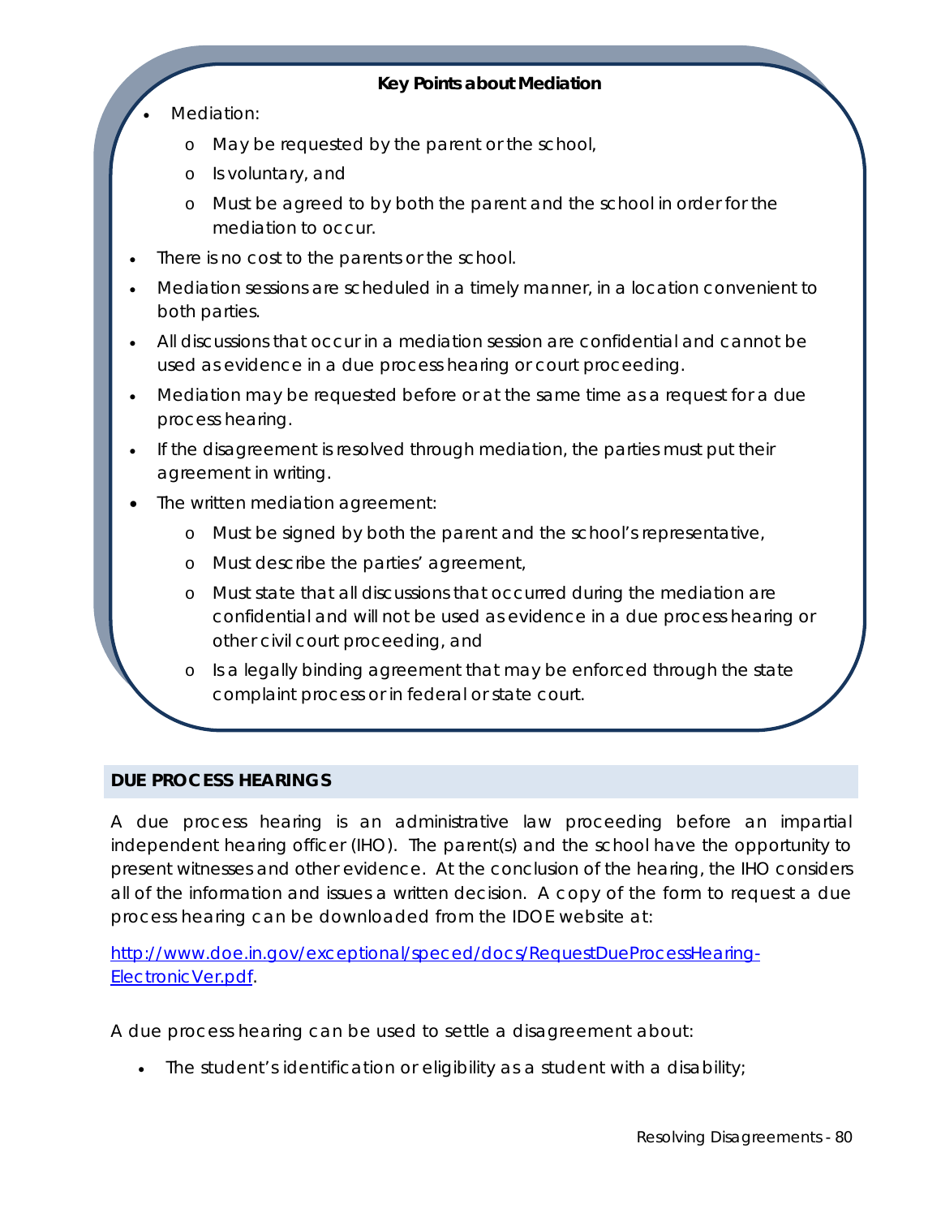**Key Points about Mediation**

- Mediation:
  - May be requested by the parent or the school,
  - Is voluntary, and
  - Must be agreed to by both the parent and the school in order for the mediation to occur.
- There is no cost to the parents or the school.
- Mediation sessions are scheduled in a timely manner, in a location convenient to both parties.
- All discussions that occur in a mediation session are confidential and cannot be used as evidence in a due process hearing or court proceeding.
- Mediation may be requested before or at the same time as a request for a due process hearing.
- If the disagreement is resolved through mediation, the parties must put their agreement in writing.
- The written mediation agreement:
  - Must be signed by both the parent and the school's representative,
  - Must describe the parties' agreement,
  - Must state that all discussions that occurred during the mediation are confidential and will not be used as evidence in a due process hearing or other civil court proceeding, and
  - Is a legally binding agreement that may be enforced through the state complaint process or in federal or state court.

## DUE PROCESS HEARINGS

A due process hearing is an administrative law proceeding before an impartial independent hearing officer (IHO). The parent(s) and the school have the opportunity to present witnesses and other evidence. At the conclusion of the hearing, the IHO considers all of the information and issues a written decision. A copy of the form to request a due process hearing can be downloaded from the IDOE website at:

[http://www.doe.in.gov/exceptional/speced/docs/RequestDueProcessHearing-ElectronicVer.pdf](http://www.doe.in.gov/exceptional/speced/docs/RequestDueProcessHearing-ElectronicVer.pdf).

A due process hearing can be used to settle a disagreement about:

- The student's identification or eligibility as a student with a disability;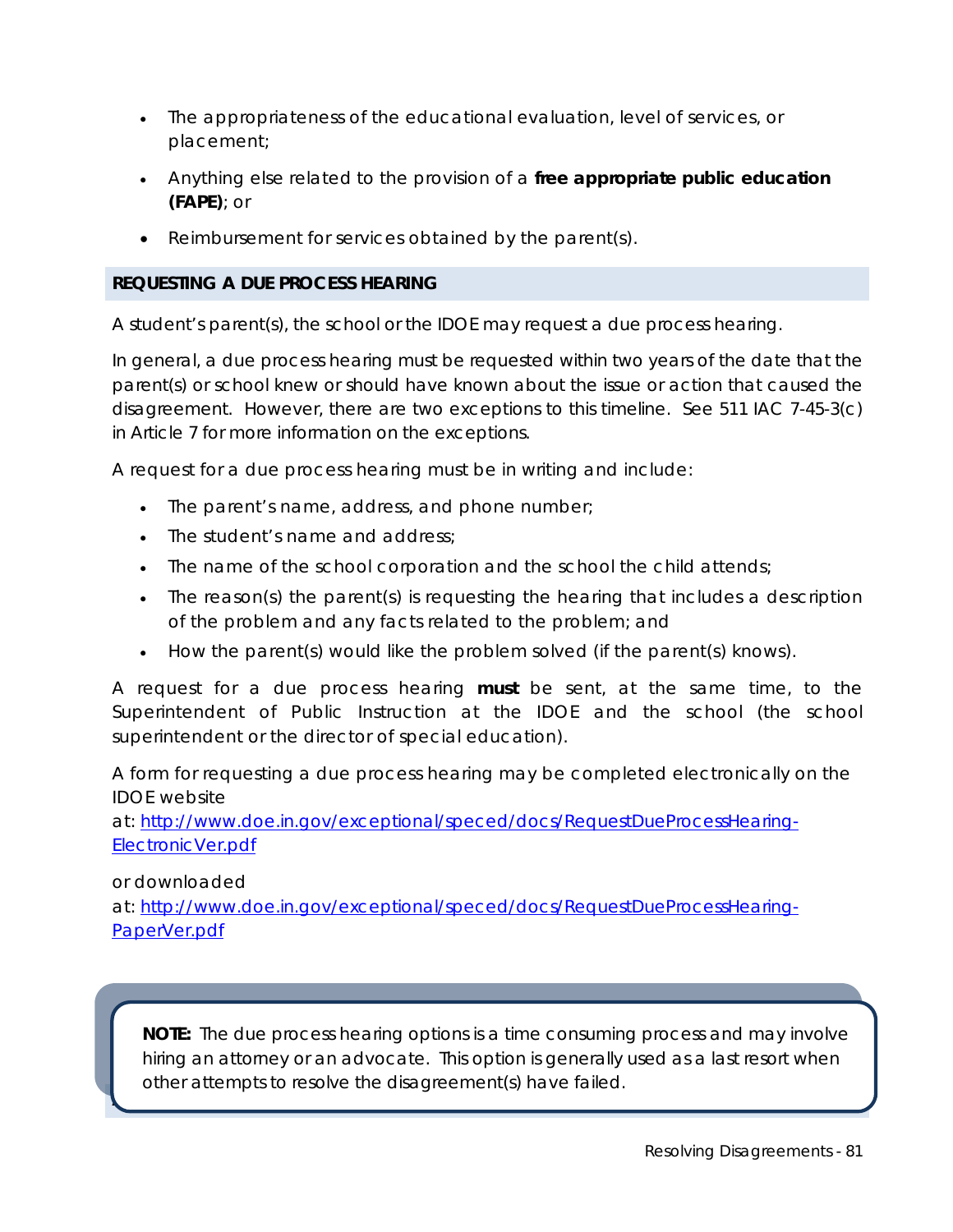- The appropriateness of the educational evaluation, level of services, or placement;
- Anything else related to the provision of a **free appropriate public education (FAPE)**; or
- Reimbursement for services obtained by the parent(s).

## REQUESTING A DUE PROCESS HEARING

A student's parent(s), the school or the IDOE may request a due process hearing.

In general, a due process hearing must be requested within two years of the date that the parent(s) or school knew or should have known about the issue or action that caused the disagreement. However, there are two exceptions to this timeline. See 511 IAC 7-45-3(c) in Article 7 for more information on the exceptions.

A request for a due process hearing must be in writing and include:

- The parent's name, address, and phone number;
- The student's name and address;
- The name of the school corporation and the school the child attends;
- The reason(s) the parent(s) is requesting the hearing that includes a description of the problem and any facts related to the problem; and
- How the parent(s) would like the problem solved (if the parent(s) knows).

A request for a due process hearing **must** be sent, at the same time, to the Superintendent of Public Instruction at the IDOE and the school (the school superintendent or the director of special education).

A form for requesting a due process hearing may be completed electronically on the IDOE website at: [http://www.doe.in.gov/exceptional/speced/docs/RequestDueProcessHearing-ElectronicVer.pdf](http://www.doe.in.gov/exceptional/speced/docs/RequestDueProcessHearing-ElectronicVer.pdf)

or downloaded at: [http://www.doe.in.gov/exceptional/speced/docs/RequestDueProcessHearing-PaperVer.pdf](http://www.doe.in.gov/exceptional/speced/docs/RequestDueProcessHearing-PaperVer.pdf)

> **NOTE:** The due process hearing options is a time consuming process and may involve hiring an attorney or an advocate. This option is generally used as a last resort when other attempts to resolve the disagreement(s) have failed.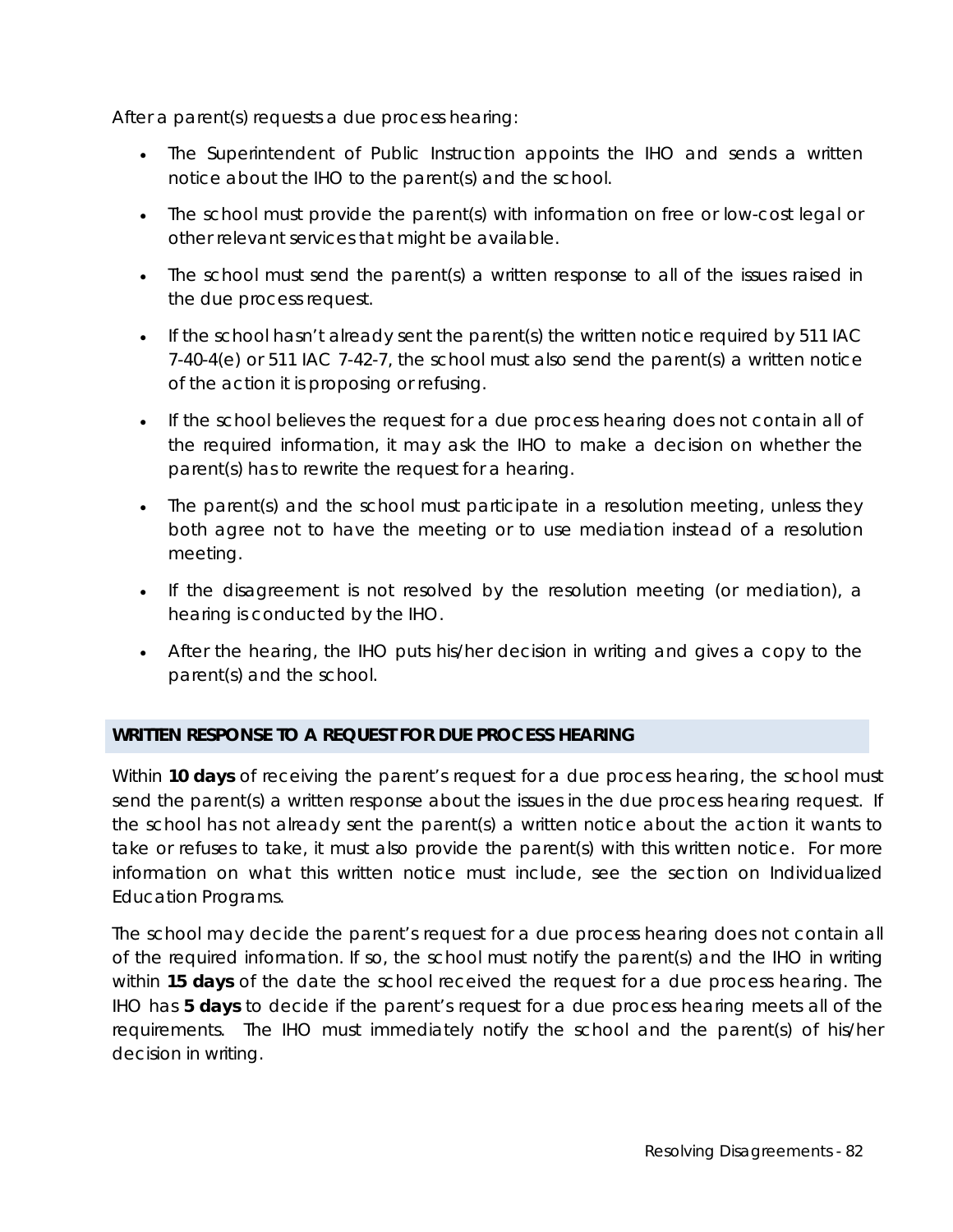After a parent(s) requests a due process hearing:

- The Superintendent of Public Instruction appoints the IHO and sends a written notice about the IHO to the parent(s) and the school.
- The school must provide the parent(s) with information on free or low-cost legal or other relevant services that might be available.
- The school must send the parent(s) a written response to all of the issues raised in the due process request.
- If the school hasn't already sent the parent(s) the written notice required by 511 IAC 7-40-4(e) or 511 IAC 7-42-7, the school must also send the parent(s) a written notice of the action it is proposing or refusing.
- If the school believes the request for a due process hearing does not contain all of the required information, it may ask the IHO to make a decision on whether the parent(s) has to rewrite the request for a hearing.
- The parent(s) and the school must participate in a resolution meeting, unless they both agree not to have the meeting or to use mediation instead of a resolution meeting.
- If the disagreement is not resolved by the resolution meeting (or mediation), a hearing is conducted by the IHO.
- After the hearing, the IHO puts his/her decision in writing and gives a copy to the parent(s) and the school.

## WRITTEN RESPONSE TO A REQUEST FOR DUE PROCESS HEARING

Within **10 days** of receiving the parent's request for a due process hearing, the school must send the parent(s) a written response about the issues in the due process hearing request. If the school has not already sent the parent(s) a written notice about the action it wants to take or refuses to take, it must also provide the parent(s) with this written notice. For more information on what this written notice must include, see the section on Individualized Education Programs.

The school may decide the parent's request for a due process hearing does not contain all of the required information. If so, the school must notify the parent(s) and the IHO in writing within **15 days** of the date the school received the request for a due process hearing. The IHO has **5 days** to decide if the parent's request for a due process hearing meets all of the requirements. The IHO must immediately notify the school and the parent(s) of his/her decision in writing.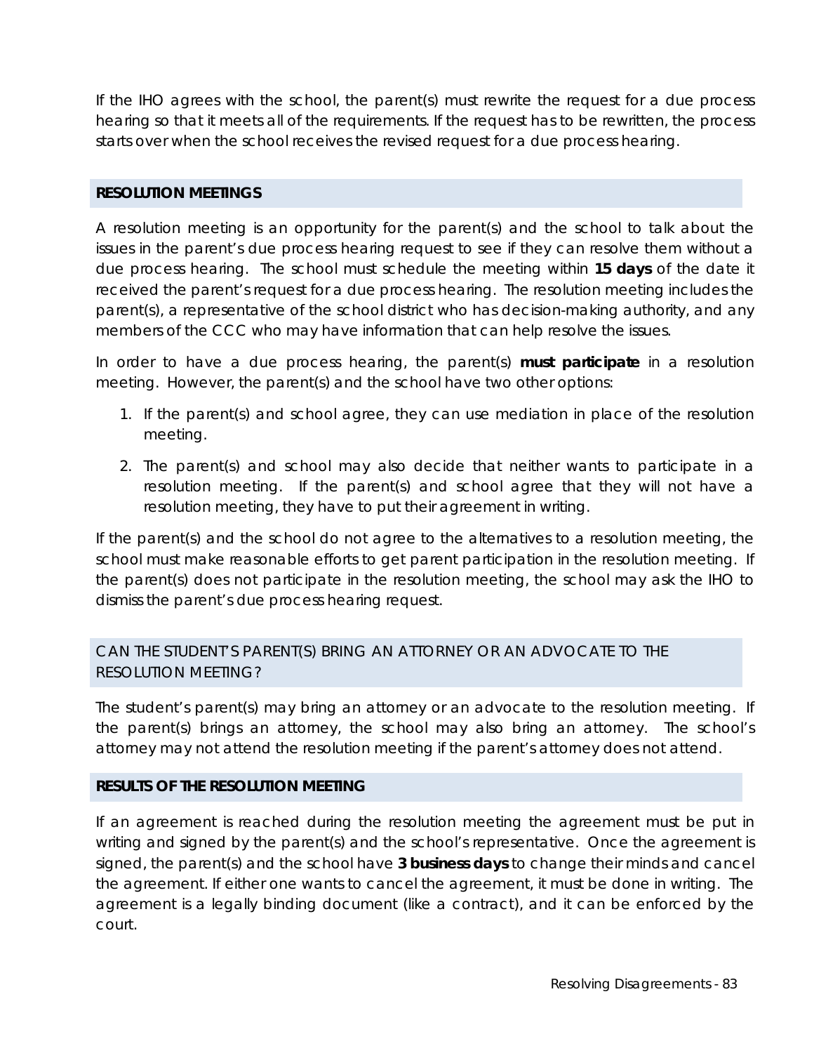If the IHO agrees with the school, the parent(s) must rewrite the request for a due process hearing so that it meets all of the requirements. If the request has to be rewritten, the process starts over when the school receives the revised request for a due process hearing.

## RESOLUTION MEETINGS

A resolution meeting is an opportunity for the parent(s) and the school to talk about the issues in the parent's due process hearing request to see if they can resolve them without a due process hearing. The school must schedule the meeting within **15 days** of the date it received the parent's request for a due process hearing. The resolution meeting includes the parent(s), a representative of the school district who has decision-making authority, and any members of the CCC who may have information that can help resolve the issues.

In order to have a due process hearing, the parent(s) **must participate** in a resolution meeting. However, the parent(s) and the school have two other options:

1. If the parent(s) and school agree, they can use mediation in place of the resolution meeting.
2. The parent(s) and school may also decide that neither wants to participate in a resolution meeting. If the parent(s) and school agree that they will not have a resolution meeting, they have to put their agreement in writing.

If the parent(s) and the school do not agree to the alternatives to a resolution meeting, the school must make reasonable efforts to get parent participation in the resolution meeting. If the parent(s) does not participate in the resolution meeting, the school may ask the IHO to dismiss the parent's due process hearing request.

### CAN THE STUDENT'S PARENT(S) BRING AN ATTORNEY OR AN ADVOCATE TO THE RESOLUTION MEETING?

The student's parent(s) may bring an attorney or an advocate to the resolution meeting. If the parent(s) brings an attorney, the school may also bring an attorney. The school's attorney may not attend the resolution meeting if the parent's attorney does not attend.

## RESULTS OF THE RESOLUTION MEETING

If an agreement is reached during the resolution meeting the agreement must be put in writing and signed by the parent(s) and the school's representative. Once the agreement is signed, the parent(s) and the school have **3 business days** to change their minds and cancel the agreement. If either one wants to cancel the agreement, it must be done in writing. The agreement is a legally binding document (like a contract), and it can be enforced by the court.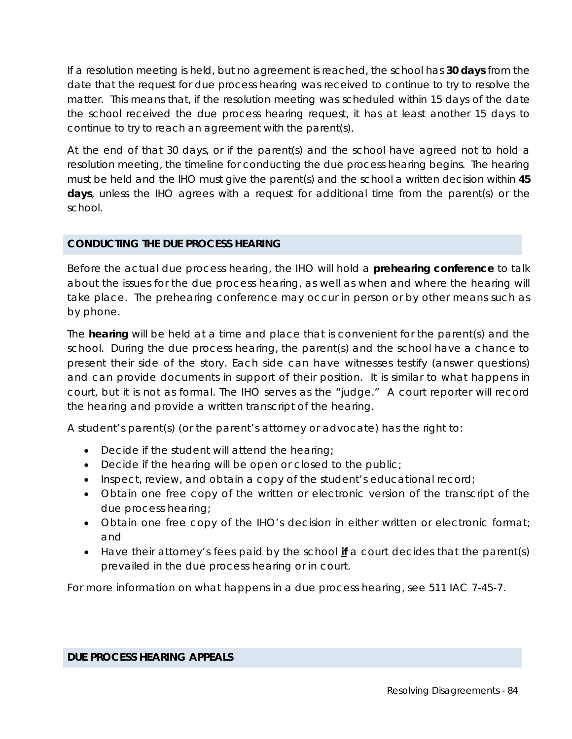If a resolution meeting is held, but no agreement is reached, the school has **30 days** from the date that the request for due process hearing was received to continue to try to resolve the matter. This means that, if the resolution meeting was scheduled within 15 days of the date the school received the due process hearing request, it has at least another 15 days to continue to try to reach an agreement with the parent(s).

At the end of that 30 days, or if the parent(s) and the school have agreed not to hold a resolution meeting, the timeline for conducting the due process hearing begins. The hearing must be held and the IHO must give the parent(s) and the school a written decision within **45 days**, unless the IHO agrees with a request for additional time from the parent(s) or the school.

## CONDUCTING THE DUE PROCESS HEARING

Before the actual due process hearing, the IHO will hold a **prehearing conference** to talk about the issues for the due process hearing, as well as when and where the hearing will take place. The prehearing conference may occur in person or by other means such as by phone.

The **hearing** will be held at a time and place that is convenient for the parent(s) and the school. During the due process hearing, the parent(s) and the school have a chance to present their side of the story. Each side can have witnesses testify (answer questions) and can provide documents in support of their position. It is similar to what happens in court, but it is not as formal. The IHO serves as the "judge." A court reporter will record the hearing and provide a written transcript of the hearing.

A student's parent(s) (or the parent's attorney or advocate) has the right to:

- Decide if the student will attend the hearing;
- Decide if the hearing will be open or closed to the public;
- Inspect, review, and obtain a copy of the student's educational record;
- Obtain one free copy of the written or electronic version of the transcript of the due process hearing;
- Obtain one free copy of the IHO's decision in either written or electronic format; and
- Have their attorney's fees paid by the school ***if*** a court decides that the parent(s) prevailed in the due process hearing or in court.

For more information on what happens in a due process hearing, see 511 IAC 7-45-7.

## DUE PROCESS HEARING APPEALS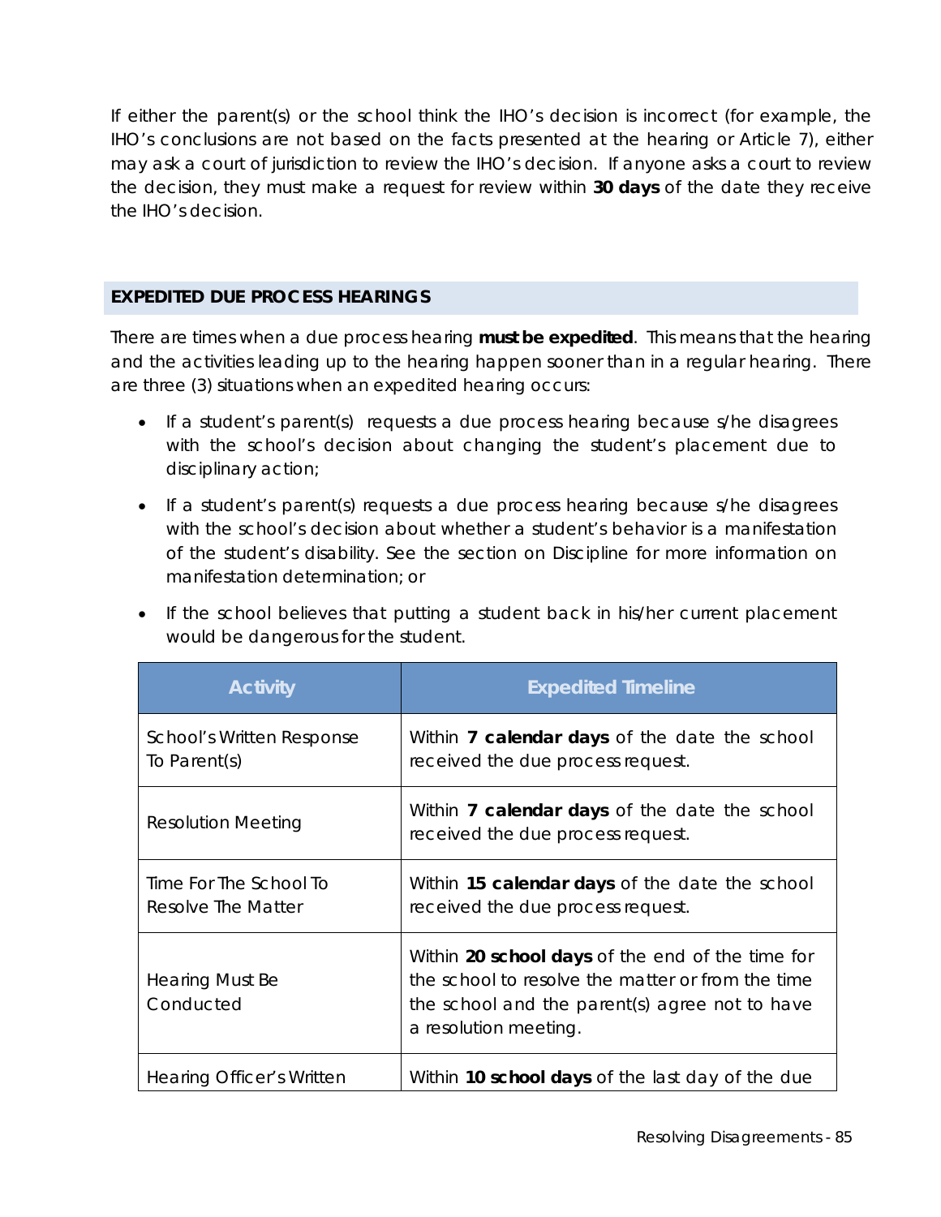If either the parent(s) or the school think the IHO's decision is incorrect (for example, the IHO's conclusions are not based on the facts presented at the hearing or Article 7), either may ask a court of jurisdiction to review the IHO's decision. If anyone asks a court to review the decision, they must make a request for review within **30 days** of the date they receive the IHO's decision.

## EXPEDITED DUE PROCESS HEARINGS

There are times when a due process hearing **must be expedited**. This means that the hearing and the activities leading up to the hearing happen sooner than in a regular hearing. There are three (3) situations when an expedited hearing occurs:

- If a student's parent(s) requests a due process hearing because s/he disagrees with the school's decision about changing the student's placement due to disciplinary action;
- If a student's parent(s) requests a due process hearing because s/he disagrees with the school's decision about whether a student's behavior is a manifestation of the student's disability. See the section on Discipline for more information on manifestation determination; or
- If the school believes that putting a student back in his/her current placement would be dangerous for the student.

| Activity | Expedited Timeline |
| --- | --- |
| School's Written Response To Parent(s) | Within **7 calendar days** of the date the school received the due process request. |
| Resolution Meeting | Within **7 calendar days** of the date the school received the due process request. |
| Time For The School To Resolve The Matter | Within **15 calendar days** of the date the school received the due process request. |
| Hearing Must Be Conducted | Within **20 school days** of the end of the time for the school to resolve the matter or from the time the school and the parent(s) agree not to have a resolution meeting. |
| Hearing Officer's Written | Within **10 school days** of the last day of the due |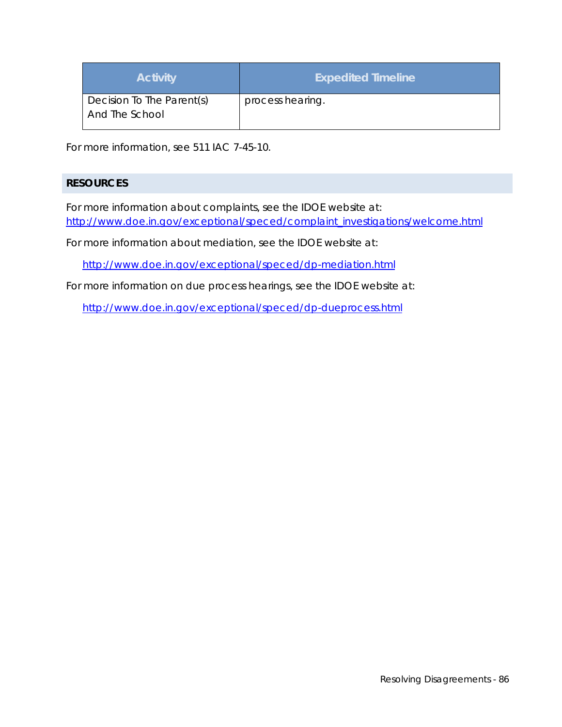| Activity | Expedited Timeline |
| --- | --- |
| Decision To The Parent(s) And The School | process hearing. |

For more information, see 511 IAC 7-45-10.

## RESOURCES

For more information about complaints, see the IDOE website at: http://www.doe.in.gov/exceptional/speced/complaint_investigations/welcome.html

For more information about mediation, see the IDOE website at:

http://www.doe.in.gov/exceptional/speced/dp-mediation.html

For more information on due process hearings, see the IDOE website at:

http://www.doe.in.gov/exceptional/speced/dp-dueprocess.html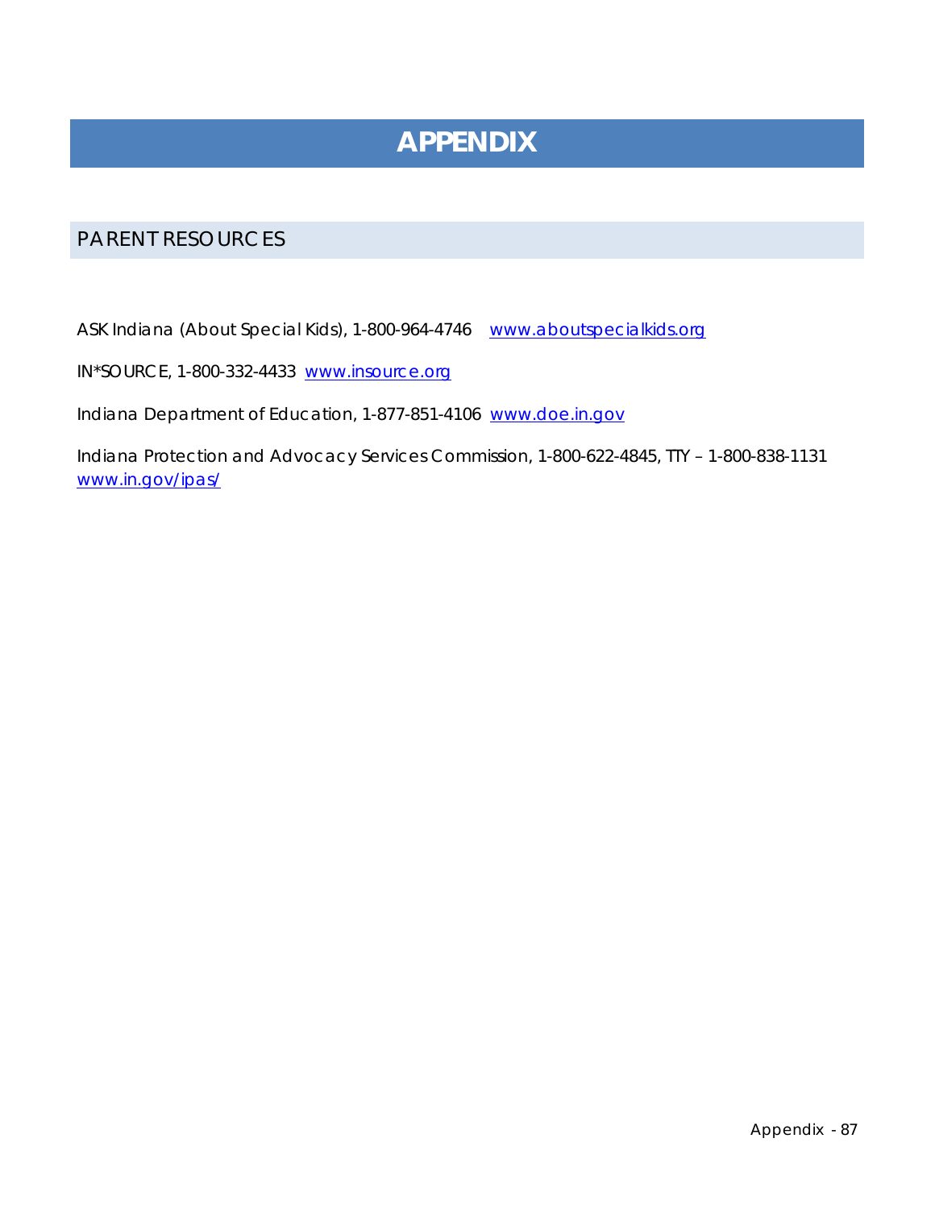# APPENDIX

## PARENT RESOURCES

ASK Indiana (About Special Kids), 1-800-964-4746 www.aboutspecialkids.org

IN*SOURCE, 1-800-332-4433 www.insource.org

Indiana Department of Education, 1-877-851-4106 www.doe.in.gov

Indiana Protection and Advocacy Services Commission, 1-800-622-4845, TTY – 1-800-838-1131 www.in.gov/ipas/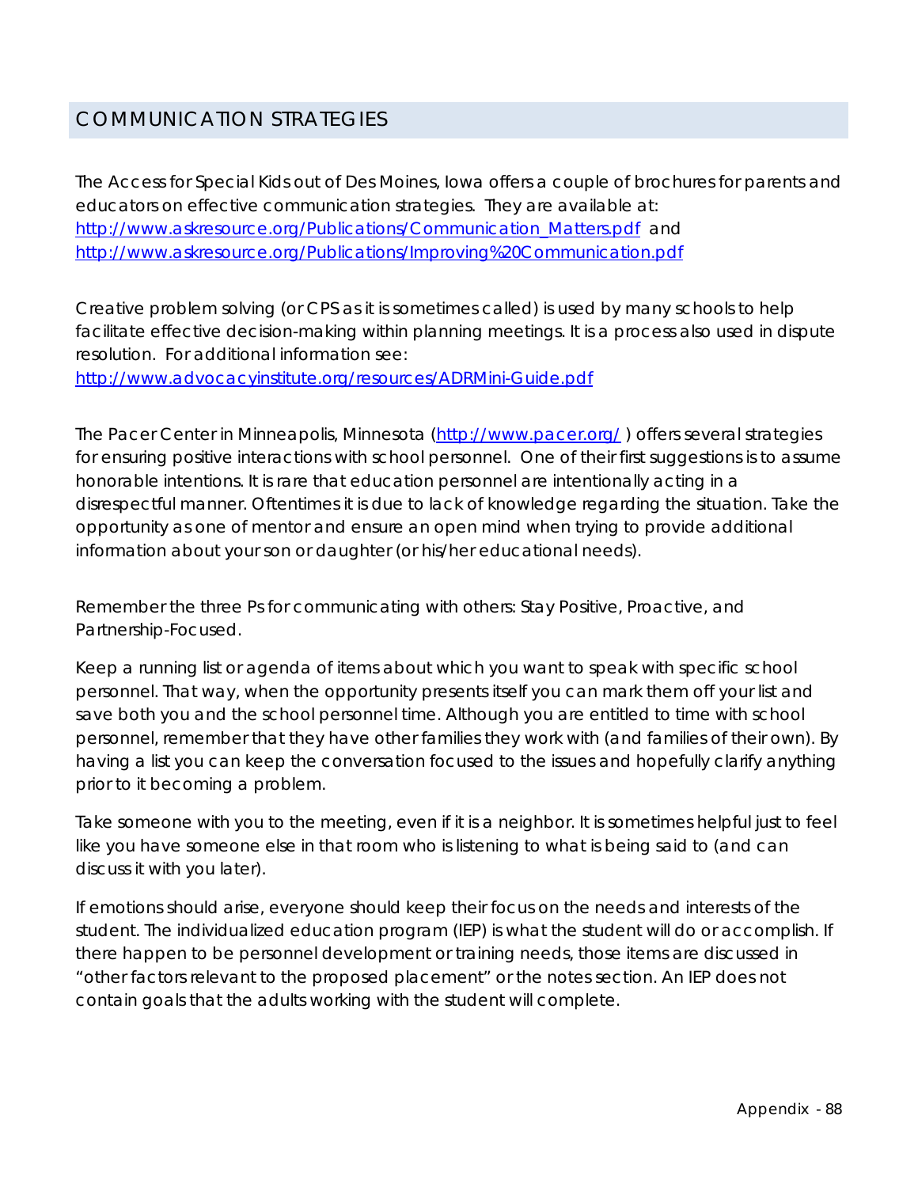## COMMUNICATION STRATEGIES

The Access for Special Kids out of Des Moines, Iowa offers a couple of brochures for parents and educators on effective communication strategies. They are available at: [http://www.askresource.org/Publications/Communication_Matters.pdf](http://www.askresource.org/Publications/Communication_Matters.pdf) and [http://www.askresource.org/Publications/Improving%20Communication.pdf](http://www.askresource.org/Publications/Improving%20Communication.pdf)

Creative problem solving (or CPS as it is sometimes called) is used by many schools to help facilitate effective decision-making within planning meetings. It is a process also used in dispute resolution. For additional information see: [http://www.advocacyinstitute.org/resources/ADRMini-Guide.pdf](http://www.advocacyinstitute.org/resources/ADRMini-Guide.pdf)

The Pacer Center in Minneapolis, Minnesota ([http://www.pacer.org/](http://www.pacer.org/) ) offers several strategies for ensuring positive interactions with school personnel. One of their first suggestions is to assume honorable intentions. It is rare that education personnel are intentionally acting in a disrespectful manner. Oftentimes it is due to lack of knowledge regarding the situation. Take the opportunity as one of mentor and ensure an open mind when trying to provide additional information about your son or daughter (or his/her educational needs).

Remember the three Ps for communicating with others: Stay Positive, Proactive, and Partnership-Focused.

Keep a running list or agenda of items about which you want to speak with specific school personnel. That way, when the opportunity presents itself you can mark them off your list and save both you and the school personnel time. Although you are entitled to time with school personnel, remember that they have other families they work with (and families of their own). By having a list you can keep the conversation focused to the issues and hopefully clarify anything prior to it becoming a problem.

Take someone with you to the meeting, even if it is a neighbor. It is sometimes helpful just to feel like you have someone else in that room who is listening to what is being said to (and can discuss it with you later).

If emotions should arise, everyone should keep their focus on the needs and interests of the student. The individualized education program (IEP) is what the student will do or accomplish. If there happen to be personnel development or training needs, those items are discussed in “other factors relevant to the proposed placement” or the notes section. An IEP does not contain goals that the adults working with the student will complete.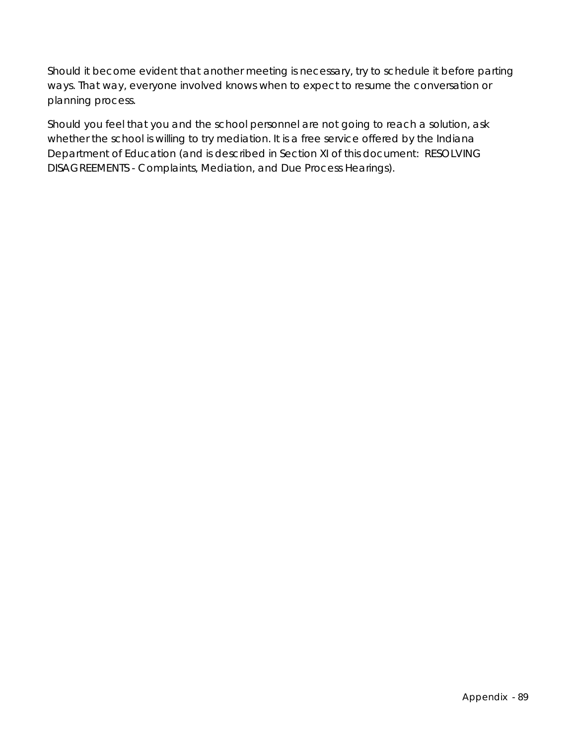Should it become evident that another meeting is necessary, try to schedule it before parting ways. That way, everyone involved knows when to expect to resume the conversation or planning process.

Should you feel that you and the school personnel are not going to reach a solution, ask whether the school is willing to try mediation. It is a free service offered by the Indiana Department of Education (and is described in Section XI of this document: RESOLVING DISAGREEMENTS - Complaints, Mediation, and Due Process Hearings).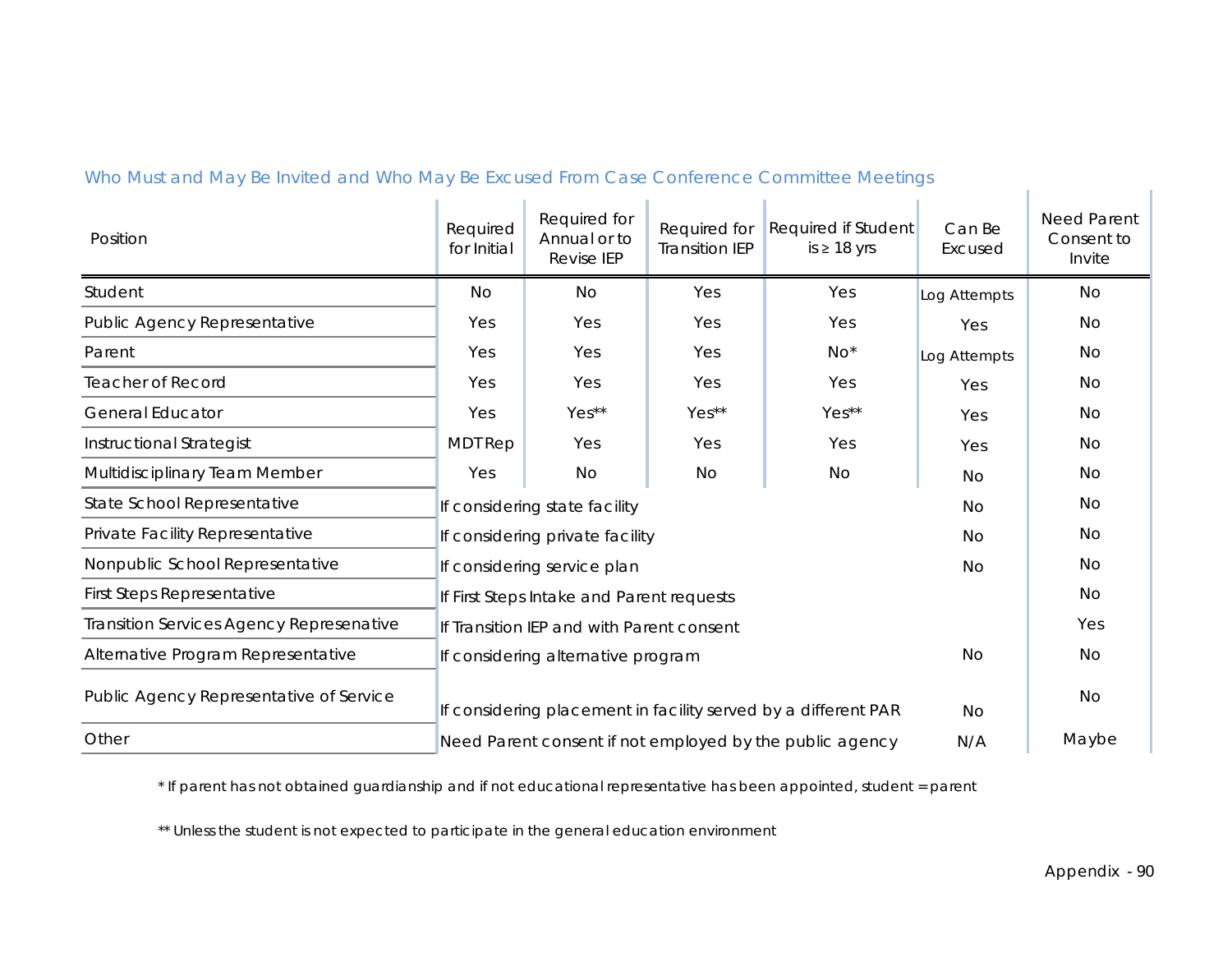### Who Must and May Be Invited and Who May Be Excused From Case Conference Committee Meetings

| Position | Required for Initial | Required for Annual or to Revise IEP | Required for Transition IEP | Required if Student is ≥ 18 yrs | Can Be Excused | Need Parent Consent to Invite |
|---|---|---|---|---|---|---|
| Student | No | No | Yes | Yes | Log Attempts | No |
| Public Agency Representative | Yes | Yes | Yes | Yes | Yes | No |
| Parent | Yes | Yes | Yes | No* | Log Attempts | No |
| Teacher of Record | Yes | Yes | Yes | Yes | Yes | No |
| General Educator | Yes | Yes** | Yes** | Yes** | Yes | No |
| Instructional Strategist | MDT Rep | Yes | Yes | Yes | Yes | No |
| Multidisciplinary Team Member | Yes | No | No | No | No | No |
| State School Representative | If considering state facility | | | | No | No |
| Private Facility Representative | If considering private facility | | | | No | No |
| Nonpublic School Representative | If considering service plan | | | | No | No |
| First Steps Representative | If First Steps Intake and Parent requests | | | | | No |
| Transition Services Agency Represenative | If Transition IEP and with Parent consent | | | | | Yes |
| Alternative Program Representative | If considering alternative program | | | | No | No |
| Public Agency Representative of Service | If considering placement in facility served by a different PAR | | | | No | No |
| Other | Need Parent consent if not employed by the public agency | | | | N/A | Maybe |

\* If parent has not obtained guardianship and if not educational representative has been appointed, student = parent

\*\* Unless the student is not expected to participate in the general education environment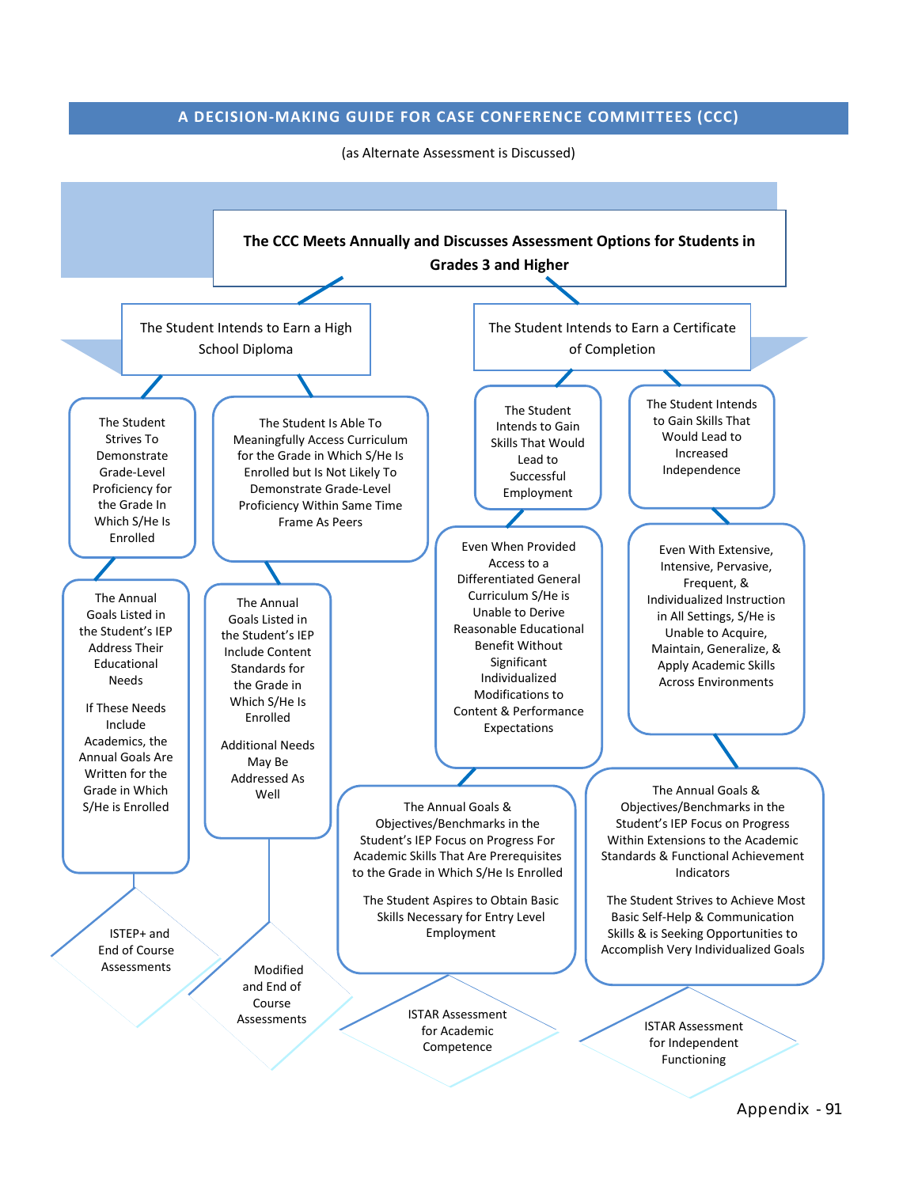# A DECISION-MAKING GUIDE FOR CASE CONFERENCE COMMITTEES (CCC)

(as Alternate Assessment is Discussed)

**The CCC Meets Annually and Discusses Assessment Options for Students in Grades 3 and Higher**

The Student Intends to Earn a High School Diploma

The Student Intends to Earn a Certificate of Completion

The Student Strives To Demonstrate Grade-Level Proficiency for the Grade In Which S/He Is Enrolled

The Student Is Able To Meaningfully Access Curriculum for the Grade in Which S/He Is Enrolled but Is Not Likely To Demonstrate Grade-Level Proficiency Within Same Time Frame As Peers

The Student Intends to Gain Skills That Would Lead to Successful Employment

The Student Intends to Gain Skills That Would Lead to Increased Independence

The Annual Goals Listed in the Student's IEP Address Their Educational Needs

If These Needs Include Academics, the Annual Goals Are Written for the Grade in Which S/He is Enrolled

The Annual Goals Listed in the Student's IEP Include Content Standards for the Grade in Which S/He Is Enrolled

Additional Needs May Be Addressed As Well

Even When Provided Access to a Differentiated General Curriculum S/He is Unable to Derive Reasonable Educational Benefit Without Significant Individualized Modifications to Content & Performance Expectations

Even With Extensive, Intensive, Pervasive, Frequent, & Individualized Instruction in All Settings, S/He is Unable to Acquire, Maintain, Generalize, & Apply Academic Skills Across Environments

The Annual Goals & Objectives/Benchmarks in the Student's IEP Focus on Progress For Academic Skills That Are Prerequisites to the Grade in Which S/He Is Enrolled

The Student Aspires to Obtain Basic Skills Necessary for Entry Level Employment

The Annual Goals & Objectives/Benchmarks in the Student's IEP Focus on Progress Within Extensions to the Academic Standards & Functional Achievement Indicators

The Student Strives to Achieve Most Basic Self-Help & Communication Skills & is Seeking Opportunities to Accomplish Very Individualized Goals

ISTEP+ and End of Course Assessments

Modified and End of Course Assessments

ISTAR Assessment for Academic Competence

ISTAR Assessment for Independent Functioning